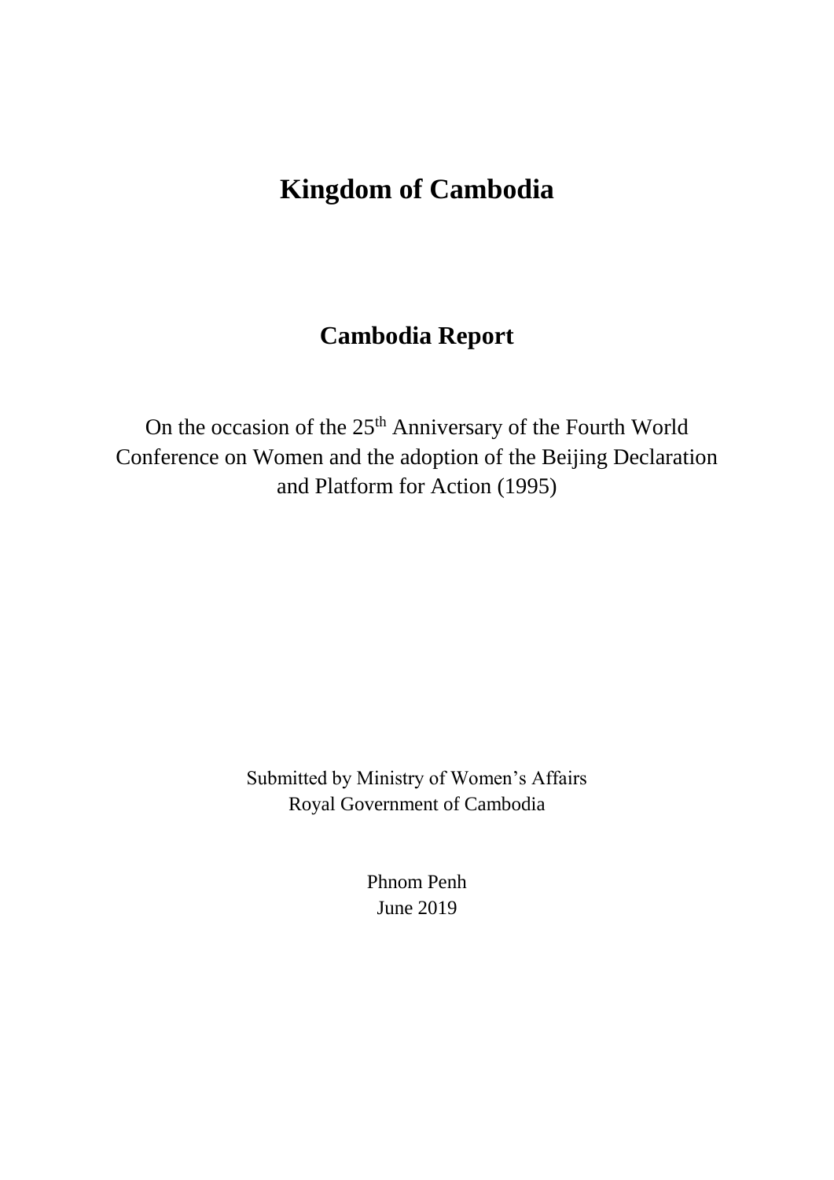# Kingdom of Cambodia

## Cambodia Report

On the occasion of the 25th Anniversary of the Fourth World Conference on Women and the adoption of the Beijing Declaration and Platform for Action (1995)

Submitted by Ministry of Women's Affairs
Royal Government of Cambodia

Phnom Penh
June 2019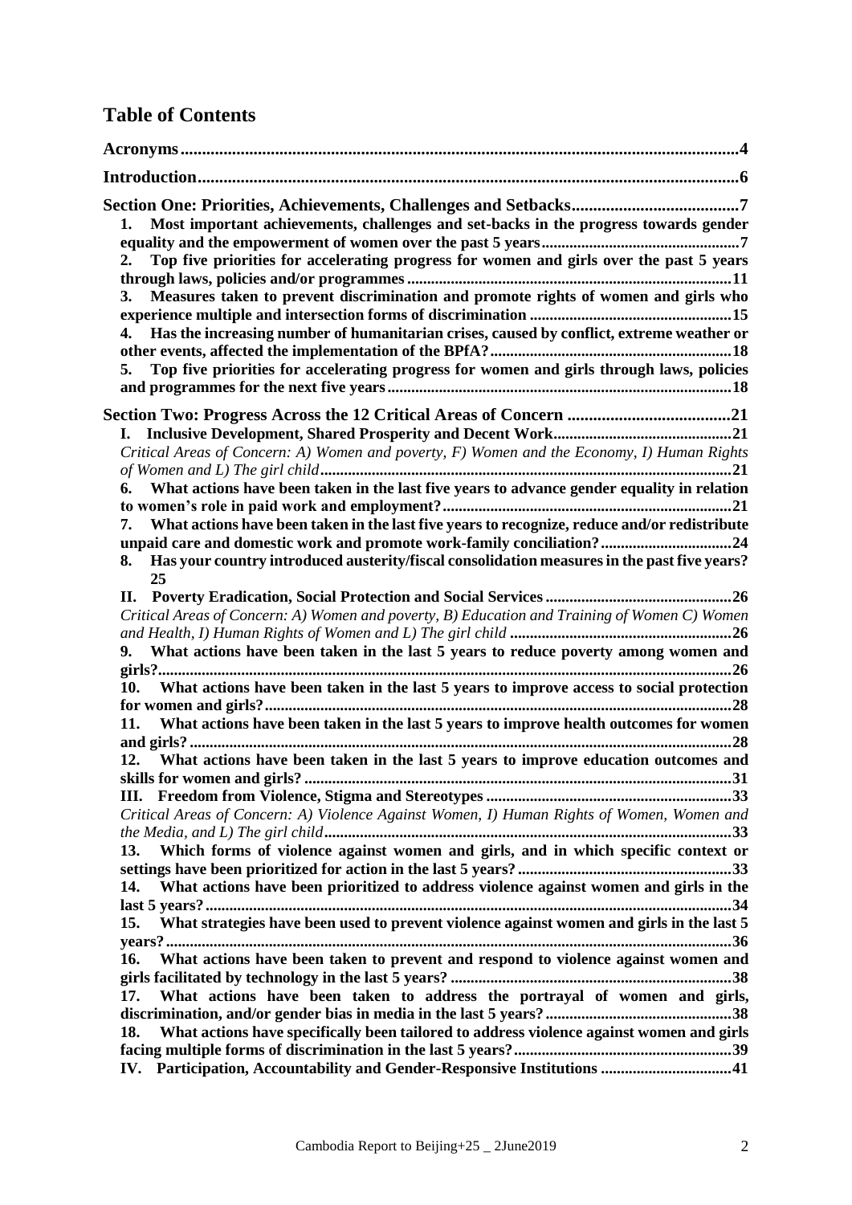# Table of Contents

**Acronyms** ... 4

**Introduction** ... 6

**Section One: Priorities, Achievements, Challenges and Setbacks** ... 7

1. **Most important achievements, challenges and set-backs in the progress towards gender equality and the empowerment of women over the past 5 years** ... 7
2. **Top five priorities for accelerating progress for women and girls over the past 5 years through laws, policies and/or programmes** ... 11
3. **Measures taken to prevent discrimination and promote rights of women and girls who experience multiple and intersection forms of discrimination** ... 15
4. **Has the increasing number of humanitarian crises, caused by conflict, extreme weather or other events, affected the implementation of the BPfA?** ... 18
5. **Top five priorities for accelerating progress for women and girls through laws, policies and programmes for the next five years** ... 18

**Section Two: Progress Across the 12 Critical Areas of Concern** ... 21

**I. Inclusive Development, Shared Prosperity and Decent Work** ... 21

*Critical Areas of Concern: A) Women and poverty, F) Women and the Economy, I) Human Rights of Women and L) The girl child* ... 21

6. **What actions have been taken in the last five years to advance gender equality in relation to women's role in paid work and employment?** ... 21
7. **What actions have been taken in the last five years to recognize, reduce and/or redistribute unpaid care and domestic work and promote work-family conciliation?** ... 24
8. **Has your country introduced austerity/fiscal consolidation measures in the past five years?** 25

**II. Poverty Eradication, Social Protection and Social Services** ... 26

*Critical Areas of Concern: A) Women and poverty, B) Education and Training of Women C) Women and Health, I) Human Rights of Women and L) The girl child* ... 26

9. **What actions have been taken in the last 5 years to reduce poverty among women and girls?** ... 26
10. **What actions have been taken in the last 5 years to improve access to social protection for women and girls?** ... 28
11. **What actions have been taken in the last 5 years to improve health outcomes for women and girls?** ... 28
12. **What actions have been taken in the last 5 years to improve education outcomes and skills for women and girls?** ... 31

**III. Freedom from Violence, Stigma and Stereotypes** ... 33

*Critical Areas of Concern: A) Violence Against Women, I) Human Rights of Women, Women and the Media, and L) The girl child* ... 33

13. **Which forms of violence against women and girls, and in which specific context or settings have been prioritized for action in the last 5 years?** ... 33
14. **What actions have been prioritized to address violence against women and girls in the last 5 years?** ... 34
15. **What strategies have been used to prevent violence against women and girls in the last 5 years?** ... 36
16. **What actions have been taken to prevent and respond to violence against women and girls facilitated by technology in the last 5 years?** ... 38
17. **What actions have been taken to address the portrayal of women and girls, discrimination, and/or gender bias in media in the last 5 years?** ... 38
18. **What actions have specifically been tailored to address violence against women and girls facing multiple forms of discrimination in the last 5 years?** ... 39

**IV. Participation, Accountability and Gender-Responsive Institutions** ... 41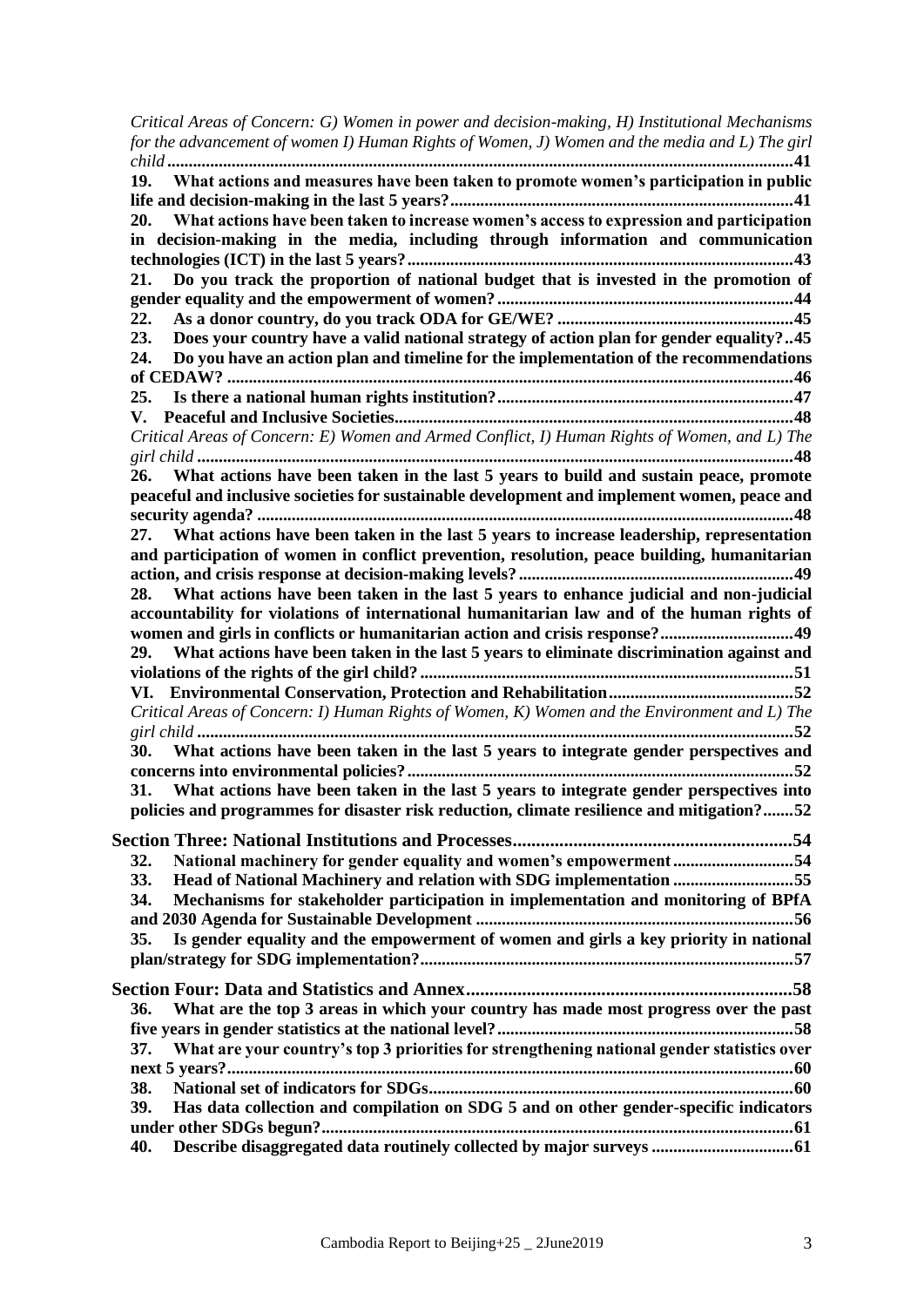*Critical Areas of Concern: G) Women in power and decision-making, H) Institutional Mechanisms for the advancement of women I) Human Rights of Women, J) Women and the media and L) The girl child* ....................................................................................................................................41

**19. What actions and measures have been taken to promote women's participation in public life and decision-making in the last 5 years?**...............................................................................41

**20. What actions have been taken to increase women's access to expression and participation in decision-making in the media, including through information and communication technologies (ICT) in the last 5 years?**.........................................................................................43

**21. Do you track the proportion of national budget that is invested in the promotion of gender equality and the empowerment of women?**....................................................................44

**22. As a donor country, do you track ODA for GE/WE?** .......................................................45

**23. Does your country have a valid national strategy of action plan for gender equality?**..45

**24. Do you have an action plan and timeline for the implementation of the recommendations of CEDAW?** ..................................................................................................................................46

**25. Is there a national human rights institution?**....................................................................47

**V. Peaceful and Inclusive Societies**...........................................................................................48

*Critical Areas of Concern: E) Women and Armed Conflict, I) Human Rights of Women, and L) The girl child* ........................................................................................................................................48

**26. What actions have been taken in the last 5 years to build and sustain peace, promote peaceful and inclusive societies for sustainable development and implement women, peace and security agenda?** ...........................................................................................................................48

**27. What actions have been taken in the last 5 years to increase leadership, representation and participation of women in conflict prevention, resolution, peace building, humanitarian action, and crisis response at decision-making levels?**...............................................................49

**28. What actions have been taken in the last 5 years to enhance judicial and non-judicial accountability for violations of international humanitarian law and of the human rights of women and girls in conflicts or humanitarian action and crisis response?**..............................49

**29. What actions have been taken in the last 5 years to eliminate discrimination against and violations of the rights of the girl child?**.....................................................................................51

**VI. Environmental Conservation, Protection and Rehabilitation**..........................................52

*Critical Areas of Concern: I) Human Rights of Women, K) Women and the Environment and L) The girl child* ........................................................................................................................................52

**30. What actions have been taken in the last 5 years to integrate gender perspectives and concerns into environmental policies?**........................................................................................52

**31. What actions have been taken in the last 5 years to integrate gender perspectives into policies and programmes for disaster risk reduction, climate resilience and mitigation?**.......52

**Section Three: National Institutions and Processes**...........................................................54

**32. National machinery for gender equality and women's empowerment**...........................54

**33. Head of National Machinery and relation with SDG implementation** ...........................55

**34. Mechanisms for stakeholder participation in implementation and monitoring of BPfA and 2030 Agenda for Sustainable Development** .........................................................................56

**35. Is gender equality and the empowerment of women and girls a key priority in national plan/strategy for SDG implementation?**......................................................................................57

**Section Four: Data and Statistics and Annex**.....................................................................58

**36. What are the top 3 areas in which your country has made most progress over the past five years in gender statistics at the national level?**....................................................................58

**37. What are your country's top 3 priorities for strengthening national gender statistics over next 5 years?**.................................................................................................................................60

**38. National set of indicators for SDGs**...................................................................................60

**39. Has data collection and compilation on SDG 5 and on other gender-specific indicators under other SDGs begun?**............................................................................................................61

**40. Describe disaggregated data routinely collected by major surveys** ................................61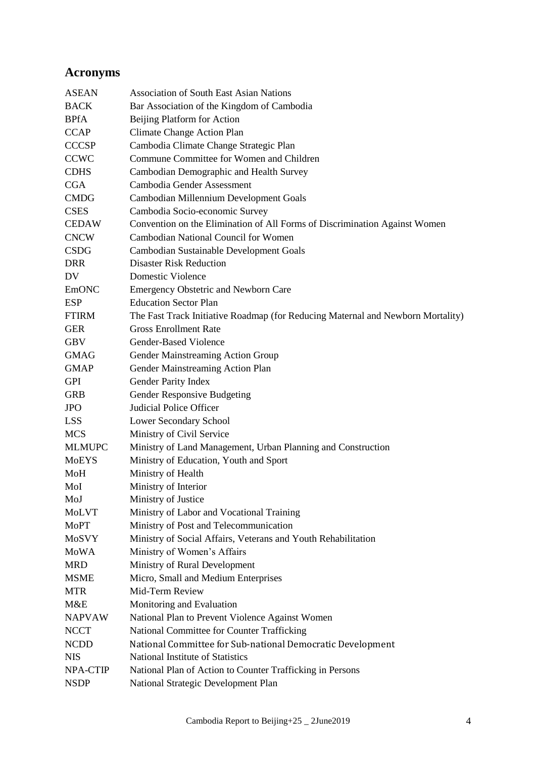## Acronyms

| | |
|---|---|
| ASEAN | Association of South East Asian Nations |
| BACK | Bar Association of the Kingdom of Cambodia |
| BPfA | Beijing Platform for Action |
| CCAP | Climate Change Action Plan |
| CCCSP | Cambodia Climate Change Strategic Plan |
| CCWC | Commune Committee for Women and Children |
| CDHS | Cambodian Demographic and Health Survey |
| CGA | Cambodia Gender Assessment |
| CMDG | Cambodian Millennium Development Goals |
| CSES | Cambodia Socio-economic Survey |
| CEDAW | Convention on the Elimination of All Forms of Discrimination Against Women |
| CNCW | Cambodian National Council for Women |
| CSDG | Cambodian Sustainable Development Goals |
| DRR | Disaster Risk Reduction |
| DV | Domestic Violence |
| EmONC | Emergency Obstetric and Newborn Care |
| ESP | Education Sector Plan |
| FTIRM | The Fast Track Initiative Roadmap (for Reducing Maternal and Newborn Mortality) |
| GER | Gross Enrollment Rate |
| GBV | Gender-Based Violence |
| GMAG | Gender Mainstreaming Action Group |
| GMAP | Gender Mainstreaming Action Plan |
| GPI | Gender Parity Index |
| GRB | Gender Responsive Budgeting |
| JPO | Judicial Police Officer |
| LSS | Lower Secondary School |
| MCS | Ministry of Civil Service |
| MLMUPC | Ministry of Land Management, Urban Planning and Construction |
| MoEYS | Ministry of Education, Youth and Sport |
| MoH | Ministry of Health |
| MoI | Ministry of Interior |
| MoJ | Ministry of Justice |
| MoLVT | Ministry of Labor and Vocational Training |
| MoPT | Ministry of Post and Telecommunication |
| MoSVY | Ministry of Social Affairs, Veterans and Youth Rehabilitation |
| MoWA | Ministry of Women's Affairs |
| MRD | Ministry of Rural Development |
| MSME | Micro, Small and Medium Enterprises |
| MTR | Mid-Term Review |
| M&E | Monitoring and Evaluation |
| NAPVAW | National Plan to Prevent Violence Against Women |
| NCCT | National Committee for Counter Trafficking |
| NCDD | National Committee for Sub-national Democratic Development |
| NIS | National Institute of Statistics |
| NPA-CTIP | National Plan of Action to Counter Trafficking in Persons |
| NSDP | National Strategic Development Plan |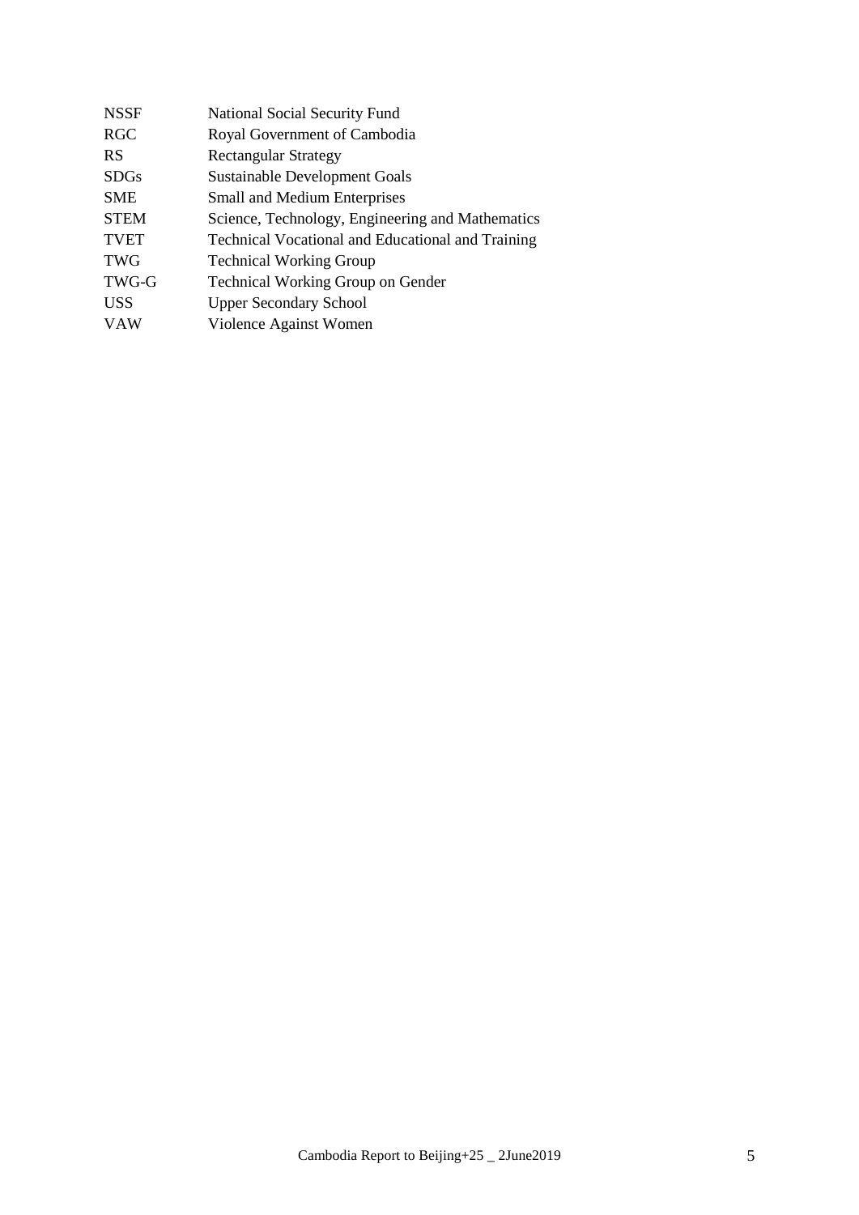| | |
|---|---|
| NSSF | National Social Security Fund |
| RGC | Royal Government of Cambodia |
| RS | Rectangular Strategy |
| SDGs | Sustainable Development Goals |
| SME | Small and Medium Enterprises |
| STEM | Science, Technology, Engineering and Mathematics |
| TVET | Technical Vocational and Educational and Training |
| TWG | Technical Working Group |
| TWG-G | Technical Working Group on Gender |
| USS | Upper Secondary School |
| VAW | Violence Against Women |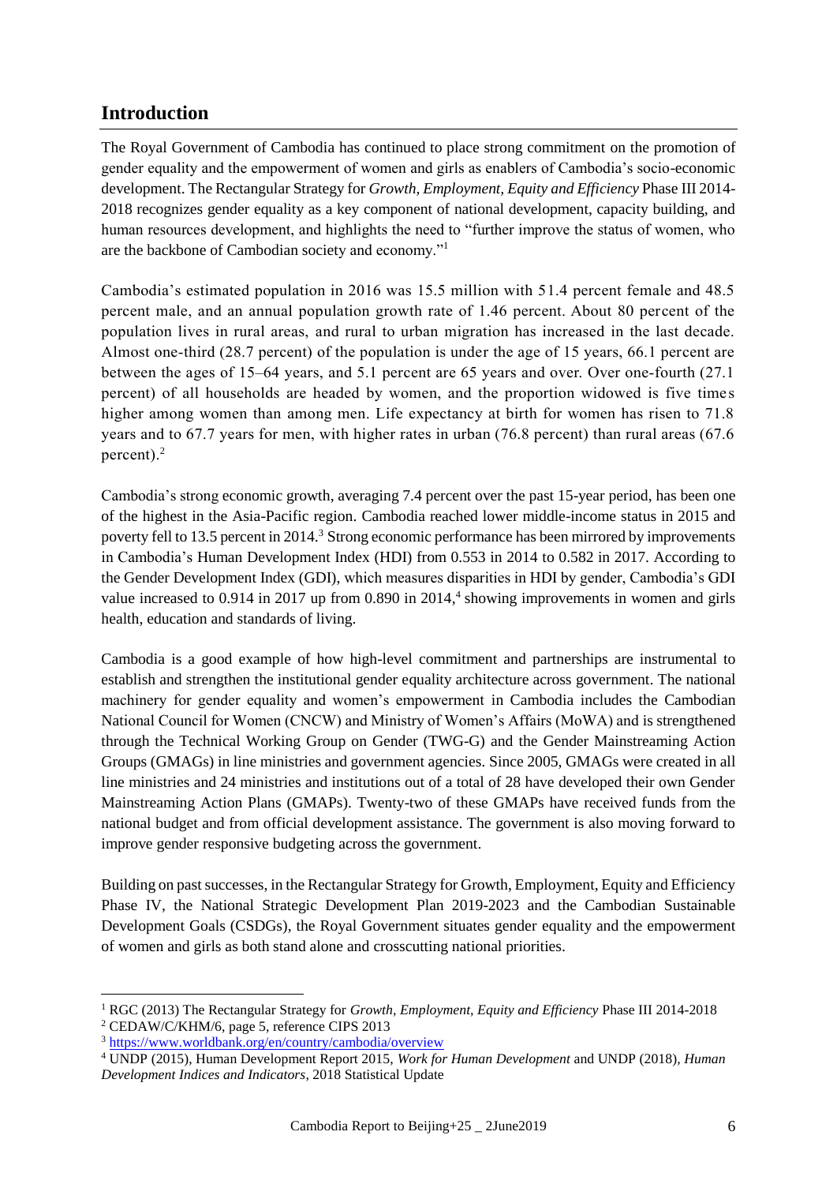## Introduction

The Royal Government of Cambodia has continued to place strong commitment on the promotion of gender equality and the empowerment of women and girls as enablers of Cambodia's socio-economic development. The Rectangular Strategy for *Growth, Employment, Equity and Efficiency* Phase III 2014-2018 recognizes gender equality as a key component of national development, capacity building, and human resources development, and highlights the need to "further improve the status of women, who are the backbone of Cambodian society and economy."[1]

Cambodia's estimated population in 2016 was 15.5 million with 51.4 percent female and 48.5 percent male, and an annual population growth rate of 1.46 percent. About 80 percent of the population lives in rural areas, and rural to urban migration has increased in the last decade. Almost one-third (28.7 percent) of the population is under the age of 15 years, 66.1 percent are between the ages of 15–64 years, and 5.1 percent are 65 years and over. Over one-fourth (27.1 percent) of all households are headed by women, and the proportion widowed is five times higher among women than among men. Life expectancy at birth for women has risen to 71.8 years and to 67.7 years for men, with higher rates in urban (76.8 percent) than rural areas (67.6 percent).[2]

Cambodia's strong economic growth, averaging 7.4 percent over the past 15-year period, has been one of the highest in the Asia-Pacific region. Cambodia reached lower middle-income status in 2015 and poverty fell to 13.5 percent in 2014.[3] Strong economic performance has been mirrored by improvements in Cambodia's Human Development Index (HDI) from 0.553 in 2014 to 0.582 in 2017. According to the Gender Development Index (GDI), which measures disparities in HDI by gender, Cambodia's GDI value increased to 0.914 in 2017 up from 0.890 in 2014,[4] showing improvements in women and girls health, education and standards of living.

Cambodia is a good example of how high-level commitment and partnerships are instrumental to establish and strengthen the institutional gender equality architecture across government. The national machinery for gender equality and women's empowerment in Cambodia includes the Cambodian National Council for Women (CNCW) and Ministry of Women's Affairs (MoWA) and is strengthened through the Technical Working Group on Gender (TWG-G) and the Gender Mainstreaming Action Groups (GMAGs) in line ministries and government agencies. Since 2005, GMAGs were created in all line ministries and 24 ministries and institutions out of a total of 28 have developed their own Gender Mainstreaming Action Plans (GMAPs). Twenty-two of these GMAPs have received funds from the national budget and from official development assistance. The government is also moving forward to improve gender responsive budgeting across the government.

Building on past successes, in the Rectangular Strategy for Growth, Employment, Equity and Efficiency Phase IV, the National Strategic Development Plan 2019-2023 and the Cambodian Sustainable Development Goals (CSDGs), the Royal Government situates gender equality and the empowerment of women and girls as both stand alone and crosscutting national priorities.

---

[1] RGC (2013) The Rectangular Strategy for *Growth, Employment, Equity and Efficiency* Phase III 2014-2018

[2] CEDAW/C/KHM/6, page 5, reference CIPS 2013

[3] https://www.worldbank.org/en/country/cambodia/overview

[4] UNDP (2015), Human Development Report 2015, *Work for Human Development* and UNDP (2018), *Human Development Indices and Indicators*, 2018 Statistical Update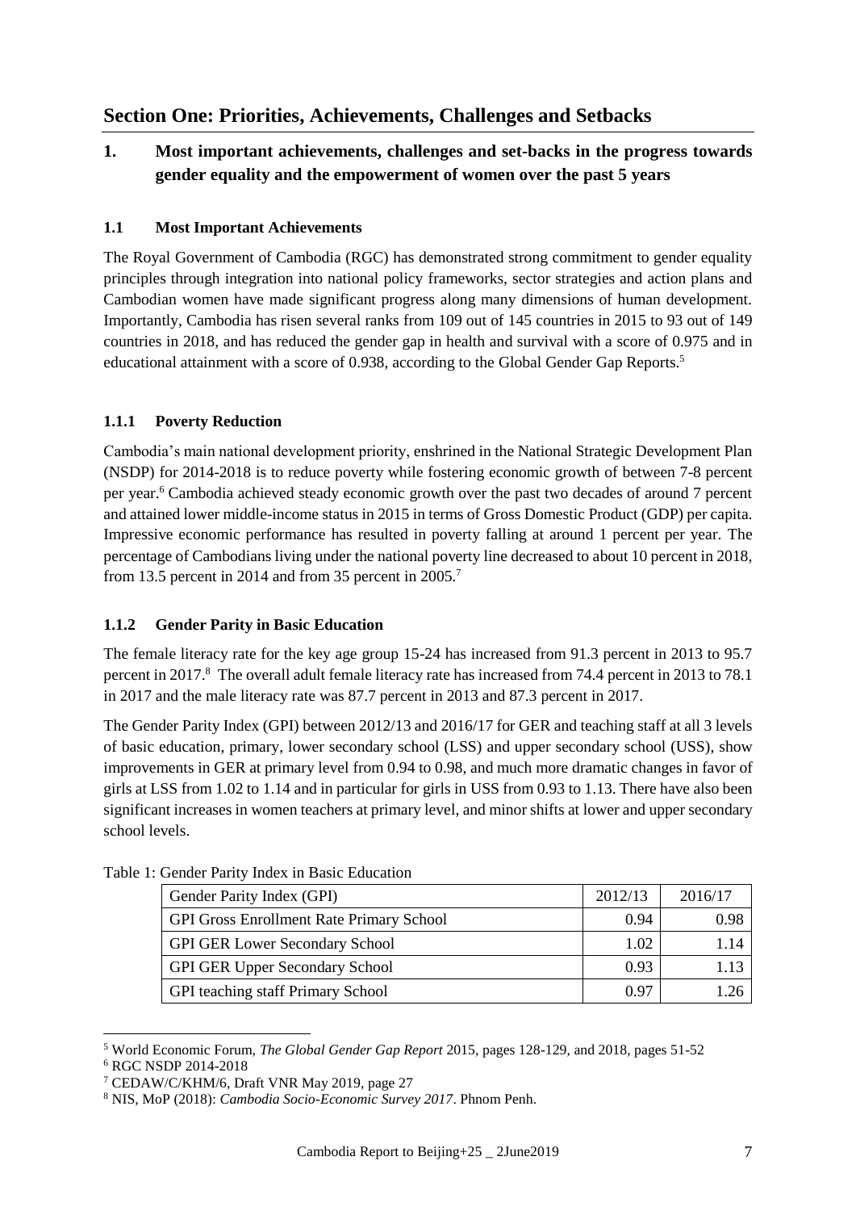# Section One: Priorities, Achievements, Challenges and Setbacks

## 1. Most important achievements, challenges and set-backs in the progress towards gender equality and the empowerment of women over the past 5 years

### 1.1 Most Important Achievements

The Royal Government of Cambodia (RGC) has demonstrated strong commitment to gender equality principles through integration into national policy frameworks, sector strategies and action plans and Cambodian women have made significant progress along many dimensions of human development. Importantly, Cambodia has risen several ranks from 109 out of 145 countries in 2015 to 93 out of 149 countries in 2018, and has reduced the gender gap in health and survival with a score of 0.975 and in educational attainment with a score of 0.938, according to the Global Gender Gap Reports.[5]

#### 1.1.1 Poverty Reduction

Cambodia's main national development priority, enshrined in the National Strategic Development Plan (NSDP) for 2014-2018 is to reduce poverty while fostering economic growth of between 7-8 percent per year.[6] Cambodia achieved steady economic growth over the past two decades of around 7 percent and attained lower middle-income status in 2015 in terms of Gross Domestic Product (GDP) per capita. Impressive economic performance has resulted in poverty falling at around 1 percent per year. The percentage of Cambodians living under the national poverty line decreased to about 10 percent in 2018, from 13.5 percent in 2014 and from 35 percent in 2005.[7]

#### 1.1.2 Gender Parity in Basic Education

The female literacy rate for the key age group 15-24 has increased from 91.3 percent in 2013 to 95.7 percent in 2017.[8] The overall adult female literacy rate has increased from 74.4 percent in 2013 to 78.1 in 2017 and the male literacy rate was 87.7 percent in 2013 and 87.3 percent in 2017.

The Gender Parity Index (GPI) between 2012/13 and 2016/17 for GER and teaching staff at all 3 levels of basic education, primary, lower secondary school (LSS) and upper secondary school (USS), show improvements in GER at primary level from 0.94 to 0.98, and much more dramatic changes in favor of girls at LSS from 1.02 to 1.14 and in particular for girls in USS from 0.93 to 1.13. There have also been significant increases in women teachers at primary level, and minor shifts at lower and upper secondary school levels.

Table 1: Gender Parity Index in Basic Education

| Gender Parity Index (GPI) | 2012/13 | 2016/17 |
|---|---|---|
| GPI Gross Enrollment Rate Primary School | 0.94 | 0.98 |
| GPI GER Lower Secondary School | 1.02 | 1.14 |
| GPI GER Upper Secondary School | 0.93 | 1.13 |
| GPI teaching staff Primary School | 0.97 | 1.26 |

[5] World Economic Forum, *The Global Gender Gap Report* 2015, pages 128-129, and 2018, pages 51-52

[6] RGC NSDP 2014-2018

[7] CEDAW/C/KHM/6, Draft VNR May 2019, page 27

[8] NIS, MoP (2018): *Cambodia Socio-Economic Survey 2017*. Phnom Penh.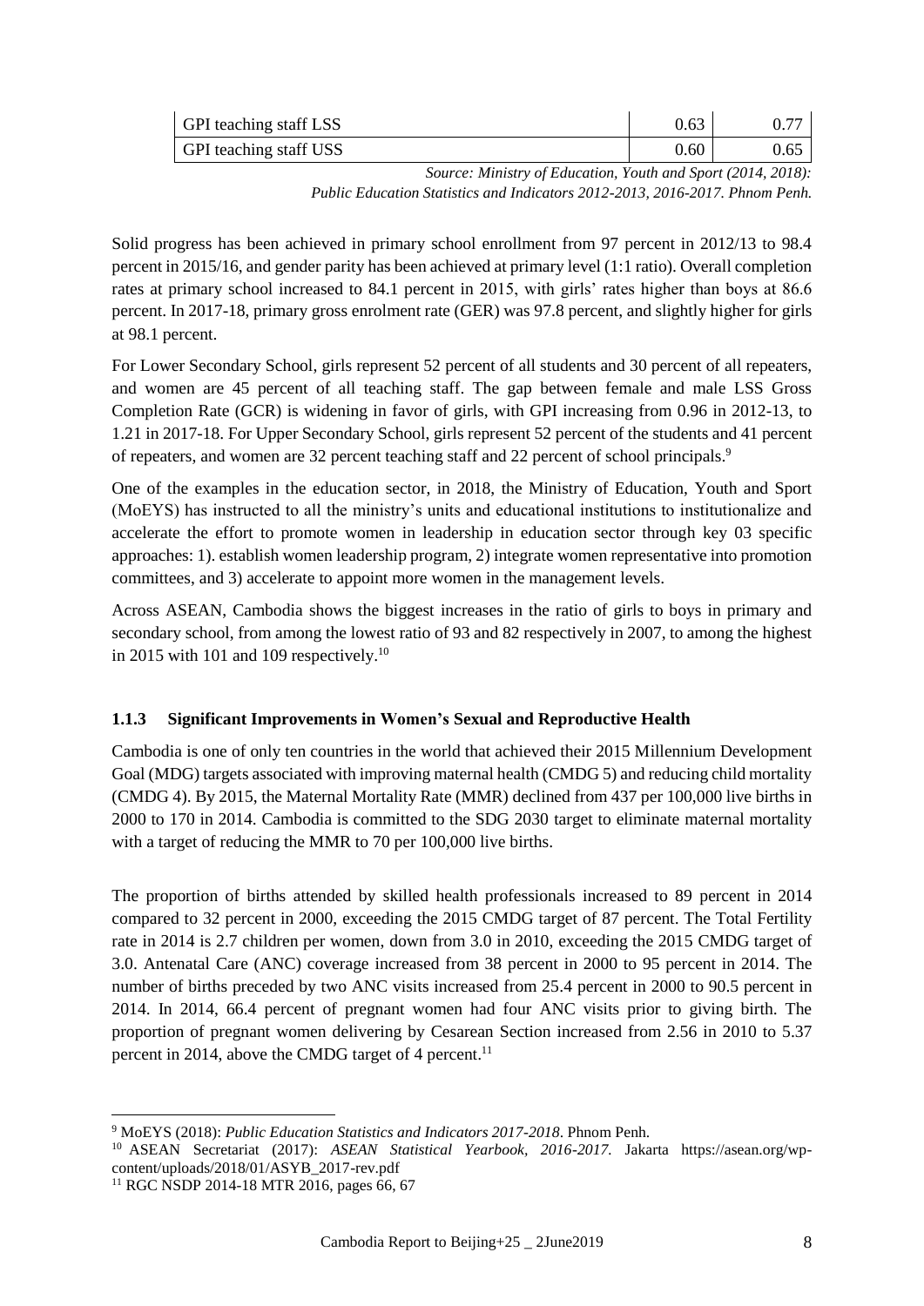| GPI teaching staff LSS | 0.63 | 0.77 |
|---|---|---|
| GPI teaching staff USS | 0.60 | 0.65 |

*Source: Ministry of Education, Youth and Sport (2014, 2018): Public Education Statistics and Indicators 2012-2013, 2016-2017. Phnom Penh.*

Solid progress has been achieved in primary school enrollment from 97 percent in 2012/13 to 98.4 percent in 2015/16, and gender parity has been achieved at primary level (1:1 ratio). Overall completion rates at primary school increased to 84.1 percent in 2015, with girls' rates higher than boys at 86.6 percent. In 2017-18, primary gross enrolment rate (GER) was 97.8 percent, and slightly higher for girls at 98.1 percent.

For Lower Secondary School, girls represent 52 percent of all students and 30 percent of all repeaters, and women are 45 percent of all teaching staff. The gap between female and male LSS Gross Completion Rate (GCR) is widening in favor of girls, with GPI increasing from 0.96 in 2012-13, to 1.21 in 2017-18. For Upper Secondary School, girls represent 52 percent of the students and 41 percent of repeaters, and women are 32 percent teaching staff and 22 percent of school principals.[9]

One of the examples in the education sector, in 2018, the Ministry of Education, Youth and Sport (MoEYS) has instructed to all the ministry's units and educational institutions to institutionalize and accelerate the effort to promote women in leadership in education sector through key 03 specific approaches: 1). establish women leadership program, 2) integrate women representative into promotion committees, and 3) accelerate to appoint more women in the management levels.

Across ASEAN, Cambodia shows the biggest increases in the ratio of girls to boys in primary and secondary school, from among the lowest ratio of 93 and 82 respectively in 2007, to among the highest in 2015 with 101 and 109 respectively.[10]

### 1.1.3 Significant Improvements in Women's Sexual and Reproductive Health

Cambodia is one of only ten countries in the world that achieved their 2015 Millennium Development Goal (MDG) targets associated with improving maternal health (CMDG 5) and reducing child mortality (CMDG 4). By 2015, the Maternal Mortality Rate (MMR) declined from 437 per 100,000 live births in 2000 to 170 in 2014. Cambodia is committed to the SDG 2030 target to eliminate maternal mortality with a target of reducing the MMR to 70 per 100,000 live births.

The proportion of births attended by skilled health professionals increased to 89 percent in 2014 compared to 32 percent in 2000, exceeding the 2015 CMDG target of 87 percent. The Total Fertility rate in 2014 is 2.7 children per women, down from 3.0 in 2010, exceeding the 2015 CMDG target of 3.0. Antenatal Care (ANC) coverage increased from 38 percent in 2000 to 95 percent in 2014. The number of births preceded by two ANC visits increased from 25.4 percent in 2000 to 90.5 percent in 2014. In 2014, 66.4 percent of pregnant women had four ANC visits prior to giving birth. The proportion of pregnant women delivering by Cesarean Section increased from 2.56 in 2010 to 5.37 percent in 2014, above the CMDG target of 4 percent.[11]

---

[9] MoEYS (2018): *Public Education Statistics and Indicators 2017-2018*. Phnom Penh.

[10] ASEAN Secretariat (2017): *ASEAN Statistical Yearbook, 2016-2017.* Jakarta https://asean.org/wp-content/uploads/2018/01/ASYB_2017-rev.pdf

[11] RGC NSDP 2014-18 MTR 2016, pages 66, 67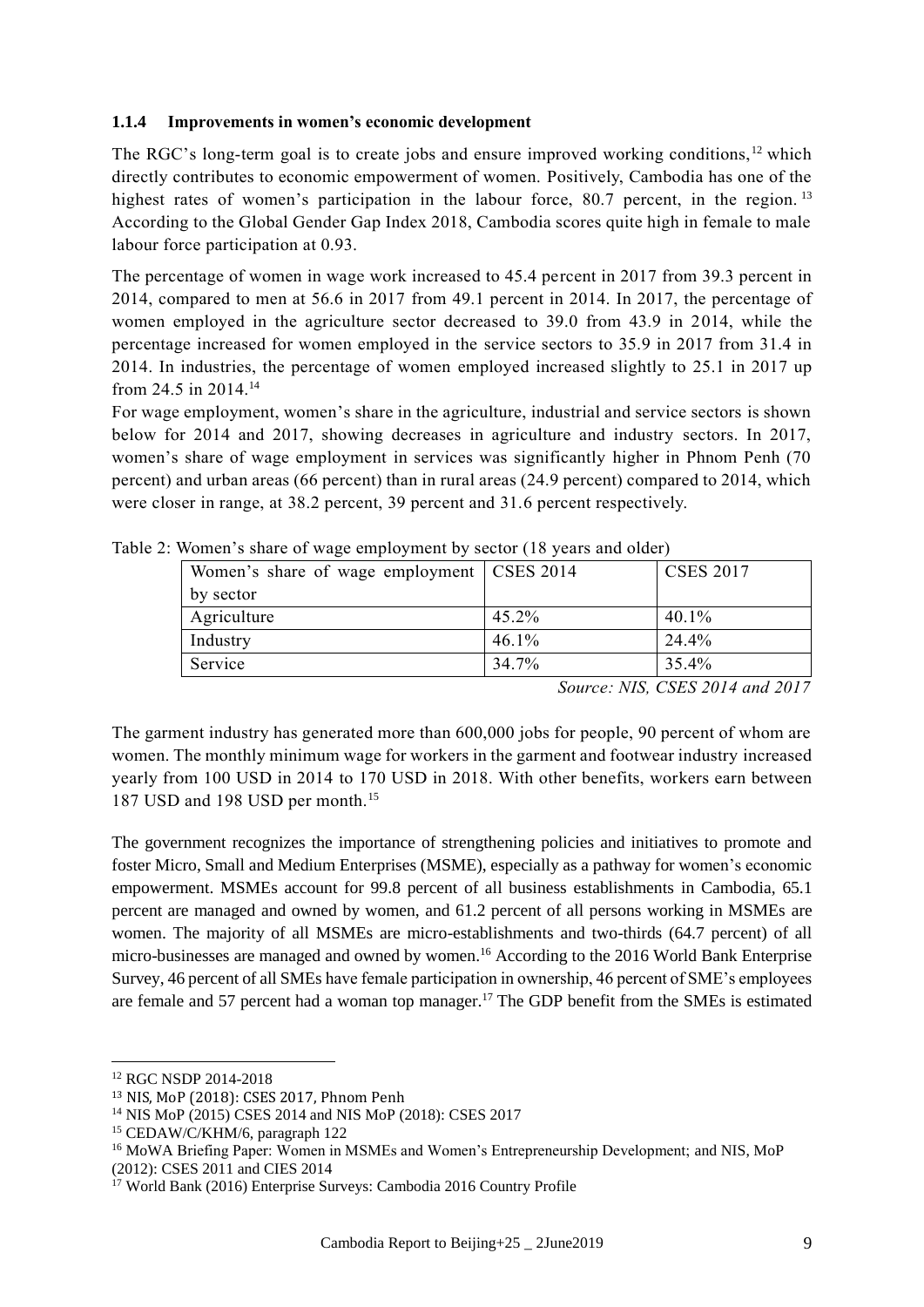### 1.1.4 Improvements in women's economic development

The RGC's long-term goal is to create jobs and ensure improved working conditions,[12] which directly contributes to economic empowerment of women. Positively, Cambodia has one of the highest rates of women's participation in the labour force, 80.7 percent, in the region.[13] According to the Global Gender Gap Index 2018, Cambodia scores quite high in female to male labour force participation at 0.93.

The percentage of women in wage work increased to 45.4 percent in 2017 from 39.3 percent in 2014, compared to men at 56.6 in 2017 from 49.1 percent in 2014. In 2017, the percentage of women employed in the agriculture sector decreased to 39.0 from 43.9 in 2014, while the percentage increased for women employed in the service sectors to 35.9 in 2017 from 31.4 in 2014. In industries, the percentage of women employed increased slightly to 25.1 in 2017 up from 24.5 in 2014.[14]

For wage employment, women's share in the agriculture, industrial and service sectors is shown below for 2014 and 2017, showing decreases in agriculture and industry sectors. In 2017, women's share of wage employment in services was significantly higher in Phnom Penh (70 percent) and urban areas (66 percent) than in rural areas (24.9 percent) compared to 2014, which were closer in range, at 38.2 percent, 39 percent and 31.6 percent respectively.

Table 2: Women's share of wage employment by sector (18 years and older)

| Women's share of wage employment by sector | CSES 2014 | CSES 2017 |
|---|---|---|
| Agriculture | 45.2% | 40.1% |
| Industry | 46.1% | 24.4% |
| Service | 34.7% | 35.4% |

*Source: NIS, CSES 2014 and 2017*

The garment industry has generated more than 600,000 jobs for people, 90 percent of whom are women. The monthly minimum wage for workers in the garment and footwear industry increased yearly from 100 USD in 2014 to 170 USD in 2018. With other benefits, workers earn between 187 USD and 198 USD per month.[15]

The government recognizes the importance of strengthening policies and initiatives to promote and foster Micro, Small and Medium Enterprises (MSME), especially as a pathway for women's economic empowerment. MSMEs account for 99.8 percent of all business establishments in Cambodia, 65.1 percent are managed and owned by women, and 61.2 percent of all persons working in MSMEs are women. The majority of all MSMEs are micro-establishments and two-thirds (64.7 percent) of all micro-businesses are managed and owned by women.[16] According to the 2016 World Bank Enterprise Survey, 46 percent of all SMEs have female participation in ownership, 46 percent of SME's employees are female and 57 percent had a woman top manager.[17] The GDP benefit from the SMEs is estimated

---

[12] RGC NSDP 2014-2018

[13] NIS, MoP (2018): CSES 2017, Phnom Penh

[14] NIS MoP (2015) CSES 2014 and NIS MoP (2018): CSES 2017

[15] CEDAW/C/KHM/6, paragraph 122

[16] MoWA Briefing Paper: Women in MSMEs and Women's Entrepreneurship Development; and NIS, MoP (2012): CSES 2011 and CIES 2014

[17] World Bank (2016) Enterprise Surveys: Cambodia 2016 Country Profile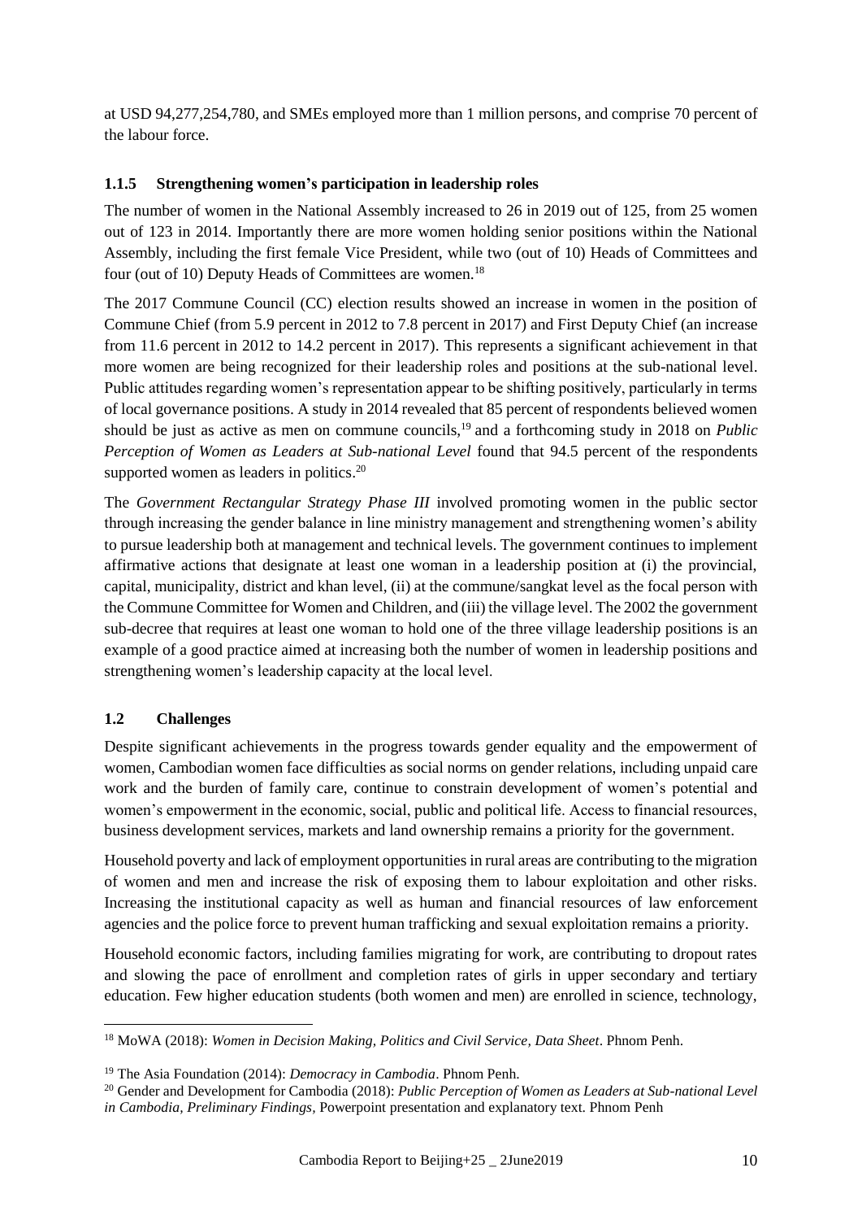at USD 94,277,254,780, and SMEs employed more than 1 million persons, and comprise 70 percent of the labour force.

### 1.1.5 Strengthening women's participation in leadership roles

The number of women in the National Assembly increased to 26 in 2019 out of 125, from 25 women out of 123 in 2014. Importantly there are more women holding senior positions within the National Assembly, including the first female Vice President, while two (out of 10) Heads of Committees and four (out of 10) Deputy Heads of Committees are women.[18]

The 2017 Commune Council (CC) election results showed an increase in women in the position of Commune Chief (from 5.9 percent in 2012 to 7.8 percent in 2017) and First Deputy Chief (an increase from 11.6 percent in 2012 to 14.2 percent in 2017). This represents a significant achievement in that more women are being recognized for their leadership roles and positions at the sub-national level. Public attitudes regarding women's representation appear to be shifting positively, particularly in terms of local governance positions. A study in 2014 revealed that 85 percent of respondents believed women should be just as active as men on commune councils,[19] and a forthcoming study in 2018 on *Public Perception of Women as Leaders at Sub-national Level* found that 94.5 percent of the respondents supported women as leaders in politics.[20]

The *Government Rectangular Strategy Phase III* involved promoting women in the public sector through increasing the gender balance in line ministry management and strengthening women's ability to pursue leadership both at management and technical levels. The government continues to implement affirmative actions that designate at least one woman in a leadership position at (i) the provincial, capital, municipality, district and khan level, (ii) at the commune/sangkat level as the focal person with the Commune Committee for Women and Children, and (iii) the village level. The 2002 the government sub-decree that requires at least one woman to hold one of the three village leadership positions is an example of a good practice aimed at increasing both the number of women in leadership positions and strengthening women's leadership capacity at the local level.

## 1.2 Challenges

Despite significant achievements in the progress towards gender equality and the empowerment of women, Cambodian women face difficulties as social norms on gender relations, including unpaid care work and the burden of family care, continue to constrain development of women's potential and women's empowerment in the economic, social, public and political life. Access to financial resources, business development services, markets and land ownership remains a priority for the government.

Household poverty and lack of employment opportunities in rural areas are contributing to the migration of women and men and increase the risk of exposing them to labour exploitation and other risks. Increasing the institutional capacity as well as human and financial resources of law enforcement agencies and the police force to prevent human trafficking and sexual exploitation remains a priority.

Household economic factors, including families migrating for work, are contributing to dropout rates and slowing the pace of enrollment and completion rates of girls in upper secondary and tertiary education. Few higher education students (both women and men) are enrolled in science, technology,

---

[18] MoWA (2018): *Women in Decision Making, Politics and Civil Service, Data Sheet*. Phnom Penh.

[19] The Asia Foundation (2014): *Democracy in Cambodia*. Phnom Penh.

[20] Gender and Development for Cambodia (2018): *Public Perception of Women as Leaders at Sub-national Level in Cambodia, Preliminary Findings,* Powerpoint presentation and explanatory text. Phnom Penh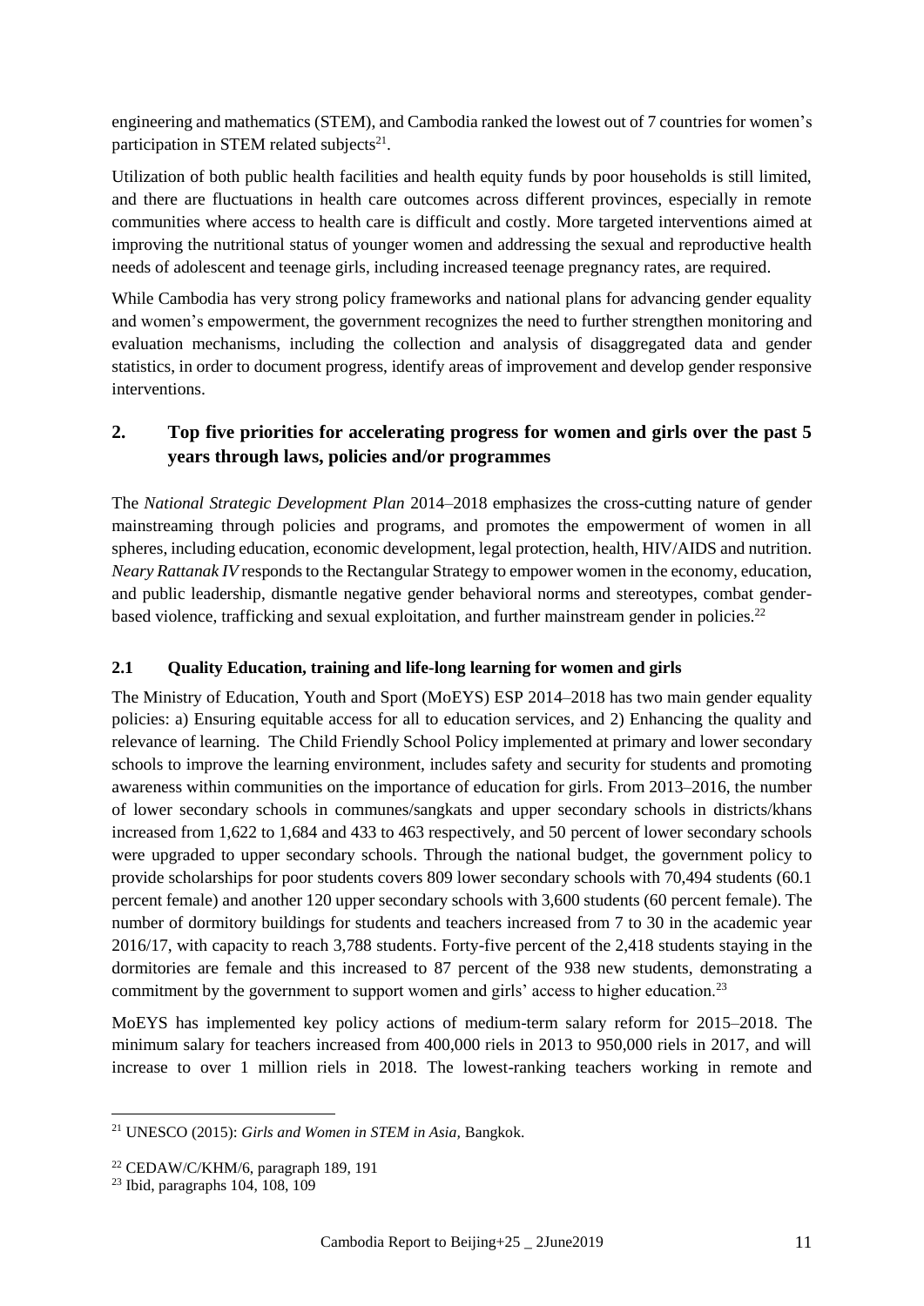engineering and mathematics (STEM), and Cambodia ranked the lowest out of 7 countries for women's participation in STEM related subjects[21].

Utilization of both public health facilities and health equity funds by poor households is still limited, and there are fluctuations in health care outcomes across different provinces, especially in remote communities where access to health care is difficult and costly. More targeted interventions aimed at improving the nutritional status of younger women and addressing the sexual and reproductive health needs of adolescent and teenage girls, including increased teenage pregnancy rates, are required.

While Cambodia has very strong policy frameworks and national plans for advancing gender equality and women's empowerment, the government recognizes the need to further strengthen monitoring and evaluation mechanisms, including the collection and analysis of disaggregated data and gender statistics, in order to document progress, identify areas of improvement and develop gender responsive interventions.

## 2. Top five priorities for accelerating progress for women and girls over the past 5 years through laws, policies and/or programmes

The *National Strategic Development Plan* 2014–2018 emphasizes the cross-cutting nature of gender mainstreaming through policies and programs, and promotes the empowerment of women in all spheres, including education, economic development, legal protection, health, HIV/AIDS and nutrition. *Neary Rattanak IV* responds to the Rectangular Strategy to empower women in the economy, education, and public leadership, dismantle negative gender behavioral norms and stereotypes, combat gender-based violence, trafficking and sexual exploitation, and further mainstream gender in policies.[22]

### 2.1 Quality Education, training and life-long learning for women and girls

The Ministry of Education, Youth and Sport (MoEYS) ESP 2014–2018 has two main gender equality policies: a) Ensuring equitable access for all to education services, and 2) Enhancing the quality and relevance of learning. The Child Friendly School Policy implemented at primary and lower secondary schools to improve the learning environment, includes safety and security for students and promoting awareness within communities on the importance of education for girls. From 2013–2016, the number of lower secondary schools in communes/sangkats and upper secondary schools in districts/khans increased from 1,622 to 1,684 and 433 to 463 respectively, and 50 percent of lower secondary schools were upgraded to upper secondary schools. Through the national budget, the government policy to provide scholarships for poor students covers 809 lower secondary schools with 70,494 students (60.1 percent female) and another 120 upper secondary schools with 3,600 students (60 percent female). The number of dormitory buildings for students and teachers increased from 7 to 30 in the academic year 2016/17, with capacity to reach 3,788 students. Forty-five percent of the 2,418 students staying in the dormitories are female and this increased to 87 percent of the 938 new students, demonstrating a commitment by the government to support women and girls' access to higher education.[23]

MoEYS has implemented key policy actions of medium-term salary reform for 2015–2018. The minimum salary for teachers increased from 400,000 riels in 2013 to 950,000 riels in 2017, and will increase to over 1 million riels in 2018. The lowest-ranking teachers working in remote and

---

[21] UNESCO (2015): *Girls and Women in STEM in Asia*, Bangkok.

[22] CEDAW/C/KHM/6, paragraph 189, 191

[23] Ibid, paragraphs 104, 108, 109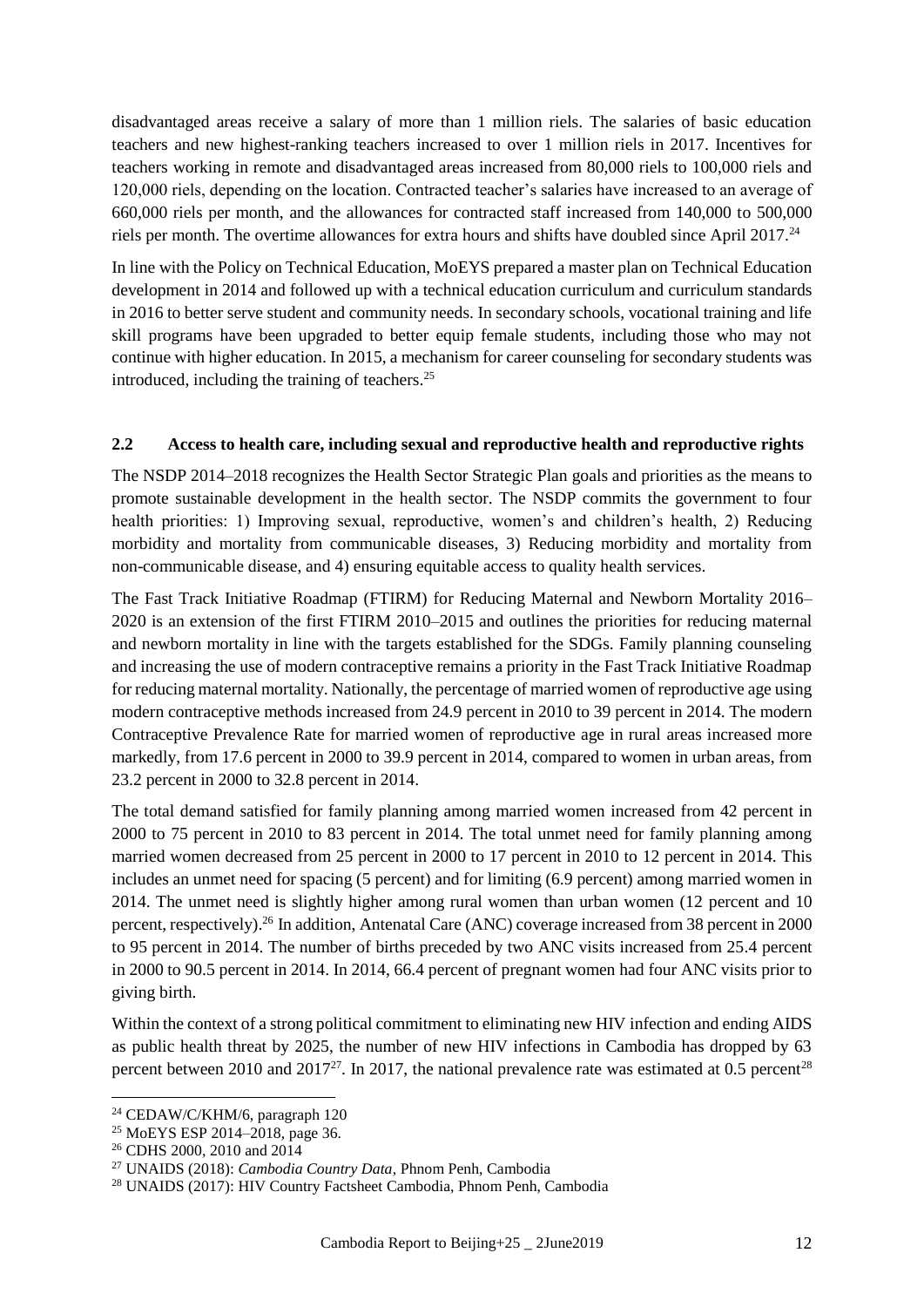disadvantaged areas receive a salary of more than 1 million riels. The salaries of basic education teachers and new highest-ranking teachers increased to over 1 million riels in 2017. Incentives for teachers working in remote and disadvantaged areas increased from 80,000 riels to 100,000 riels and 120,000 riels, depending on the location. Contracted teacher's salaries have increased to an average of 660,000 riels per month, and the allowances for contracted staff increased from 140,000 to 500,000 riels per month. The overtime allowances for extra hours and shifts have doubled since April 2017.[24]

In line with the Policy on Technical Education, MoEYS prepared a master plan on Technical Education development in 2014 and followed up with a technical education curriculum and curriculum standards in 2016 to better serve student and community needs. In secondary schools, vocational training and life skill programs have been upgraded to better equip female students, including those who may not continue with higher education. In 2015, a mechanism for career counseling for secondary students was introduced, including the training of teachers.[25]

### 2.2 Access to health care, including sexual and reproductive health and reproductive rights

The NSDP 2014–2018 recognizes the Health Sector Strategic Plan goals and priorities as the means to promote sustainable development in the health sector. The NSDP commits the government to four health priorities: 1) Improving sexual, reproductive, women's and children's health, 2) Reducing morbidity and mortality from communicable diseases, 3) Reducing morbidity and mortality from non-communicable disease, and 4) ensuring equitable access to quality health services.

The Fast Track Initiative Roadmap (FTIRM) for Reducing Maternal and Newborn Mortality 2016–2020 is an extension of the first FTIRM 2010–2015 and outlines the priorities for reducing maternal and newborn mortality in line with the targets established for the SDGs. Family planning counseling and increasing the use of modern contraceptive remains a priority in the Fast Track Initiative Roadmap for reducing maternal mortality. Nationally, the percentage of married women of reproductive age using modern contraceptive methods increased from 24.9 percent in 2010 to 39 percent in 2014. The modern Contraceptive Prevalence Rate for married women of reproductive age in rural areas increased more markedly, from 17.6 percent in 2000 to 39.9 percent in 2014, compared to women in urban areas, from 23.2 percent in 2000 to 32.8 percent in 2014.

The total demand satisfied for family planning among married women increased from 42 percent in 2000 to 75 percent in 2010 to 83 percent in 2014. The total unmet need for family planning among married women decreased from 25 percent in 2000 to 17 percent in 2010 to 12 percent in 2014. This includes an unmet need for spacing (5 percent) and for limiting (6.9 percent) among married women in 2014. The unmet need is slightly higher among rural women than urban women (12 percent and 10 percent, respectively).[26] In addition, Antenatal Care (ANC) coverage increased from 38 percent in 2000 to 95 percent in 2014. The number of births preceded by two ANC visits increased from 25.4 percent in 2000 to 90.5 percent in 2014. In 2014, 66.4 percent of pregnant women had four ANC visits prior to giving birth.

Within the context of a strong political commitment to eliminating new HIV infection and ending AIDS as public health threat by 2025, the number of new HIV infections in Cambodia has dropped by 63 percent between 2010 and 2017[27]. In 2017, the national prevalence rate was estimated at 0.5 percent[28]

---

[24] CEDAW/C/KHM/6, paragraph 120

[25] MoEYS ESP 2014–2018, page 36.

[26] CDHS 2000, 2010 and 2014

[27] UNAIDS (2018): *Cambodia Country Data*, Phnom Penh, Cambodia

[28] UNAIDS (2017): HIV Country Factsheet Cambodia, Phnom Penh, Cambodia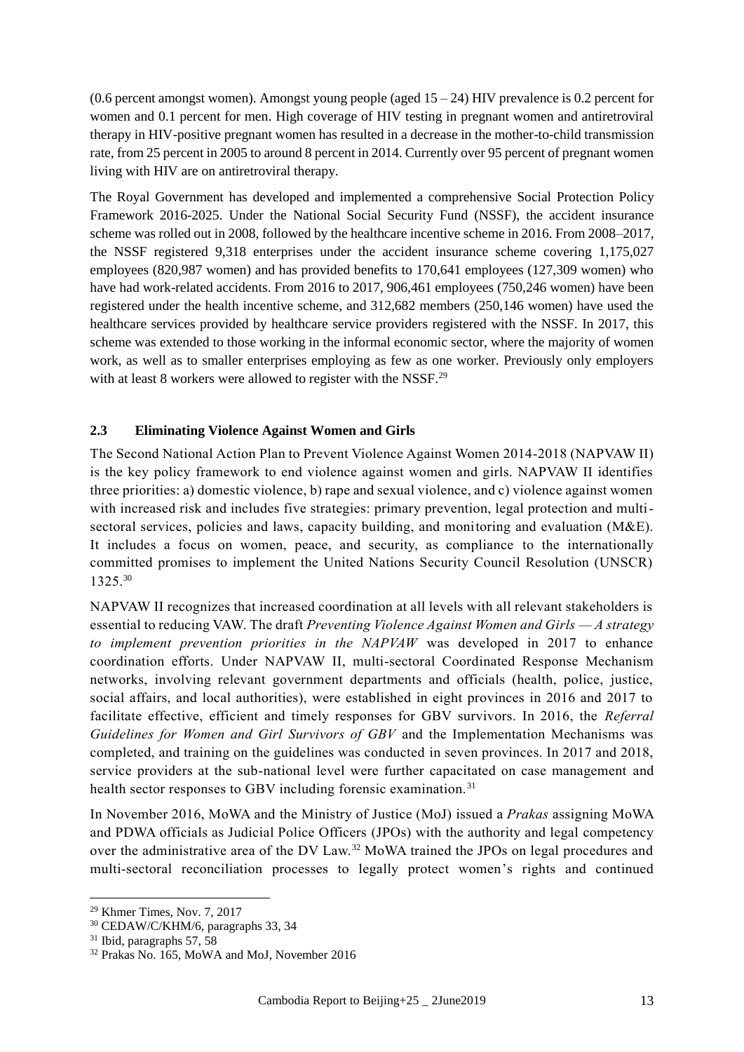(0.6 percent amongst women). Amongst young people (aged 15 – 24) HIV prevalence is 0.2 percent for women and 0.1 percent for men. High coverage of HIV testing in pregnant women and antiretroviral therapy in HIV-positive pregnant women has resulted in a decrease in the mother-to-child transmission rate, from 25 percent in 2005 to around 8 percent in 2014. Currently over 95 percent of pregnant women living with HIV are on antiretroviral therapy.

The Royal Government has developed and implemented a comprehensive Social Protection Policy Framework 2016-2025. Under the National Social Security Fund (NSSF), the accident insurance scheme was rolled out in 2008, followed by the healthcare incentive scheme in 2016. From 2008–2017, the NSSF registered 9,318 enterprises under the accident insurance scheme covering 1,175,027 employees (820,987 women) and has provided benefits to 170,641 employees (127,309 women) who have had work-related accidents. From 2016 to 2017, 906,461 employees (750,246 women) have been registered under the health incentive scheme, and 312,682 members (250,146 women) have used the healthcare services provided by healthcare service providers registered with the NSSF. In 2017, this scheme was extended to those working in the informal economic sector, where the majority of women work, as well as to smaller enterprises employing as few as one worker. Previously only employers with at least 8 workers were allowed to register with the NSSF.[29]

## 2.3 Eliminating Violence Against Women and Girls

The Second National Action Plan to Prevent Violence Against Women 2014-2018 (NAPVAW II) is the key policy framework to end violence against women and girls. NAPVAW II identifies three priorities: a) domestic violence, b) rape and sexual violence, and c) violence against women with increased risk and includes five strategies: primary prevention, legal protection and multi-sectoral services, policies and laws, capacity building, and monitoring and evaluation (M&E). It includes a focus on women, peace, and security, as compliance to the internationally committed promises to implement the United Nations Security Council Resolution (UNSCR) 1325.[30]

NAPVAW II recognizes that increased coordination at all levels with all relevant stakeholders is essential to reducing VAW. The draft *Preventing Violence Against Women and Girls — A strategy to implement prevention priorities in the NAPVAW* was developed in 2017 to enhance coordination efforts. Under NAPVAW II, multi-sectoral Coordinated Response Mechanism networks, involving relevant government departments and officials (health, police, justice, social affairs, and local authorities), were established in eight provinces in 2016 and 2017 to facilitate effective, efficient and timely responses for GBV survivors. In 2016, the *Referral Guidelines for Women and Girl Survivors of GBV* and the Implementation Mechanisms was completed, and training on the guidelines was conducted in seven provinces. In 2017 and 2018, service providers at the sub-national level were further capacitated on case management and health sector responses to GBV including forensic examination.[31]

In November 2016, MoWA and the Ministry of Justice (MoJ) issued a *Prakas* assigning MoWA and PDWA officials as Judicial Police Officers (JPOs) with the authority and legal competency over the administrative area of the DV Law.[32] MoWA trained the JPOs on legal procedures and multi-sectoral reconciliation processes to legally protect women's rights and continued

---

[29] Khmer Times, Nov. 7, 2017

[30] CEDAW/C/KHM/6, paragraphs 33, 34

[31] Ibid, paragraphs 57, 58

[32] Prakas No. 165, MoWA and MoJ, November 2016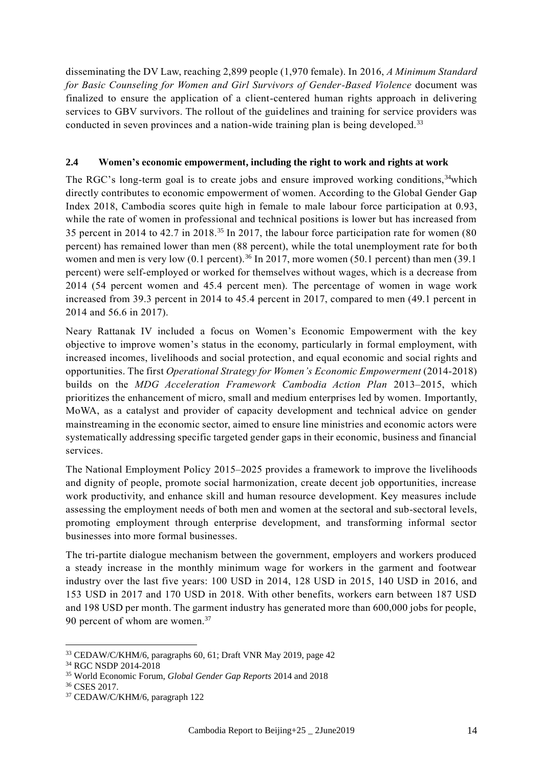disseminating the DV Law, reaching 2,899 people (1,970 female). In 2016, *A Minimum Standard for Basic Counseling for Women and Girl Survivors of Gender-Based Violence* document was finalized to ensure the application of a client-centered human rights approach in delivering services to GBV survivors. The rollout of the guidelines and training for service providers was conducted in seven provinces and a nation-wide training plan is being developed.[33]

### 2.4 Women's economic empowerment, including the right to work and rights at work

The RGC's long-term goal is to create jobs and ensure improved working conditions,[34]which directly contributes to economic empowerment of women. According to the Global Gender Gap Index 2018, Cambodia scores quite high in female to male labour force participation at 0.93, while the rate of women in professional and technical positions is lower but has increased from 35 percent in 2014 to 42.7 in 2018.[35] In 2017, the labour force participation rate for women (80 percent) has remained lower than men (88 percent), while the total unemployment rate for both women and men is very low (0.1 percent).[36] In 2017, more women (50.1 percent) than men (39.1 percent) were self-employed or worked for themselves without wages, which is a decrease from 2014 (54 percent women and 45.4 percent men). The percentage of women in wage work increased from 39.3 percent in 2014 to 45.4 percent in 2017, compared to men (49.1 percent in 2014 and 56.6 in 2017).

Neary Rattanak IV included a focus on Women's Economic Empowerment with the key objective to improve women's status in the economy, particularly in formal employment, with increased incomes, livelihoods and social protection, and equal economic and social rights and opportunities. The first *Operational Strategy for Women's Economic Empowerment* (2014-2018) builds on the *MDG Acceleration Framework Cambodia Action Plan* 2013–2015, which prioritizes the enhancement of micro, small and medium enterprises led by women. Importantly, MoWA, as a catalyst and provider of capacity development and technical advice on gender mainstreaming in the economic sector, aimed to ensure line ministries and economic actors were systematically addressing specific targeted gender gaps in their economic, business and financial services.

The National Employment Policy 2015–2025 provides a framework to improve the livelihoods and dignity of people, promote social harmonization, create decent job opportunities, increase work productivity, and enhance skill and human resource development. Key measures include assessing the employment needs of both men and women at the sectoral and sub-sectoral levels, promoting employment through enterprise development, and transforming informal sector businesses into more formal businesses.

The tri-partite dialogue mechanism between the government, employers and workers produced a steady increase in the monthly minimum wage for workers in the garment and footwear industry over the last five years: 100 USD in 2014, 128 USD in 2015, 140 USD in 2016, and 153 USD in 2017 and 170 USD in 2018. With other benefits, workers earn between 187 USD and 198 USD per month. The garment industry has generated more than 600,000 jobs for people, 90 percent of whom are women.[37]

---

[33] CEDAW/C/KHM/6, paragraphs 60, 61; Draft VNR May 2019, page 42

[34] RGC NSDP 2014-2018

[35] World Economic Forum, *Global Gender Gap Reports* 2014 and 2018

[36] CSES 2017.

[37] CEDAW/C/KHM/6, paragraph 122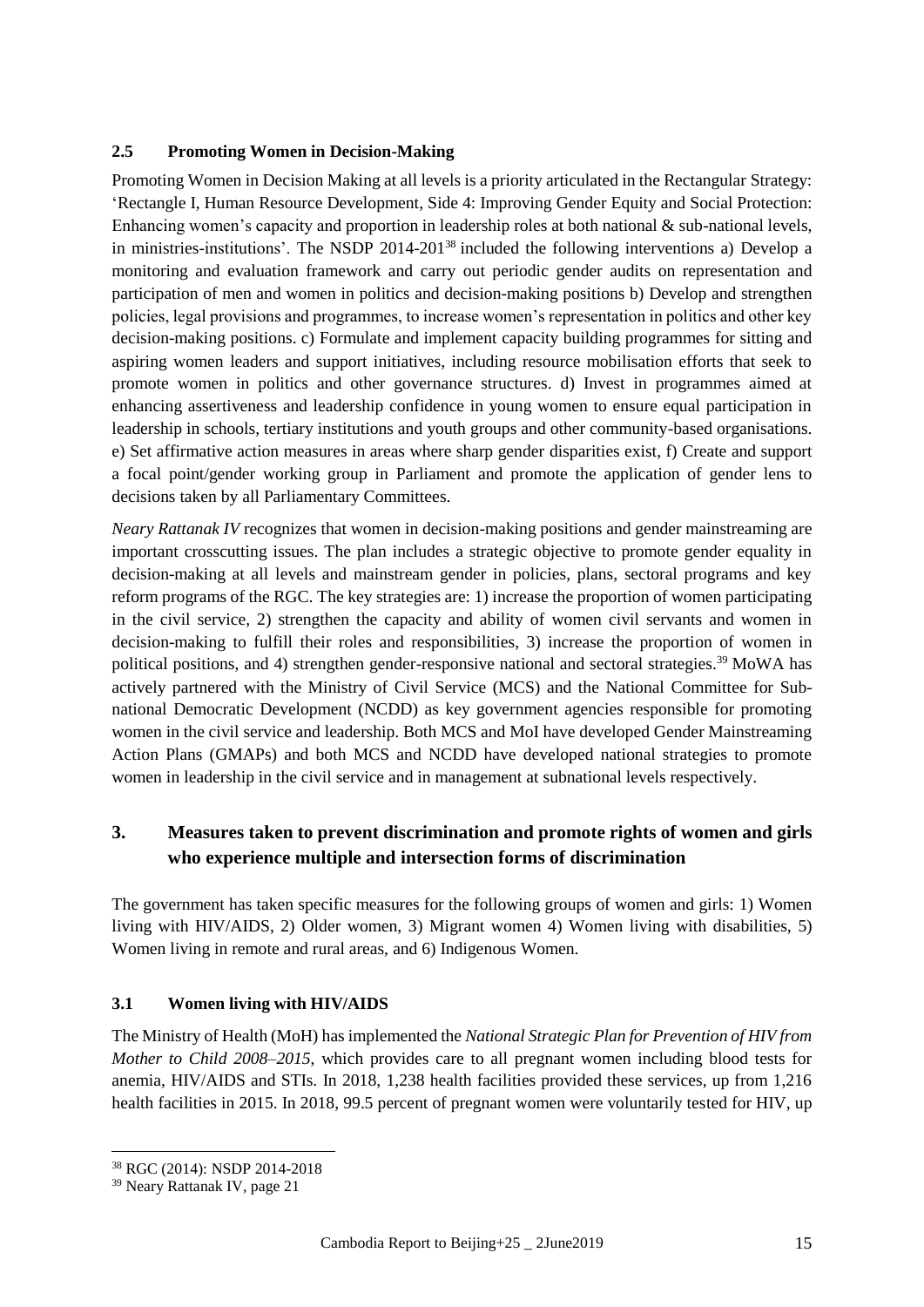### 2.5 Promoting Women in Decision-Making

Promoting Women in Decision Making at all levels is a priority articulated in the Rectangular Strategy: 'Rectangle I, Human Resource Development, Side 4: Improving Gender Equity and Social Protection: Enhancing women's capacity and proportion in leadership roles at both national & sub-national levels, in ministries-institutions'. The NSDP 2014-201[38] included the following interventions a) Develop a monitoring and evaluation framework and carry out periodic gender audits on representation and participation of men and women in politics and decision-making positions b) Develop and strengthen policies, legal provisions and programmes, to increase women's representation in politics and other key decision-making positions. c) Formulate and implement capacity building programmes for sitting and aspiring women leaders and support initiatives, including resource mobilisation efforts that seek to promote women in politics and other governance structures. d) Invest in programmes aimed at enhancing assertiveness and leadership confidence in young women to ensure equal participation in leadership in schools, tertiary institutions and youth groups and other community-based organisations. e) Set affirmative action measures in areas where sharp gender disparities exist, f) Create and support a focal point/gender working group in Parliament and promote the application of gender lens to decisions taken by all Parliamentary Committees.

*Neary Rattanak IV* recognizes that women in decision-making positions and gender mainstreaming are important crosscutting issues. The plan includes a strategic objective to promote gender equality in decision-making at all levels and mainstream gender in policies, plans, sectoral programs and key reform programs of the RGC. The key strategies are: 1) increase the proportion of women participating in the civil service, 2) strengthen the capacity and ability of women civil servants and women in decision-making to fulfill their roles and responsibilities, 3) increase the proportion of women in political positions, and 4) strengthen gender-responsive national and sectoral strategies.[39] MoWA has actively partnered with the Ministry of Civil Service (MCS) and the National Committee for Sub-national Democratic Development (NCDD) as key government agencies responsible for promoting women in the civil service and leadership. Both MCS and MoI have developed Gender Mainstreaming Action Plans (GMAPs) and both MCS and NCDD have developed national strategies to promote women in leadership in the civil service and in management at subnational levels respectively.

## 3. Measures taken to prevent discrimination and promote rights of women and girls who experience multiple and intersection forms of discrimination

The government has taken specific measures for the following groups of women and girls: 1) Women living with HIV/AIDS, 2) Older women, 3) Migrant women 4) Women living with disabilities, 5) Women living in remote and rural areas, and 6) Indigenous Women.

### 3.1 Women living with HIV/AIDS

The Ministry of Health (MoH) has implemented the *National Strategic Plan for Prevention of HIV from Mother to Child 2008–2015*, which provides care to all pregnant women including blood tests for anemia, HIV/AIDS and STIs. In 2018, 1,238 health facilities provided these services, up from 1,216 health facilities in 2015. In 2018, 99.5 percent of pregnant women were voluntarily tested for HIV, up

[38] RGC (2014): NSDP 2014-2018
[39] Neary Rattanak IV, page 21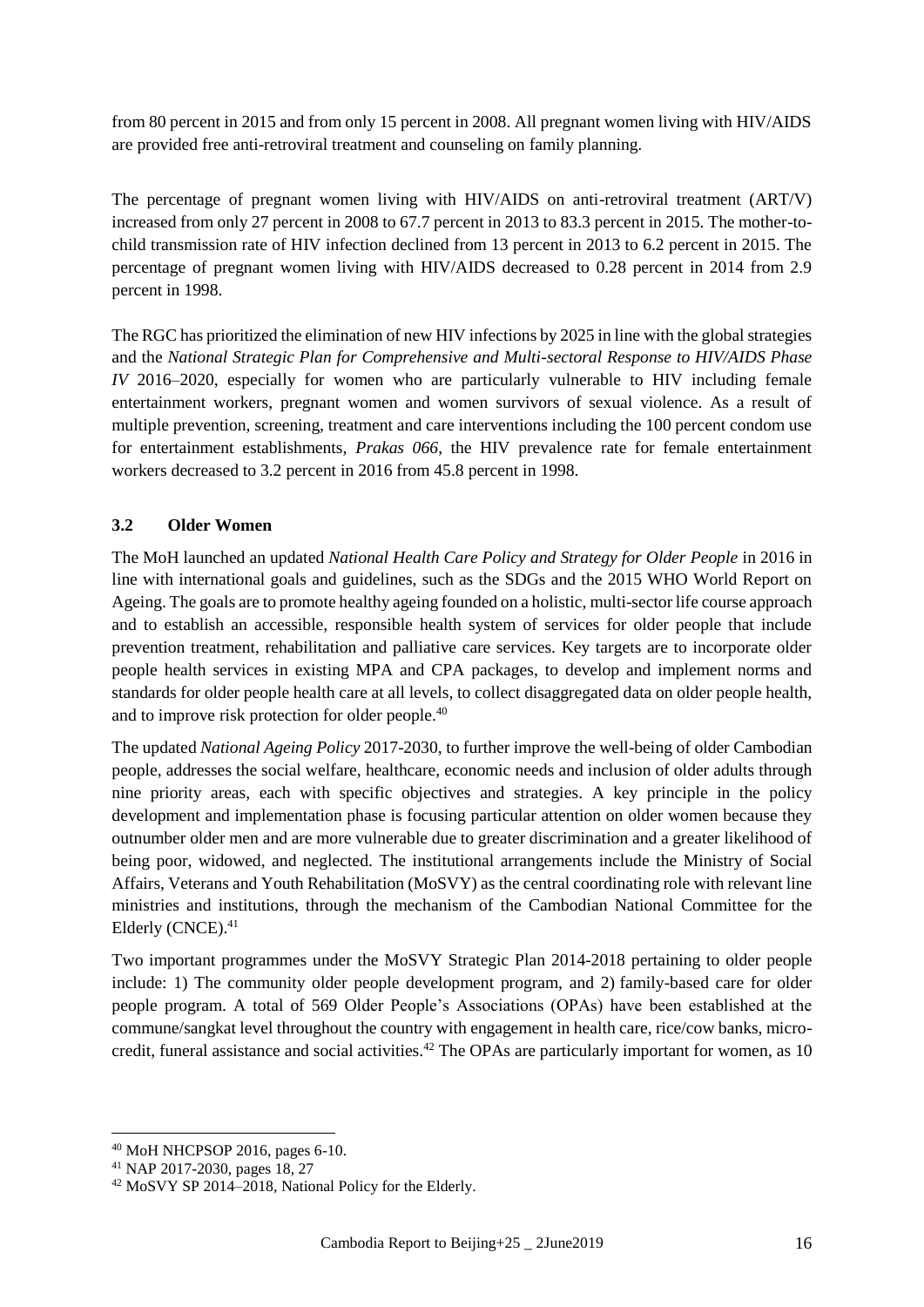from 80 percent in 2015 and from only 15 percent in 2008. All pregnant women living with HIV/AIDS are provided free anti-retroviral treatment and counseling on family planning.

The percentage of pregnant women living with HIV/AIDS on anti-retroviral treatment (ART/V) increased from only 27 percent in 2008 to 67.7 percent in 2013 to 83.3 percent in 2015. The mother-to-child transmission rate of HIV infection declined from 13 percent in 2013 to 6.2 percent in 2015. The percentage of pregnant women living with HIV/AIDS decreased to 0.28 percent in 2014 from 2.9 percent in 1998.

The RGC has prioritized the elimination of new HIV infections by 2025 in line with the global strategies and the *National Strategic Plan for Comprehensive and Multi-sectoral Response to HIV/AIDS Phase IV* 2016–2020, especially for women who are particularly vulnerable to HIV including female entertainment workers, pregnant women and women survivors of sexual violence. As a result of multiple prevention, screening, treatment and care interventions including the 100 percent condom use for entertainment establishments, *Prakas 066*, the HIV prevalence rate for female entertainment workers decreased to 3.2 percent in 2016 from 45.8 percent in 1998.

### 3.2 Older Women

The MoH launched an updated *National Health Care Policy and Strategy for Older People* in 2016 in line with international goals and guidelines, such as the SDGs and the 2015 WHO World Report on Ageing. The goals are to promote healthy ageing founded on a holistic, multi-sector life course approach and to establish an accessible, responsible health system of services for older people that include prevention treatment, rehabilitation and palliative care services. Key targets are to incorporate older people health services in existing MPA and CPA packages, to develop and implement norms and standards for older people health care at all levels, to collect disaggregated data on older people health, and to improve risk protection for older people.[40]

The updated *National Ageing Policy* 2017-2030, to further improve the well-being of older Cambodian people, addresses the social welfare, healthcare, economic needs and inclusion of older adults through nine priority areas, each with specific objectives and strategies. A key principle in the policy development and implementation phase is focusing particular attention on older women because they outnumber older men and are more vulnerable due to greater discrimination and a greater likelihood of being poor, widowed, and neglected. The institutional arrangements include the Ministry of Social Affairs, Veterans and Youth Rehabilitation (MoSVY) as the central coordinating role with relevant line ministries and institutions, through the mechanism of the Cambodian National Committee for the Elderly (CNCE).[41]

Two important programmes under the MoSVY Strategic Plan 2014-2018 pertaining to older people include: 1) The community older people development program, and 2) family-based care for older people program. A total of 569 Older People's Associations (OPAs) have been established at the commune/sangkat level throughout the country with engagement in health care, rice/cow banks, micro-credit, funeral assistance and social activities.[42] The OPAs are particularly important for women, as 10

---

[40] MoH NHCPSOP 2016, pages 6-10.

[41] NAP 2017-2030, pages 18, 27

[42] MoSVY SP 2014–2018, National Policy for the Elderly.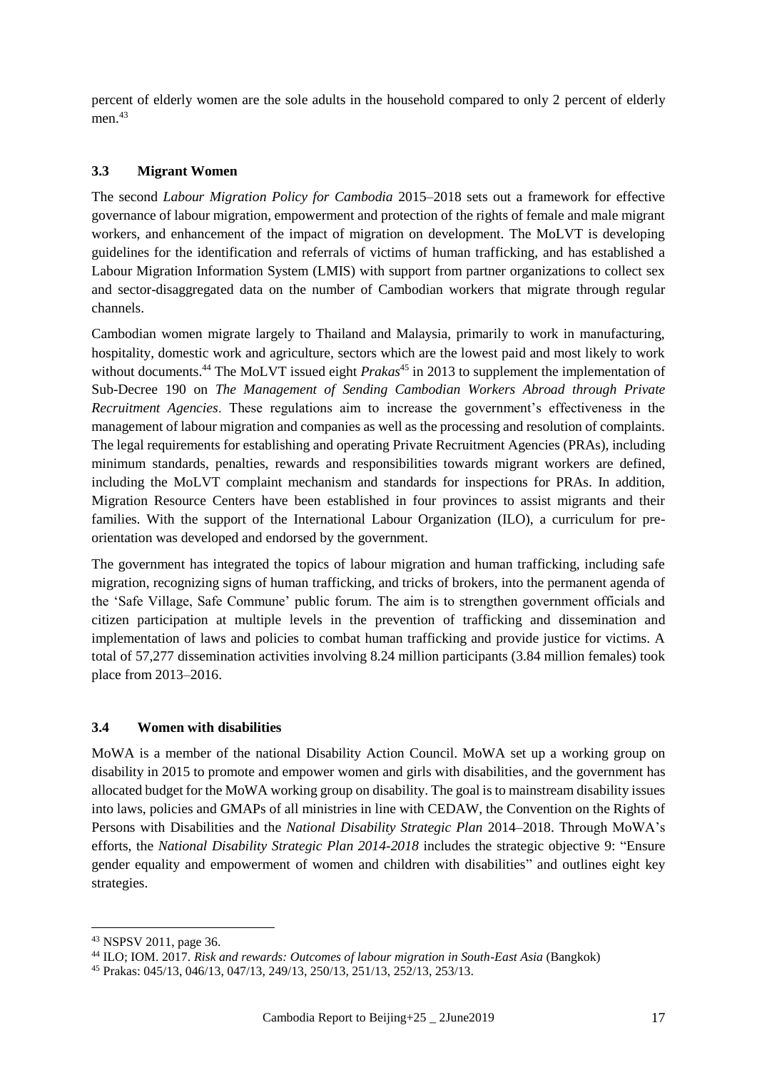percent of elderly women are the sole adults in the household compared to only 2 percent of elderly men.[43]

### 3.3 Migrant Women

The second *Labour Migration Policy for Cambodia* 2015–2018 sets out a framework for effective governance of labour migration, empowerment and protection of the rights of female and male migrant workers, and enhancement of the impact of migration on development. The MoLVT is developing guidelines for the identification and referrals of victims of human trafficking, and has established a Labour Migration Information System (LMIS) with support from partner organizations to collect sex and sector-disaggregated data on the number of Cambodian workers that migrate through regular channels.

Cambodian women migrate largely to Thailand and Malaysia, primarily to work in manufacturing, hospitality, domestic work and agriculture, sectors which are the lowest paid and most likely to work without documents.[44] The MoLVT issued eight *Prakas*[45] in 2013 to supplement the implementation of Sub-Decree 190 on *The Management of Sending Cambodian Workers Abroad through Private Recruitment Agencies*. These regulations aim to increase the government's effectiveness in the management of labour migration and companies as well as the processing and resolution of complaints. The legal requirements for establishing and operating Private Recruitment Agencies (PRAs), including minimum standards, penalties, rewards and responsibilities towards migrant workers are defined, including the MoLVT complaint mechanism and standards for inspections for PRAs. In addition, Migration Resource Centers have been established in four provinces to assist migrants and their families. With the support of the International Labour Organization (ILO), a curriculum for pre-orientation was developed and endorsed by the government.

The government has integrated the topics of labour migration and human trafficking, including safe migration, recognizing signs of human trafficking, and tricks of brokers, into the permanent agenda of the 'Safe Village, Safe Commune' public forum. The aim is to strengthen government officials and citizen participation at multiple levels in the prevention of trafficking and dissemination and implementation of laws and policies to combat human trafficking and provide justice for victims. A total of 57,277 dissemination activities involving 8.24 million participants (3.84 million females) took place from 2013–2016.

### 3.4 Women with disabilities

MoWA is a member of the national Disability Action Council. MoWA set up a working group on disability in 2015 to promote and empower women and girls with disabilities, and the government has allocated budget for the MoWA working group on disability. The goal is to mainstream disability issues into laws, policies and GMAPs of all ministries in line with CEDAW, the Convention on the Rights of Persons with Disabilities and the *National Disability Strategic Plan* 2014–2018. Through MoWA's efforts, the *National Disability Strategic Plan 2014-2018* includes the strategic objective 9: "Ensure gender equality and empowerment of women and children with disabilities" and outlines eight key strategies.

---

[43] NSPSV 2011, page 36.

[44] ILO; IOM. 2017. *Risk and rewards: Outcomes of labour migration in South-East Asia* (Bangkok)

[45] Prakas: 045/13, 046/13, 047/13, 249/13, 250/13, 251/13, 252/13, 253/13.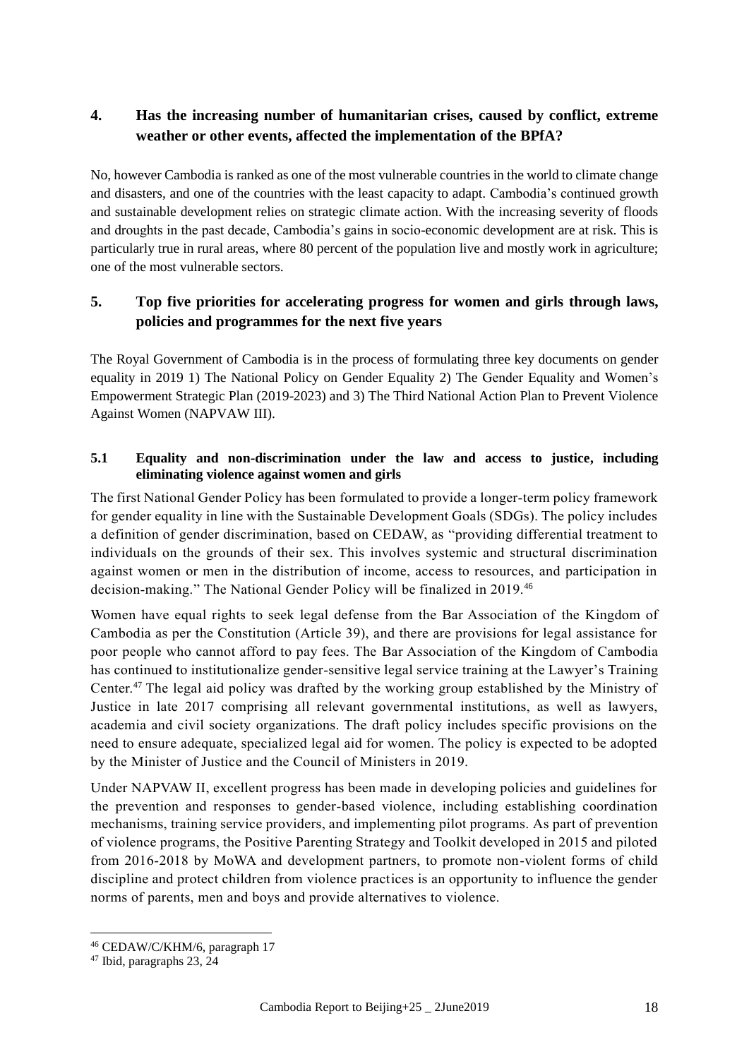## 4. Has the increasing number of humanitarian crises, caused by conflict, extreme weather or other events, affected the implementation of the BPfA?

No, however Cambodia is ranked as one of the most vulnerable countries in the world to climate change and disasters, and one of the countries with the least capacity to adapt. Cambodia's continued growth and sustainable development relies on strategic climate action. With the increasing severity of floods and droughts in the past decade, Cambodia's gains in socio-economic development are at risk. This is particularly true in rural areas, where 80 percent of the population live and mostly work in agriculture; one of the most vulnerable sectors.

## 5. Top five priorities for accelerating progress for women and girls through laws, policies and programmes for the next five years

The Royal Government of Cambodia is in the process of formulating three key documents on gender equality in 2019 1) The National Policy on Gender Equality 2) The Gender Equality and Women's Empowerment Strategic Plan (2019-2023) and 3) The Third National Action Plan to Prevent Violence Against Women (NAPVAW III).

### 5.1 Equality and non-discrimination under the law and access to justice, including eliminating violence against women and girls

The first National Gender Policy has been formulated to provide a longer-term policy framework for gender equality in line with the Sustainable Development Goals (SDGs). The policy includes a definition of gender discrimination, based on CEDAW, as "providing differential treatment to individuals on the grounds of their sex. This involves systemic and structural discrimination against women or men in the distribution of income, access to resources, and participation in decision-making." The National Gender Policy will be finalized in 2019.[46]

Women have equal rights to seek legal defense from the Bar Association of the Kingdom of Cambodia as per the Constitution (Article 39), and there are provisions for legal assistance for poor people who cannot afford to pay fees. The Bar Association of the Kingdom of Cambodia has continued to institutionalize gender-sensitive legal service training at the Lawyer's Training Center.[47] The legal aid policy was drafted by the working group established by the Ministry of Justice in late 2017 comprising all relevant governmental institutions, as well as lawyers, academia and civil society organizations. The draft policy includes specific provisions on the need to ensure adequate, specialized legal aid for women. The policy is expected to be adopted by the Minister of Justice and the Council of Ministers in 2019.

Under NAPVAW II, excellent progress has been made in developing policies and guidelines for the prevention and responses to gender-based violence, including establishing coordination mechanisms, training service providers, and implementing pilot programs. As part of prevention of violence programs, the Positive Parenting Strategy and Toolkit developed in 2015 and piloted from 2016-2018 by MoWA and development partners, to promote non-violent forms of child discipline and protect children from violence practices is an opportunity to influence the gender norms of parents, men and boys and provide alternatives to violence.

[46] CEDAW/C/KHM/6, paragraph 17

[47] Ibid, paragraphs 23, 24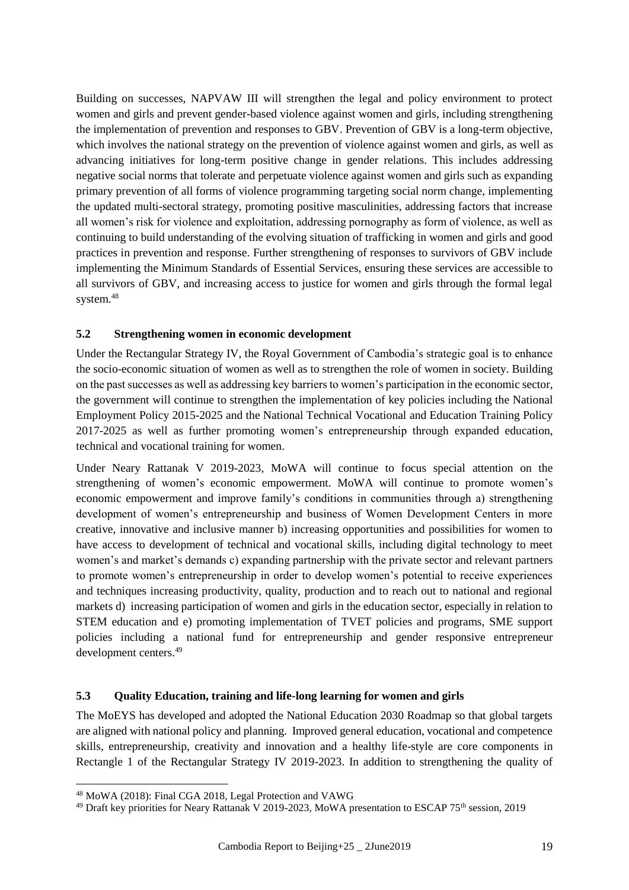Building on successes, NAPVAW III will strengthen the legal and policy environment to protect women and girls and prevent gender-based violence against women and girls, including strengthening the implementation of prevention and responses to GBV. Prevention of GBV is a long-term objective, which involves the national strategy on the prevention of violence against women and girls, as well as advancing initiatives for long-term positive change in gender relations. This includes addressing negative social norms that tolerate and perpetuate violence against women and girls such as expanding primary prevention of all forms of violence programming targeting social norm change, implementing the updated multi-sectoral strategy, promoting positive masculinities, addressing factors that increase all women's risk for violence and exploitation, addressing pornography as form of violence, as well as continuing to build understanding of the evolving situation of trafficking in women and girls and good practices in prevention and response. Further strengthening of responses to survivors of GBV include implementing the Minimum Standards of Essential Services, ensuring these services are accessible to all survivors of GBV, and increasing access to justice for women and girls through the formal legal system.[48]

### 5.2 Strengthening women in economic development

Under the Rectangular Strategy IV, the Royal Government of Cambodia's strategic goal is to enhance the socio-economic situation of women as well as to strengthen the role of women in society. Building on the past successes as well as addressing key barriers to women's participation in the economic sector, the government will continue to strengthen the implementation of key policies including the National Employment Policy 2015-2025 and the National Technical Vocational and Education Training Policy 2017-2025 as well as further promoting women's entrepreneurship through expanded education, technical and vocational training for women.

Under Neary Rattanak V 2019-2023, MoWA will continue to focus special attention on the strengthening of women's economic empowerment. MoWA will continue to promote women's economic empowerment and improve family's conditions in communities through a) strengthening development of women's entrepreneurship and business of Women Development Centers in more creative, innovative and inclusive manner b) increasing opportunities and possibilities for women to have access to development of technical and vocational skills, including digital technology to meet women's and market's demands c) expanding partnership with the private sector and relevant partners to promote women's entrepreneurship in order to develop women's potential to receive experiences and techniques increasing productivity, quality, production and to reach out to national and regional markets d) increasing participation of women and girls in the education sector, especially in relation to STEM education and e) promoting implementation of TVET policies and programs, SME support policies including a national fund for entrepreneurship and gender responsive entrepreneur development centers.[49]

### 5.3 Quality Education, training and life-long learning for women and girls

The MoEYS has developed and adopted the National Education 2030 Roadmap so that global targets are aligned with national policy and planning. Improved general education, vocational and competence skills, entrepreneurship, creativity and innovation and a healthy life-style are core components in Rectangle 1 of the Rectangular Strategy IV 2019-2023. In addition to strengthening the quality of

---

[48] MoWA (2018): Final CGA 2018, Legal Protection and VAWG

[49] Draft key priorities for Neary Rattanak V 2019-2023, MoWA presentation to ESCAP 75th session, 2019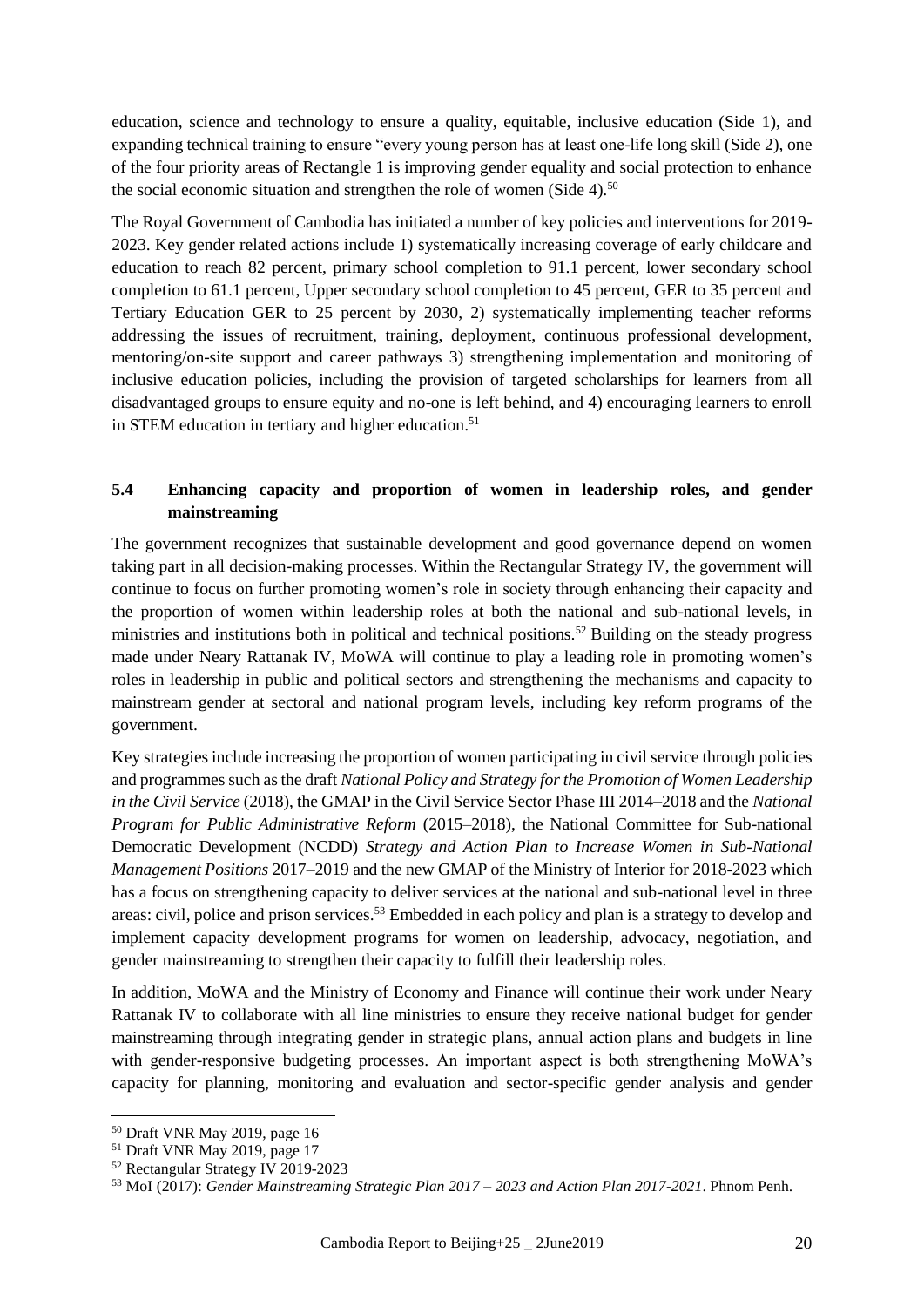education, science and technology to ensure a quality, equitable, inclusive education (Side 1), and expanding technical training to ensure "every young person has at least one-life long skill (Side 2), one of the four priority areas of Rectangle 1 is improving gender equality and social protection to enhance the social economic situation and strengthen the role of women (Side 4).[50]

The Royal Government of Cambodia has initiated a number of key policies and interventions for 2019-2023. Key gender related actions include 1) systematically increasing coverage of early childcare and education to reach 82 percent, primary school completion to 91.1 percent, lower secondary school completion to 61.1 percent, Upper secondary school completion to 45 percent, GER to 35 percent and Tertiary Education GER to 25 percent by 2030, 2) systematically implementing teacher reforms addressing the issues of recruitment, training, deployment, continuous professional development, mentoring/on-site support and career pathways 3) strengthening implementation and monitoring of inclusive education policies, including the provision of targeted scholarships for learners from all disadvantaged groups to ensure equity and no-one is left behind, and 4) encouraging learners to enroll in STEM education in tertiary and higher education.[51]

### 5.4 Enhancing capacity and proportion of women in leadership roles, and gender mainstreaming

The government recognizes that sustainable development and good governance depend on women taking part in all decision-making processes. Within the Rectangular Strategy IV, the government will continue to focus on further promoting women's role in society through enhancing their capacity and the proportion of women within leadership roles at both the national and sub-national levels, in ministries and institutions both in political and technical positions.[52] Building on the steady progress made under Neary Rattanak IV, MoWA will continue to play a leading role in promoting women's roles in leadership in public and political sectors and strengthening the mechanisms and capacity to mainstream gender at sectoral and national program levels, including key reform programs of the government.

Key strategies include increasing the proportion of women participating in civil service through policies and programmes such as the draft *National Policy and Strategy for the Promotion of Women Leadership in the Civil Service* (2018), the GMAP in the Civil Service Sector Phase III 2014–2018 and the *National Program for Public Administrative Reform* (2015–2018), the National Committee for Sub-national Democratic Development (NCDD) *Strategy and Action Plan to Increase Women in Sub-National Management Positions* 2017–2019 and the new GMAP of the Ministry of Interior for 2018-2023 which has a focus on strengthening capacity to deliver services at the national and sub-national level in three areas: civil, police and prison services.[53] Embedded in each policy and plan is a strategy to develop and implement capacity development programs for women on leadership, advocacy, negotiation, and gender mainstreaming to strengthen their capacity to fulfill their leadership roles.

In addition, MoWA and the Ministry of Economy and Finance will continue their work under Neary Rattanak IV to collaborate with all line ministries to ensure they receive national budget for gender mainstreaming through integrating gender in strategic plans, annual action plans and budgets in line with gender-responsive budgeting processes. An important aspect is both strengthening MoWA's capacity for planning, monitoring and evaluation and sector-specific gender analysis and gender

---

[50] Draft VNR May 2019, page 16

[51] Draft VNR May 2019, page 17

[52] Rectangular Strategy IV 2019-2023

[53] MoI (2017): *Gender Mainstreaming Strategic Plan 2017 – 2023 and Action Plan 2017-2021*. Phnom Penh.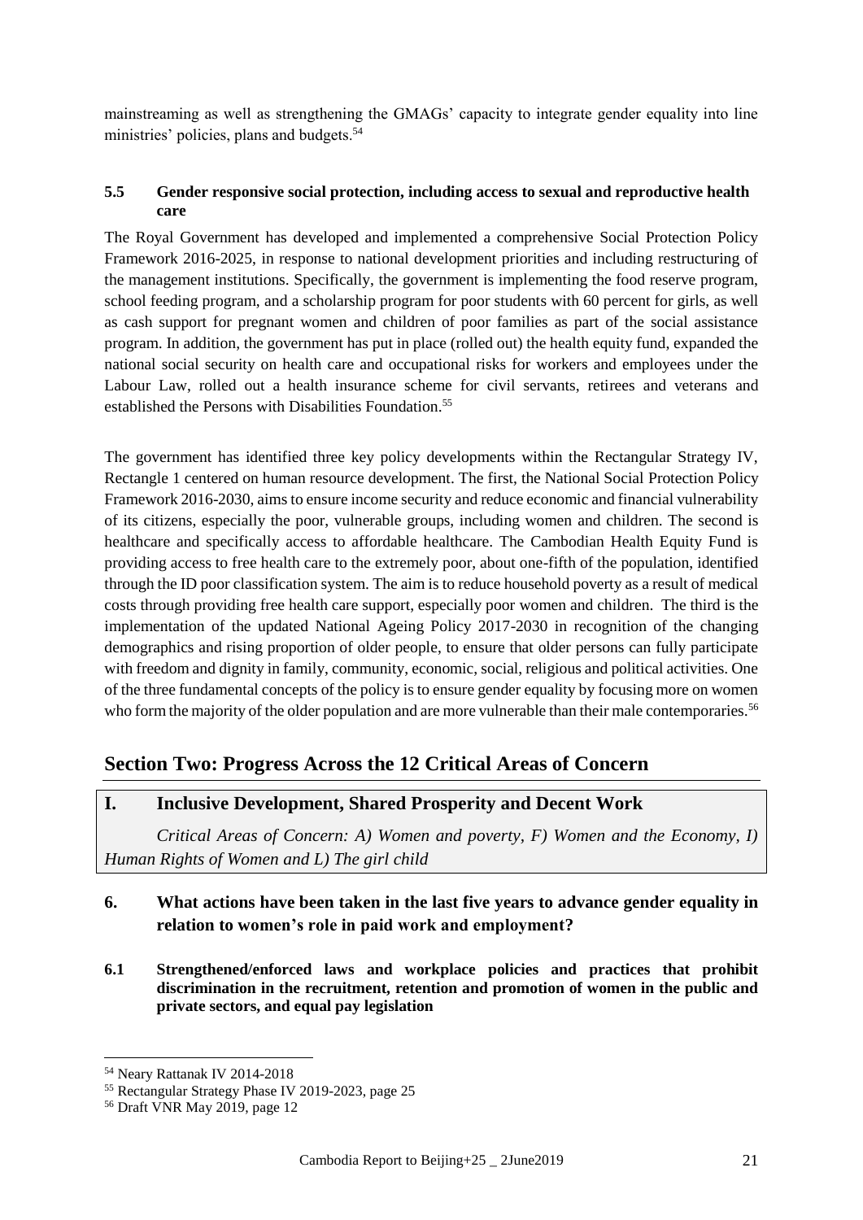mainstreaming as well as strengthening the GMAGs' capacity to integrate gender equality into line ministries' policies, plans and budgets.[54]

### 5.5 Gender responsive social protection, including access to sexual and reproductive health care

The Royal Government has developed and implemented a comprehensive Social Protection Policy Framework 2016-2025, in response to national development priorities and including restructuring of the management institutions. Specifically, the government is implementing the food reserve program, school feeding program, and a scholarship program for poor students with 60 percent for girls, as well as cash support for pregnant women and children of poor families as part of the social assistance program. In addition, the government has put in place (rolled out) the health equity fund, expanded the national social security on health care and occupational risks for workers and employees under the Labour Law, rolled out a health insurance scheme for civil servants, retirees and veterans and established the Persons with Disabilities Foundation.[55]

The government has identified three key policy developments within the Rectangular Strategy IV, Rectangle 1 centered on human resource development. The first, the National Social Protection Policy Framework 2016-2030, aims to ensure income security and reduce economic and financial vulnerability of its citizens, especially the poor, vulnerable groups, including women and children. The second is healthcare and specifically access to affordable healthcare. The Cambodian Health Equity Fund is providing access to free health care to the extremely poor, about one-fifth of the population, identified through the ID poor classification system. The aim is to reduce household poverty as a result of medical costs through providing free health care support, especially poor women and children. The third is the implementation of the updated National Ageing Policy 2017-2030 in recognition of the changing demographics and rising proportion of older people, to ensure that older persons can fully participate with freedom and dignity in family, community, economic, social, religious and political activities. One of the three fundamental concepts of the policy is to ensure gender equality by focusing more on women who form the majority of the older population and are more vulnerable than their male contemporaries.[56]

## Section Two: Progress Across the 12 Critical Areas of Concern

### I. Inclusive Development, Shared Prosperity and Decent Work

*Critical Areas of Concern: A) Women and poverty, F) Women and the Economy, I) Human Rights of Women and L) The girl child*

### 6. What actions have been taken in the last five years to advance gender equality in relation to women's role in paid work and employment?

### 6.1 Strengthened/enforced laws and workplace policies and practices that prohibit discrimination in the recruitment, retention and promotion of women in the public and private sectors, and equal pay legislation

---

[54] Neary Rattanak IV 2014-2018

[55] Rectangular Strategy Phase IV 2019-2023, page 25

[56] Draft VNR May 2019, page 12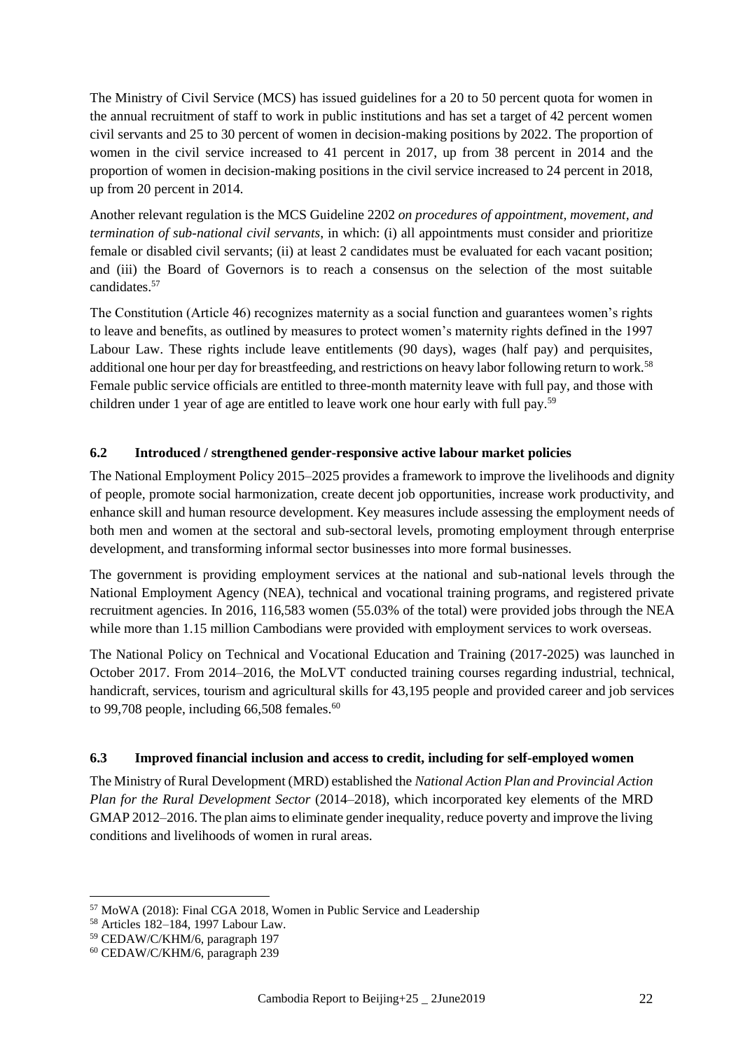The Ministry of Civil Service (MCS) has issued guidelines for a 20 to 50 percent quota for women in the annual recruitment of staff to work in public institutions and has set a target of 42 percent women civil servants and 25 to 30 percent of women in decision-making positions by 2022. The proportion of women in the civil service increased to 41 percent in 2017, up from 38 percent in 2014 and the proportion of women in decision-making positions in the civil service increased to 24 percent in 2018, up from 20 percent in 2014.

Another relevant regulation is the MCS Guideline 2202 *on procedures of appointment, movement, and termination of sub-national civil servants*, in which: (i) all appointments must consider and prioritize female or disabled civil servants; (ii) at least 2 candidates must be evaluated for each vacant position; and (iii) the Board of Governors is to reach a consensus on the selection of the most suitable candidates.[57]

The Constitution (Article 46) recognizes maternity as a social function and guarantees women's rights to leave and benefits, as outlined by measures to protect women's maternity rights defined in the 1997 Labour Law. These rights include leave entitlements (90 days), wages (half pay) and perquisites, additional one hour per day for breastfeeding, and restrictions on heavy labor following return to work.[58] Female public service officials are entitled to three-month maternity leave with full pay, and those with children under 1 year of age are entitled to leave work one hour early with full pay.[59]

### 6.2 Introduced / strengthened gender-responsive active labour market policies

The National Employment Policy 2015–2025 provides a framework to improve the livelihoods and dignity of people, promote social harmonization, create decent job opportunities, increase work productivity, and enhance skill and human resource development. Key measures include assessing the employment needs of both men and women at the sectoral and sub-sectoral levels, promoting employment through enterprise development, and transforming informal sector businesses into more formal businesses.

The government is providing employment services at the national and sub-national levels through the National Employment Agency (NEA), technical and vocational training programs, and registered private recruitment agencies. In 2016, 116,583 women (55.03% of the total) were provided jobs through the NEA while more than 1.15 million Cambodians were provided with employment services to work overseas.

The National Policy on Technical and Vocational Education and Training (2017-2025) was launched in October 2017. From 2014–2016, the MoLVT conducted training courses regarding industrial, technical, handicraft, services, tourism and agricultural skills for 43,195 people and provided career and job services to 99,708 people, including 66,508 females.[60]

### 6.3 Improved financial inclusion and access to credit, including for self-employed women

The Ministry of Rural Development (MRD) established the *National Action Plan and Provincial Action Plan for the Rural Development Sector* (2014–2018), which incorporated key elements of the MRD GMAP 2012–2016. The plan aims to eliminate gender inequality, reduce poverty and improve the living conditions and livelihoods of women in rural areas.

---

[57] MoWA (2018): Final CGA 2018, Women in Public Service and Leadership

[58] Articles 182–184, 1997 Labour Law.

[59] CEDAW/C/KHM/6, paragraph 197

[60] CEDAW/C/KHM/6, paragraph 239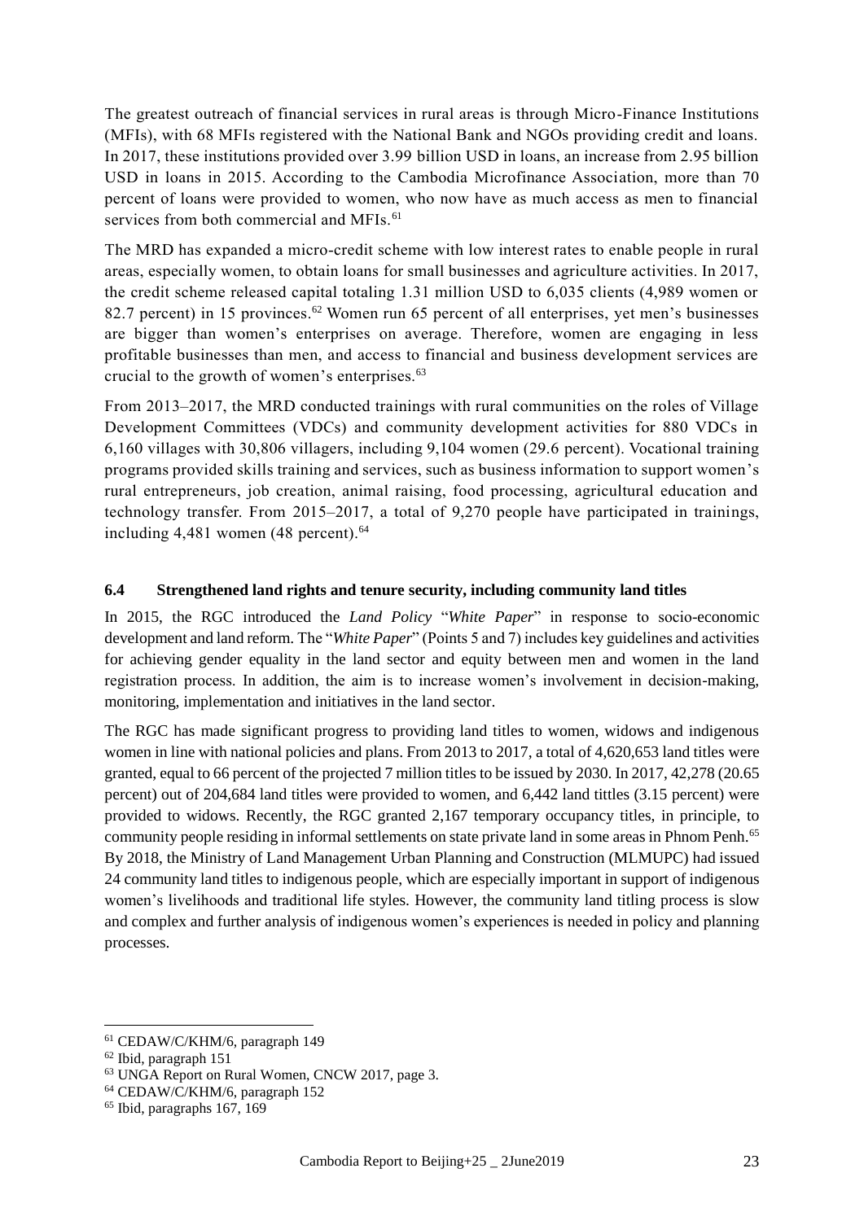The greatest outreach of financial services in rural areas is through Micro-Finance Institutions (MFIs), with 68 MFIs registered with the National Bank and NGOs providing credit and loans. In 2017, these institutions provided over 3.99 billion USD in loans, an increase from 2.95 billion USD in loans in 2015. According to the Cambodia Microfinance Association, more than 70 percent of loans were provided to women, who now have as much access as men to financial services from both commercial and MFIs.[61]

The MRD has expanded a micro-credit scheme with low interest rates to enable people in rural areas, especially women, to obtain loans for small businesses and agriculture activities. In 2017, the credit scheme released capital totaling 1.31 million USD to 6,035 clients (4,989 women or 82.7 percent) in 15 provinces.[62] Women run 65 percent of all enterprises, yet men's businesses are bigger than women's enterprises on average. Therefore, women are engaging in less profitable businesses than men, and access to financial and business development services are crucial to the growth of women's enterprises.[63]

From 2013–2017, the MRD conducted trainings with rural communities on the roles of Village Development Committees (VDCs) and community development activities for 880 VDCs in 6,160 villages with 30,806 villagers, including 9,104 women (29.6 percent). Vocational training programs provided skills training and services, such as business information to support women's rural entrepreneurs, job creation, animal raising, food processing, agricultural education and technology transfer. From 2015–2017, a total of 9,270 people have participated in trainings, including 4,481 women (48 percent).[64]

### 6.4 Strengthened land rights and tenure security, including community land titles

In 2015, the RGC introduced the *Land Policy* "*White Paper*" in response to socio-economic development and land reform. The "*White Paper*" (Points 5 and 7) includes key guidelines and activities for achieving gender equality in the land sector and equity between men and women in the land registration process. In addition, the aim is to increase women's involvement in decision-making, monitoring, implementation and initiatives in the land sector.

The RGC has made significant progress to providing land titles to women, widows and indigenous women in line with national policies and plans. From 2013 to 2017, a total of 4,620,653 land titles were granted, equal to 66 percent of the projected 7 million titles to be issued by 2030. In 2017, 42,278 (20.65 percent) out of 204,684 land titles were provided to women, and 6,442 land tittles (3.15 percent) were provided to widows. Recently, the RGC granted 2,167 temporary occupancy titles, in principle, to community people residing in informal settlements on state private land in some areas in Phnom Penh.[65] By 2018, the Ministry of Land Management Urban Planning and Construction (MLMUPC) had issued 24 community land titles to indigenous people, which are especially important in support of indigenous women's livelihoods and traditional life styles. However, the community land titling process is slow and complex and further analysis of indigenous women's experiences is needed in policy and planning processes.

---

[61] CEDAW/C/KHM/6, paragraph 149

[62] Ibid, paragraph 151

[63] UNGA Report on Rural Women, CNCW 2017, page 3.

[64] CEDAW/C/KHM/6, paragraph 152

[65] Ibid, paragraphs 167, 169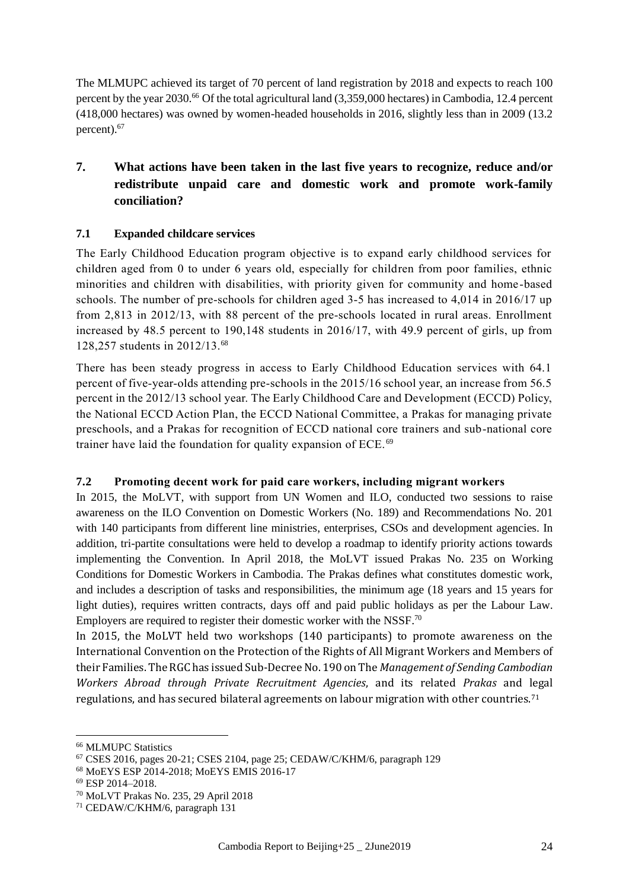The MLMUPC achieved its target of 70 percent of land registration by 2018 and expects to reach 100 percent by the year 2030.[66] Of the total agricultural land (3,359,000 hectares) in Cambodia, 12.4 percent (418,000 hectares) was owned by women-headed households in 2016, slightly less than in 2009 (13.2 percent).[67]

## 7. What actions have been taken in the last five years to recognize, reduce and/or redistribute unpaid care and domestic work and promote work-family conciliation?

### 7.1 Expanded childcare services

The Early Childhood Education program objective is to expand early childhood services for children aged from 0 to under 6 years old, especially for children from poor families, ethnic minorities and children with disabilities, with priority given for community and home-based schools. The number of pre-schools for children aged 3-5 has increased to 4,014 in 2016/17 up from 2,813 in 2012/13, with 88 percent of the pre-schools located in rural areas. Enrollment increased by 48.5 percent to 190,148 students in 2016/17, with 49.9 percent of girls, up from 128,257 students in 2012/13.[68]

There has been steady progress in access to Early Childhood Education services with 64.1 percent of five-year-olds attending pre-schools in the 2015/16 school year, an increase from 56.5 percent in the 2012/13 school year. The Early Childhood Care and Development (ECCD) Policy, the National ECCD Action Plan, the ECCD National Committee, a Prakas for managing private preschools, and a Prakas for recognition of ECCD national core trainers and sub-national core trainer have laid the foundation for quality expansion of ECE.[69]

### 7.2 Promoting decent work for paid care workers, including migrant workers

In 2015, the MoLVT, with support from UN Women and ILO, conducted two sessions to raise awareness on the ILO Convention on Domestic Workers (No. 189) and Recommendations No. 201 with 140 participants from different line ministries, enterprises, CSOs and development agencies. In addition, tri-partite consultations were held to develop a roadmap to identify priority actions towards implementing the Convention. In April 2018, the MoLVT issued Prakas No. 235 on Working Conditions for Domestic Workers in Cambodia. The Prakas defines what constitutes domestic work, and includes a description of tasks and responsibilities, the minimum age (18 years and 15 years for light duties), requires written contracts, days off and paid public holidays as per the Labour Law. Employers are required to register their domestic worker with the NSSF.[70]

In 2015, the MoLVT held two workshops (140 participants) to promote awareness on the International Convention on the Protection of the Rights of All Migrant Workers and Members of their Families. The RGC has issued Sub-Decree No. 190 on The *Management of Sending Cambodian Workers Abroad through Private Recruitment Agencies,* and its related *Prakas* and legal regulations, and has secured bilateral agreements on labour migration with other countries.[71]

---

[66] MLMUPC Statistics

[67] CSES 2016, pages 20-21; CSES 2104, page 25; CEDAW/C/KHM/6, paragraph 129

[68] MoEYS ESP 2014-2018; MoEYS EMIS 2016-17

[69] ESP 2014–2018.

[70] MoLVT Prakas No. 235, 29 April 2018

[71] CEDAW/C/KHM/6, paragraph 131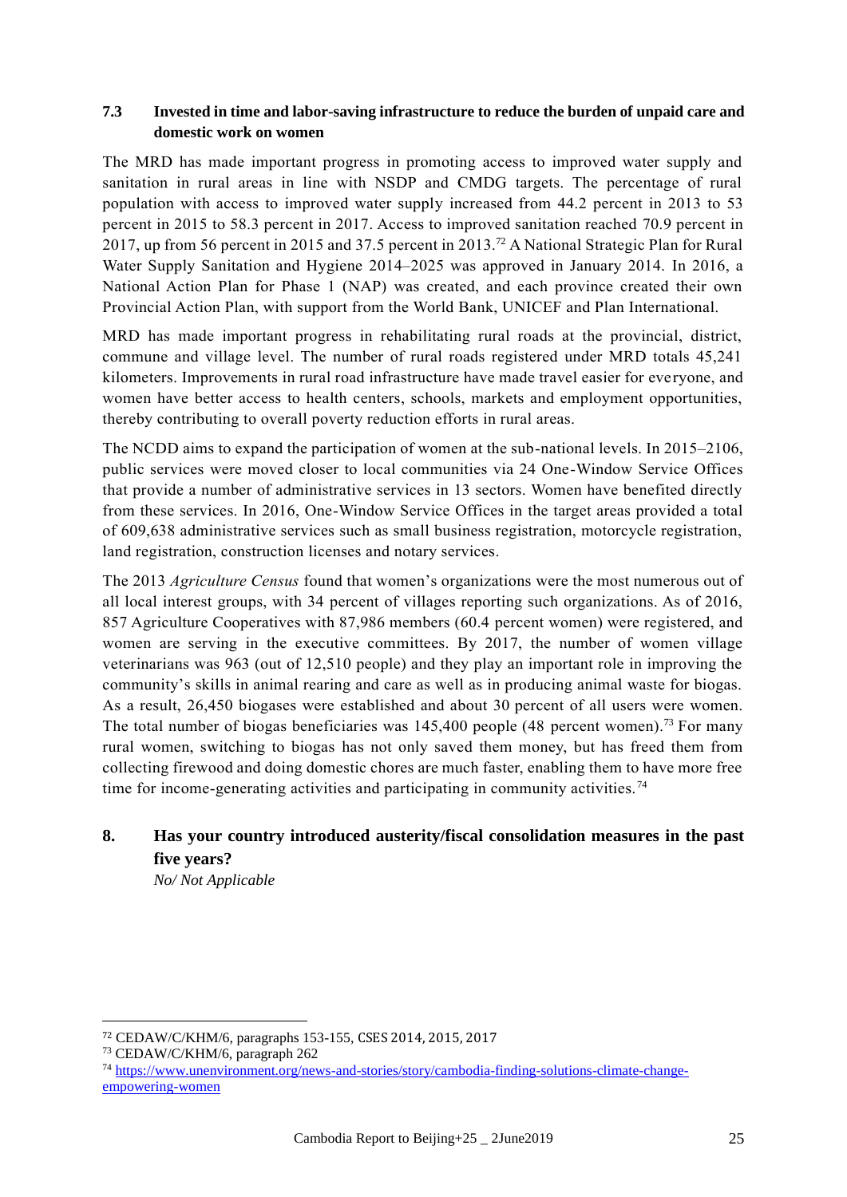### 7.3 Invested in time and labor-saving infrastructure to reduce the burden of unpaid care and domestic work on women

The MRD has made important progress in promoting access to improved water supply and sanitation in rural areas in line with NSDP and CMDG targets. The percentage of rural population with access to improved water supply increased from 44.2 percent in 2013 to 53 percent in 2015 to 58.3 percent in 2017. Access to improved sanitation reached 70.9 percent in 2017, up from 56 percent in 2015 and 37.5 percent in 2013.[72] A National Strategic Plan for Rural Water Supply Sanitation and Hygiene 2014–2025 was approved in January 2014. In 2016, a National Action Plan for Phase 1 (NAP) was created, and each province created their own Provincial Action Plan, with support from the World Bank, UNICEF and Plan International.

MRD has made important progress in rehabilitating rural roads at the provincial, district, commune and village level. The number of rural roads registered under MRD totals 45,241 kilometers. Improvements in rural road infrastructure have made travel easier for everyone, and women have better access to health centers, schools, markets and employment opportunities, thereby contributing to overall poverty reduction efforts in rural areas.

The NCDD aims to expand the participation of women at the sub-national levels. In 2015–2106, public services were moved closer to local communities via 24 One-Window Service Offices that provide a number of administrative services in 13 sectors. Women have benefited directly from these services. In 2016, One-Window Service Offices in the target areas provided a total of 609,638 administrative services such as small business registration, motorcycle registration, land registration, construction licenses and notary services.

The 2013 *Agriculture Census* found that women's organizations were the most numerous out of all local interest groups, with 34 percent of villages reporting such organizations. As of 2016, 857 Agriculture Cooperatives with 87,986 members (60.4 percent women) were registered, and women are serving in the executive committees. By 2017, the number of women village veterinarians was 963 (out of 12,510 people) and they play an important role in improving the community's skills in animal rearing and care as well as in producing animal waste for biogas. As a result, 26,450 biogases were established and about 30 percent of all users were women. The total number of biogas beneficiaries was 145,400 people (48 percent women).[73] For many rural women, switching to biogas has not only saved them money, but has freed them from collecting firewood and doing domestic chores are much faster, enabling them to have more free time for income-generating activities and participating in community activities.[74]

## 8. Has your country introduced austerity/fiscal consolidation measures in the past five years?

*No/ Not Applicable*

---

[72] CEDAW/C/KHM/6, paragraphs 153-155, CSES 2014, 2015, 2017

[73] CEDAW/C/KHM/6, paragraph 262

[74] https://www.unenvironment.org/news-and-stories/story/cambodia-finding-solutions-climate-change-empowering-women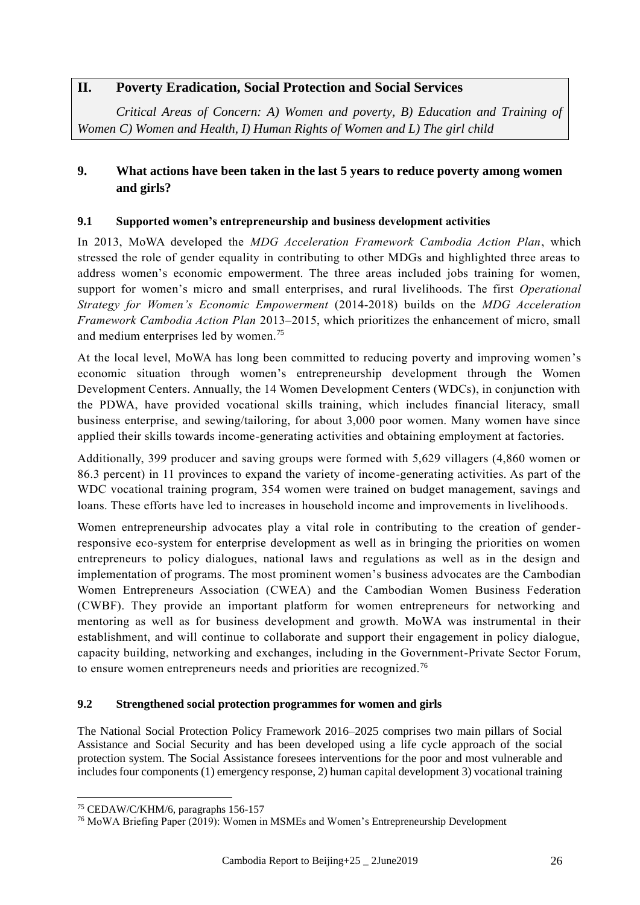## II. Poverty Eradication, Social Protection and Social Services

*Critical Areas of Concern: A) Women and poverty, B) Education and Training of Women C) Women and Health, I) Human Rights of Women and L) The girl child*

### 9. What actions have been taken in the last 5 years to reduce poverty among women and girls?

#### 9.1 Supported women's entrepreneurship and business development activities

In 2013, MoWA developed the *MDG Acceleration Framework Cambodia Action Plan*, which stressed the role of gender equality in contributing to other MDGs and highlighted three areas to address women's economic empowerment. The three areas included jobs training for women, support for women's micro and small enterprises, and rural livelihoods. The first *Operational Strategy for Women's Economic Empowerment* (2014-2018) builds on the *MDG Acceleration Framework Cambodia Action Plan* 2013–2015, which prioritizes the enhancement of micro, small and medium enterprises led by women.[75]

At the local level, MoWA has long been committed to reducing poverty and improving women's economic situation through women's entrepreneurship development through the Women Development Centers. Annually, the 14 Women Development Centers (WDCs), in conjunction with the PDWA, have provided vocational skills training, which includes financial literacy, small business enterprise, and sewing/tailoring, for about 3,000 poor women. Many women have since applied their skills towards income-generating activities and obtaining employment at factories.

Additionally, 399 producer and saving groups were formed with 5,629 villagers (4,860 women or 86.3 percent) in 11 provinces to expand the variety of income-generating activities. As part of the WDC vocational training program, 354 women were trained on budget management, savings and loans. These efforts have led to increases in household income and improvements in livelihoods.

Women entrepreneurship advocates play a vital role in contributing to the creation of gender-responsive eco-system for enterprise development as well as in bringing the priorities on women entrepreneurs to policy dialogues, national laws and regulations as well as in the design and implementation of programs. The most prominent women's business advocates are the Cambodian Women Entrepreneurs Association (CWEA) and the Cambodian Women Business Federation (CWBF). They provide an important platform for women entrepreneurs for networking and mentoring as well as for business development and growth. MoWA was instrumental in their establishment, and will continue to collaborate and support their engagement in policy dialogue, capacity building, networking and exchanges, including in the Government-Private Sector Forum, to ensure women entrepreneurs needs and priorities are recognized.[76]

#### 9.2 Strengthened social protection programmes for women and girls

The National Social Protection Policy Framework 2016–2025 comprises two main pillars of Social Assistance and Social Security and has been developed using a life cycle approach of the social protection system. The Social Assistance foresees interventions for the poor and most vulnerable and includes four components (1) emergency response, 2) human capital development 3) vocational training

---

[75] CEDAW/C/KHM/6, paragraphs 156-157

[76] MoWA Briefing Paper (2019): Women in MSMEs and Women's Entrepreneurship Development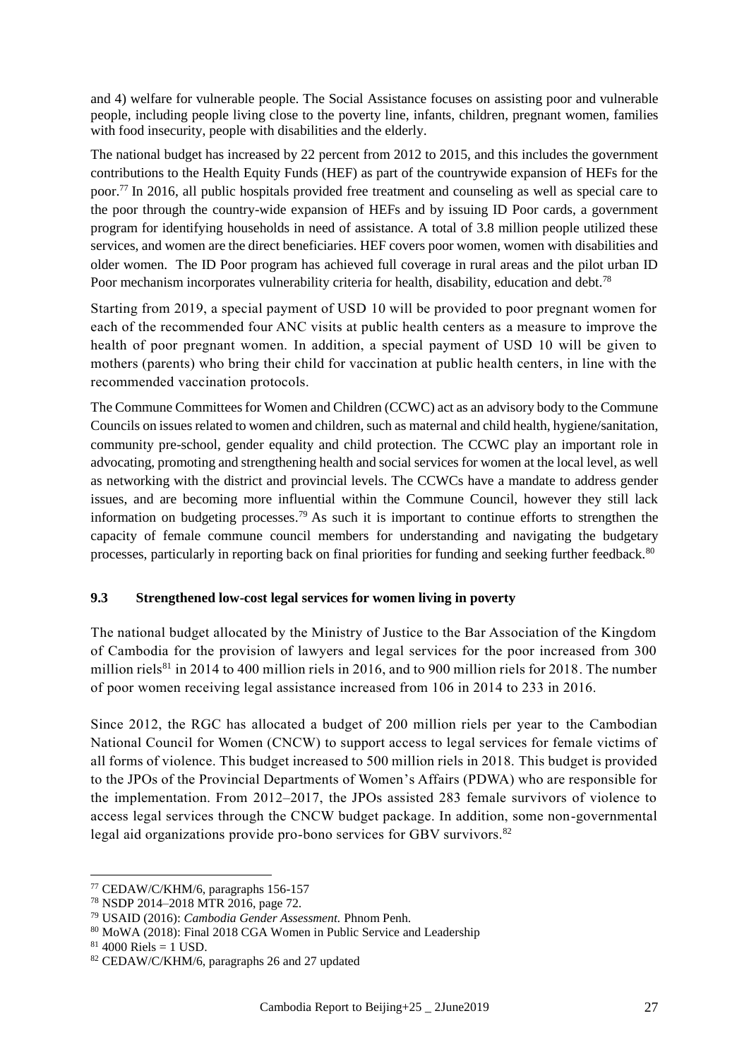and 4) welfare for vulnerable people. The Social Assistance focuses on assisting poor and vulnerable people, including people living close to the poverty line, infants, children, pregnant women, families with food insecurity, people with disabilities and the elderly.

The national budget has increased by 22 percent from 2012 to 2015, and this includes the government contributions to the Health Equity Funds (HEF) as part of the countrywide expansion of HEFs for the poor.[77] In 2016, all public hospitals provided free treatment and counseling as well as special care to the poor through the country-wide expansion of HEFs and by issuing ID Poor cards, a government program for identifying households in need of assistance. A total of 3.8 million people utilized these services, and women are the direct beneficiaries. HEF covers poor women, women with disabilities and older women. The ID Poor program has achieved full coverage in rural areas and the pilot urban ID Poor mechanism incorporates vulnerability criteria for health, disability, education and debt.[78]

Starting from 2019, a special payment of USD 10 will be provided to poor pregnant women for each of the recommended four ANC visits at public health centers as a measure to improve the health of poor pregnant women. In addition, a special payment of USD 10 will be given to mothers (parents) who bring their child for vaccination at public health centers, in line with the recommended vaccination protocols.

The Commune Committees for Women and Children (CCWC) act as an advisory body to the Commune Councils on issues related to women and children, such as maternal and child health, hygiene/sanitation, community pre-school, gender equality and child protection. The CCWC play an important role in advocating, promoting and strengthening health and social services for women at the local level, as well as networking with the district and provincial levels. The CCWCs have a mandate to address gender issues, and are becoming more influential within the Commune Council, however they still lack information on budgeting processes.[79] As such it is important to continue efforts to strengthen the capacity of female commune council members for understanding and navigating the budgetary processes, particularly in reporting back on final priorities for funding and seeking further feedback.[80]

### 9.3 Strengthened low-cost legal services for women living in poverty

The national budget allocated by the Ministry of Justice to the Bar Association of the Kingdom of Cambodia for the provision of lawyers and legal services for the poor increased from 300 million riels[81] in 2014 to 400 million riels in 2016, and to 900 million riels for 2018. The number of poor women receiving legal assistance increased from 106 in 2014 to 233 in 2016.

Since 2012, the RGC has allocated a budget of 200 million riels per year to the Cambodian National Council for Women (CNCW) to support access to legal services for female victims of all forms of violence. This budget increased to 500 million riels in 2018. This budget is provided to the JPOs of the Provincial Departments of Women's Affairs (PDWA) who are responsible for the implementation. From 2012–2017, the JPOs assisted 283 female survivors of violence to access legal services through the CNCW budget package. In addition, some non-governmental legal aid organizations provide pro-bono services for GBV survivors.[82]

---

[77] CEDAW/C/KHM/6, paragraphs 156-157

[78] NSDP 2014–2018 MTR 2016, page 72.

[79] USAID (2016): *Cambodia Gender Assessment.* Phnom Penh.

[80] MoWA (2018): Final 2018 CGA Women in Public Service and Leadership

[81] 4000 Riels = 1 USD.

[82] CEDAW/C/KHM/6, paragraphs 26 and 27 updated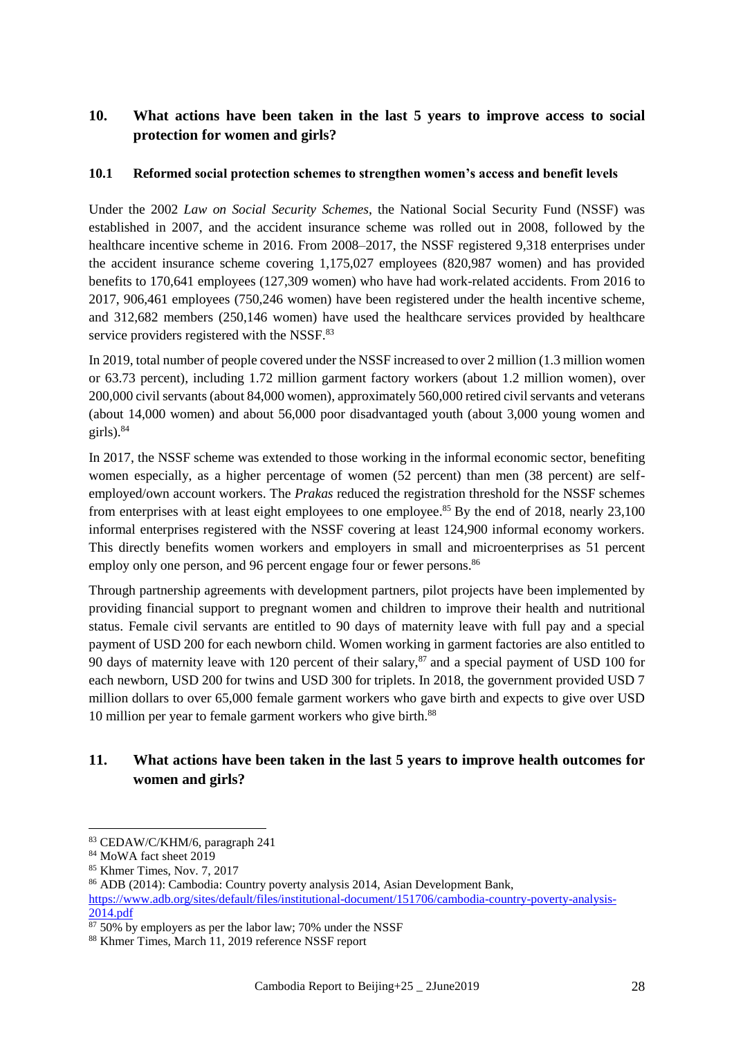## 10. What actions have been taken in the last 5 years to improve access to social protection for women and girls?

### 10.1 Reformed social protection schemes to strengthen women's access and benefit levels

Under the 2002 *Law on Social Security Schemes*, the National Social Security Fund (NSSF) was established in 2007, and the accident insurance scheme was rolled out in 2008, followed by the healthcare incentive scheme in 2016. From 2008–2017, the NSSF registered 9,318 enterprises under the accident insurance scheme covering 1,175,027 employees (820,987 women) and has provided benefits to 170,641 employees (127,309 women) who have had work-related accidents. From 2016 to 2017, 906,461 employees (750,246 women) have been registered under the health incentive scheme, and 312,682 members (250,146 women) have used the healthcare services provided by healthcare service providers registered with the NSSF.[83]

In 2019, total number of people covered under the NSSF increased to over 2 million (1.3 million women or 63.73 percent), including 1.72 million garment factory workers (about 1.2 million women), over 200,000 civil servants (about 84,000 women), approximately 560,000 retired civil servants and veterans (about 14,000 women) and about 56,000 poor disadvantaged youth (about 3,000 young women and girls).[84]

In 2017, the NSSF scheme was extended to those working in the informal economic sector, benefiting women especially, as a higher percentage of women (52 percent) than men (38 percent) are self-employed/own account workers. The *Prakas* reduced the registration threshold for the NSSF schemes from enterprises with at least eight employees to one employee.[85] By the end of 2018, nearly 23,100 informal enterprises registered with the NSSF covering at least 124,900 informal economy workers. This directly benefits women workers and employers in small and microenterprises as 51 percent employ only one person, and 96 percent engage four or fewer persons.[86]

Through partnership agreements with development partners, pilot projects have been implemented by providing financial support to pregnant women and children to improve their health and nutritional status. Female civil servants are entitled to 90 days of maternity leave with full pay and a special payment of USD 200 for each newborn child. Women working in garment factories are also entitled to 90 days of maternity leave with 120 percent of their salary,[87] and a special payment of USD 100 for each newborn, USD 200 for twins and USD 300 for triplets. In 2018, the government provided USD 7 million dollars to over 65,000 female garment workers who gave birth and expects to give over USD 10 million per year to female garment workers who give birth.[88]

## 11. What actions have been taken in the last 5 years to improve health outcomes for women and girls?

---

[83] CEDAW/C/KHM/6, paragraph 241

[84] MoWA fact sheet 2019

[85] Khmer Times, Nov. 7, 2017

[86] ADB (2014): Cambodia: Country poverty analysis 2014, Asian Development Bank, https://www.adb.org/sites/default/files/institutional-document/151706/cambodia-country-poverty-analysis-2014.pdf

[87] 50% by employers as per the labor law; 70% under the NSSF

[88] Khmer Times, March 11, 2019 reference NSSF report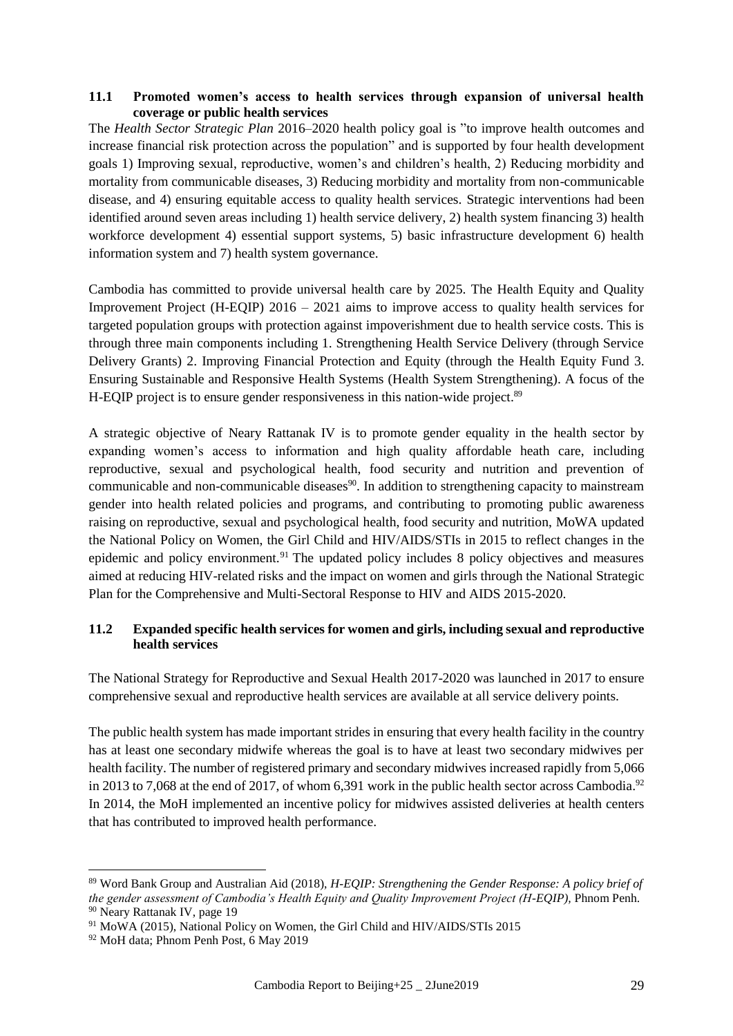### 11.1 Promoted women's access to health services through expansion of universal health coverage or public health services

The *Health Sector Strategic Plan* 2016–2020 health policy goal is "to improve health outcomes and increase financial risk protection across the population" and is supported by four health development goals 1) Improving sexual, reproductive, women's and children's health, 2) Reducing morbidity and mortality from communicable diseases, 3) Reducing morbidity and mortality from non-communicable disease, and 4) ensuring equitable access to quality health services. Strategic interventions had been identified around seven areas including 1) health service delivery, 2) health system financing 3) health workforce development 4) essential support systems, 5) basic infrastructure development 6) health information system and 7) health system governance.

Cambodia has committed to provide universal health care by 2025. The Health Equity and Quality Improvement Project (H-EQIP) 2016 – 2021 aims to improve access to quality health services for targeted population groups with protection against impoverishment due to health service costs. This is through three main components including 1. Strengthening Health Service Delivery (through Service Delivery Grants) 2. Improving Financial Protection and Equity (through the Health Equity Fund 3. Ensuring Sustainable and Responsive Health Systems (Health System Strengthening). A focus of the H-EQIP project is to ensure gender responsiveness in this nation-wide project.[89]

A strategic objective of Neary Rattanak IV is to promote gender equality in the health sector by expanding women's access to information and high quality affordable heath care, including reproductive, sexual and psychological health, food security and nutrition and prevention of communicable and non-communicable diseases[90]. In addition to strengthening capacity to mainstream gender into health related policies and programs, and contributing to promoting public awareness raising on reproductive, sexual and psychological health, food security and nutrition, MoWA updated the National Policy on Women, the Girl Child and HIV/AIDS/STIs in 2015 to reflect changes in the epidemic and policy environment.[91] The updated policy includes 8 policy objectives and measures aimed at reducing HIV-related risks and the impact on women and girls through the National Strategic Plan for the Comprehensive and Multi-Sectoral Response to HIV and AIDS 2015-2020.

### 11.2 Expanded specific health services for women and girls, including sexual and reproductive health services

The National Strategy for Reproductive and Sexual Health 2017-2020 was launched in 2017 to ensure comprehensive sexual and reproductive health services are available at all service delivery points.

The public health system has made important strides in ensuring that every health facility in the country has at least one secondary midwife whereas the goal is to have at least two secondary midwives per health facility. The number of registered primary and secondary midwives increased rapidly from 5,066 in 2013 to 7,068 at the end of 2017, of whom 6,391 work in the public health sector across Cambodia.[92] In 2014, the MoH implemented an incentive policy for midwives assisted deliveries at health centers that has contributed to improved health performance.

---

[89] Word Bank Group and Australian Aid (2018), *H-EQIP: Strengthening the Gender Response: A policy brief of the gender assessment of Cambodia's Health Equity and Quality Improvement Project (H-EQIP)*, Phnom Penh.
[90] Neary Rattanak IV, page 19
[91] MoWA (2015), National Policy on Women, the Girl Child and HIV/AIDS/STIs 2015
[92] MoH data; Phnom Penh Post, 6 May 2019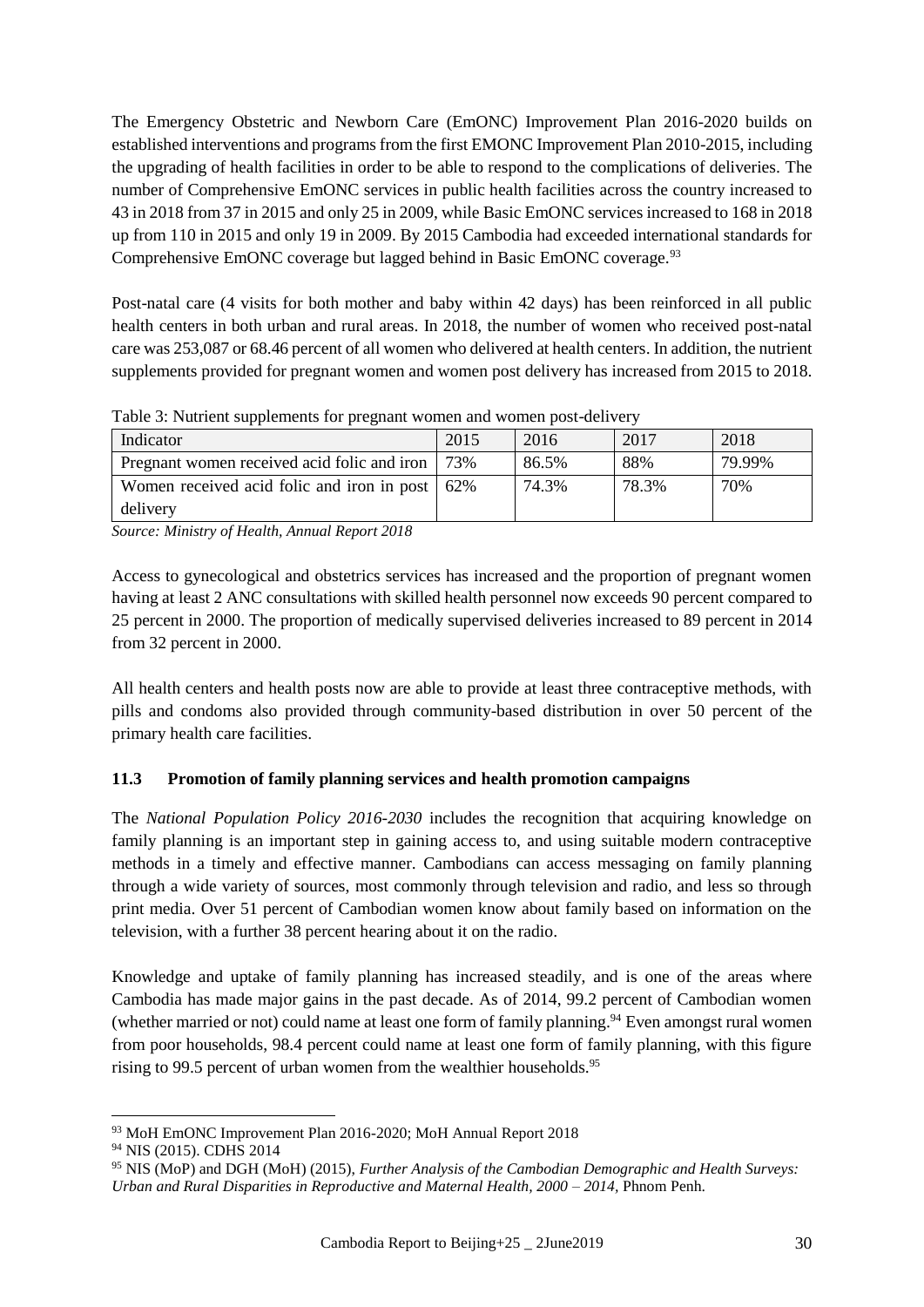The Emergency Obstetric and Newborn Care (EmONC) Improvement Plan 2016-2020 builds on established interventions and programs from the first EMONC Improvement Plan 2010-2015, including the upgrading of health facilities in order to be able to respond to the complications of deliveries. The number of Comprehensive EmONC services in public health facilities across the country increased to 43 in 2018 from 37 in 2015 and only 25 in 2009, while Basic EmONC services increased to 168 in 2018 up from 110 in 2015 and only 19 in 2009. By 2015 Cambodia had exceeded international standards for Comprehensive EmONC coverage but lagged behind in Basic EmONC coverage.[93]

Post-natal care (4 visits for both mother and baby within 42 days) has been reinforced in all public health centers in both urban and rural areas. In 2018, the number of women who received post-natal care was 253,087 or 68.46 percent of all women who delivered at health centers. In addition, the nutrient supplements provided for pregnant women and women post delivery has increased from 2015 to 2018.

Table 3: Nutrient supplements for pregnant women and women post-delivery

| Indicator | 2015 | 2016 | 2017 | 2018 |
|---|---|---|---|---|
| Pregnant women received acid folic and iron | 73% | 86.5% | 88% | 79.99% |
| Women received acid folic and iron in post delivery | 62% | 74.3% | 78.3% | 70% |

*Source: Ministry of Health, Annual Report 2018*

Access to gynecological and obstetrics services has increased and the proportion of pregnant women having at least 2 ANC consultations with skilled health personnel now exceeds 90 percent compared to 25 percent in 2000. The proportion of medically supervised deliveries increased to 89 percent in 2014 from 32 percent in 2000.

All health centers and health posts now are able to provide at least three contraceptive methods, with pills and condoms also provided through community-based distribution in over 50 percent of the primary health care facilities.

### 11.3 Promotion of family planning services and health promotion campaigns

The *National Population Policy 2016-2030* includes the recognition that acquiring knowledge on family planning is an important step in gaining access to, and using suitable modern contraceptive methods in a timely and effective manner. Cambodians can access messaging on family planning through a wide variety of sources, most commonly through television and radio, and less so through print media. Over 51 percent of Cambodian women know about family based on information on the television, with a further 38 percent hearing about it on the radio.

Knowledge and uptake of family planning has increased steadily, and is one of the areas where Cambodia has made major gains in the past decade. As of 2014, 99.2 percent of Cambodian women (whether married or not) could name at least one form of family planning.[94] Even amongst rural women from poor households, 98.4 percent could name at least one form of family planning, with this figure rising to 99.5 percent of urban women from the wealthier households.[95]

[93] MoH EmONC Improvement Plan 2016-2020; MoH Annual Report 2018

[94] NIS (2015). CDHS 2014

[95] NIS (MoP) and DGH (MoH) (2015), *Further Analysis of the Cambodian Demographic and Health Surveys: Urban and Rural Disparities in Reproductive and Maternal Health, 2000 – 2014*, Phnom Penh.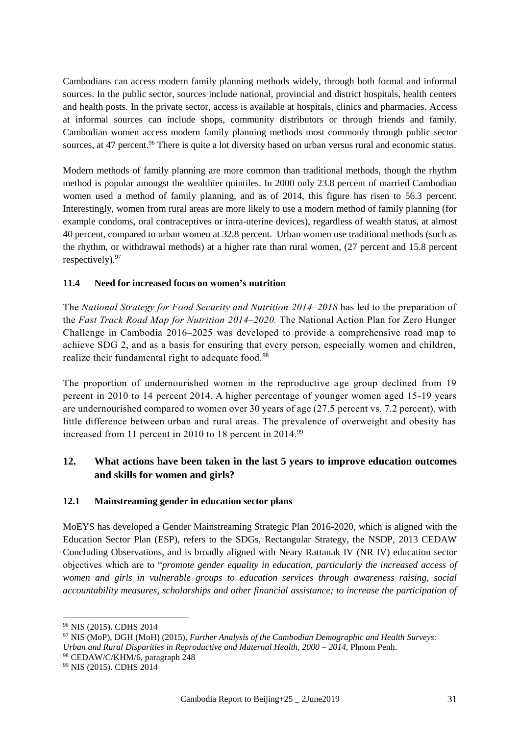Cambodians can access modern family planning methods widely, through both formal and informal sources. In the public sector, sources include national, provincial and district hospitals, health centers and health posts. In the private sector, access is available at hospitals, clinics and pharmacies. Access at informal sources can include shops, community distributors or through friends and family. Cambodian women access modern family planning methods most commonly through public sector sources, at 47 percent.[96] There is quite a lot diversity based on urban versus rural and economic status.

Modern methods of family planning are more common than traditional methods, though the rhythm method is popular amongst the wealthier quintiles. In 2000 only 23.8 percent of married Cambodian women used a method of family planning, and as of 2014, this figure has risen to 56.3 percent. Interestingly, women from rural areas are more likely to use a modern method of family planning (for example condoms, oral contraceptives or intra-uterine devices), regardless of wealth status, at almost 40 percent, compared to urban women at 32.8 percent. Urban women use traditional methods (such as the rhythm, or withdrawal methods) at a higher rate than rural women, (27 percent and 15.8 percent respectively).[97]

### 11.4 Need for increased focus on women's nutrition

The *National Strategy for Food Security and Nutrition 2014–2018* has led to the preparation of the *Fast Track Road Map for Nutrition 2014–2020.* The National Action Plan for Zero Hunger Challenge in Cambodia 2016–2025 was developed to provide a comprehensive road map to achieve SDG 2, and as a basis for ensuring that every person, especially women and children, realize their fundamental right to adequate food.[98]

The proportion of undernourished women in the reproductive age group declined from 19 percent in 2010 to 14 percent 2014. A higher percentage of younger women aged 15-19 years are undernourished compared to women over 30 years of age (27.5 percent vs. 7.2 percent), with little difference between urban and rural areas. The prevalence of overweight and obesity has increased from 11 percent in 2010 to 18 percent in 2014.[99]

## 12. What actions have been taken in the last 5 years to improve education outcomes and skills for women and girls?

### 12.1 Mainstreaming gender in education sector plans

MoEYS has developed a Gender Mainstreaming Strategic Plan 2016-2020, which is aligned with the Education Sector Plan (ESP), refers to the SDGs, Rectangular Strategy, the NSDP, 2013 CEDAW Concluding Observations, and is broadly aligned with Neary Rattanak IV (NR IV) education sector objectives which are to "*promote gender equality in education, particularly the increased access of women and girls in vulnerable groups to education services through awareness raising, social accountability measures, scholarships and other financial assistance; to increase the participation of*

---

[96] NIS (2015). CDHS 2014

[97] NIS (MoP), DGH (MoH) (2015), *Further Analysis of the Cambodian Demographic and Health Surveys: Urban and Rural Disparities in Reproductive and Maternal Health, 2000 – 2014*, Phnom Penh.

[98] CEDAW/C/KHM/6, paragraph 248

[99] NIS (2015). CDHS 2014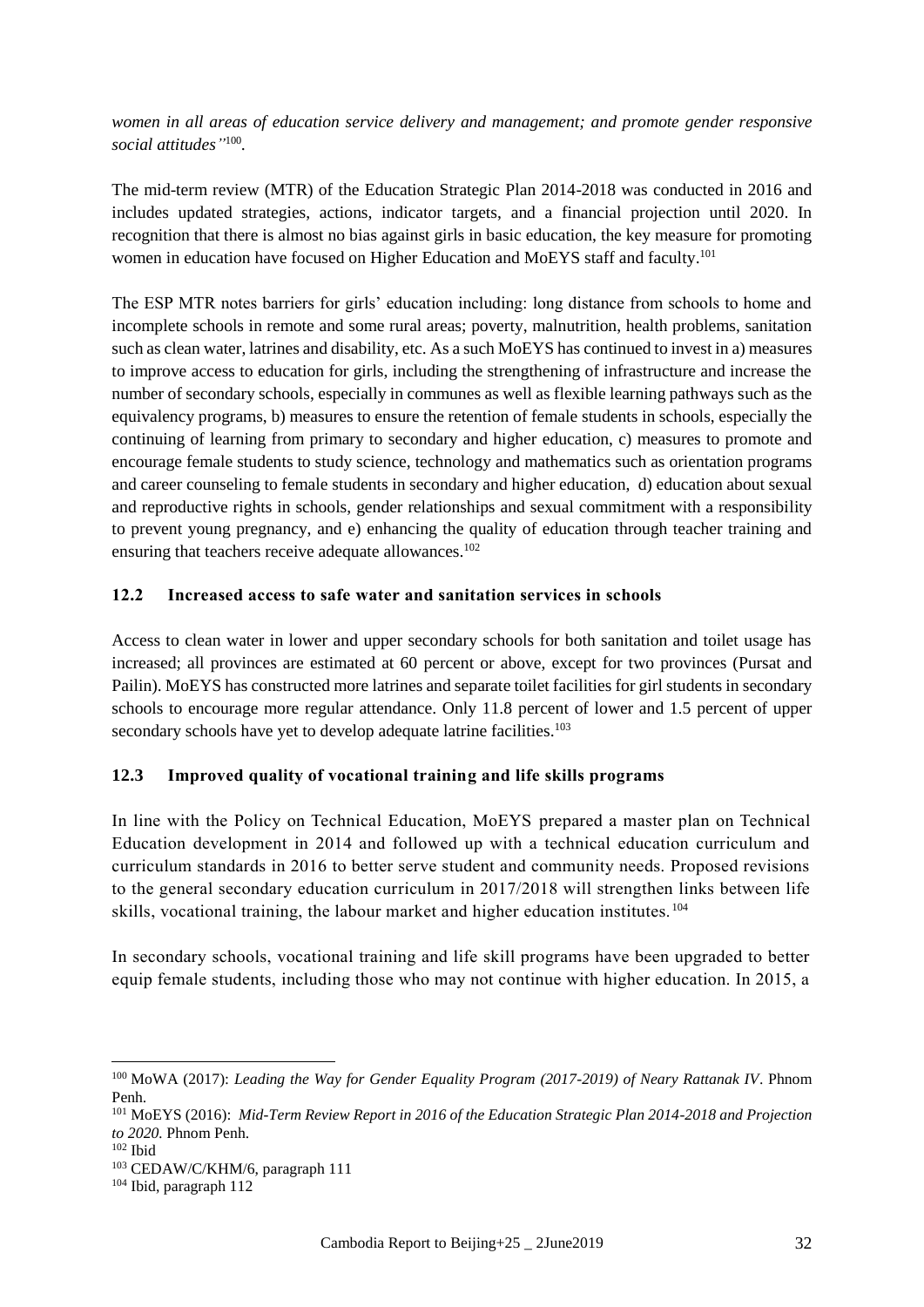*women in all areas of education service delivery and management; and promote gender responsive social attitudes"*[100].

The mid-term review (MTR) of the Education Strategic Plan 2014-2018 was conducted in 2016 and includes updated strategies, actions, indicator targets, and a financial projection until 2020. In recognition that there is almost no bias against girls in basic education, the key measure for promoting women in education have focused on Higher Education and MoEYS staff and faculty.[101]

The ESP MTR notes barriers for girls' education including: long distance from schools to home and incomplete schools in remote and some rural areas; poverty, malnutrition, health problems, sanitation such as clean water, latrines and disability, etc. As a such MoEYS has continued to invest in a) measures to improve access to education for girls, including the strengthening of infrastructure and increase the number of secondary schools, especially in communes as well as flexible learning pathways such as the equivalency programs, b) measures to ensure the retention of female students in schools, especially the continuing of learning from primary to secondary and higher education, c) measures to promote and encourage female students to study science, technology and mathematics such as orientation programs and career counseling to female students in secondary and higher education, d) education about sexual and reproductive rights in schools, gender relationships and sexual commitment with a responsibility to prevent young pregnancy, and e) enhancing the quality of education through teacher training and ensuring that teachers receive adequate allowances.[102]

## 12.2 Increased access to safe water and sanitation services in schools

Access to clean water in lower and upper secondary schools for both sanitation and toilet usage has increased; all provinces are estimated at 60 percent or above, except for two provinces (Pursat and Pailin). MoEYS has constructed more latrines and separate toilet facilities for girl students in secondary schools to encourage more regular attendance. Only 11.8 percent of lower and 1.5 percent of upper secondary schools have yet to develop adequate latrine facilities.[103]

## 12.3 Improved quality of vocational training and life skills programs

In line with the Policy on Technical Education, MoEYS prepared a master plan on Technical Education development in 2014 and followed up with a technical education curriculum and curriculum standards in 2016 to better serve student and community needs. Proposed revisions to the general secondary education curriculum in 2017/2018 will strengthen links between life skills, vocational training, the labour market and higher education institutes.[104]

In secondary schools, vocational training and life skill programs have been upgraded to better equip female students, including those who may not continue with higher education. In 2015, a

---

[100] MoWA (2017): *Leading the Way for Gender Equality Program (2017-2019) of Neary Rattanak IV*. Phnom Penh.

[101] MoEYS (2016): *Mid-Term Review Report in 2016 of the Education Strategic Plan 2014-2018 and Projection to 2020.* Phnom Penh.

[102] Ibid

[103] CEDAW/C/KHM/6, paragraph 111

[104] Ibid, paragraph 112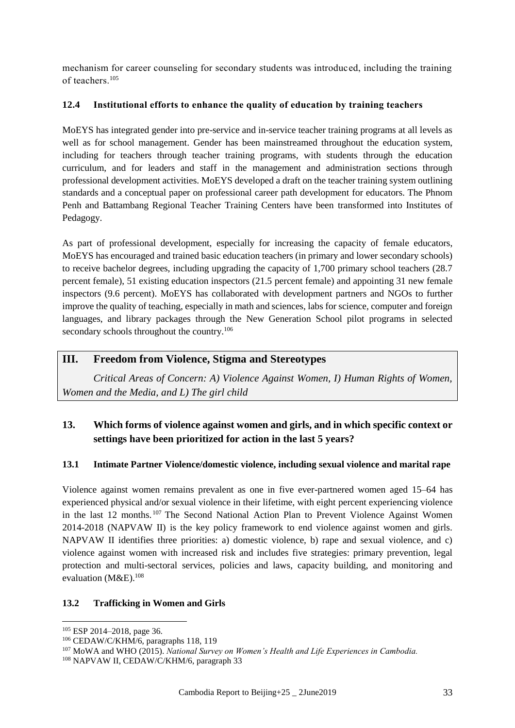mechanism for career counseling for secondary students was introduced, including the training of teachers.[105]

### 12.4 Institutional efforts to enhance the quality of education by training teachers

MoEYS has integrated gender into pre-service and in-service teacher training programs at all levels as well as for school management. Gender has been mainstreamed throughout the education system, including for teachers through teacher training programs, with students through the education curriculum, and for leaders and staff in the management and administration sections through professional development activities. MoEYS developed a draft on the teacher training system outlining standards and a conceptual paper on professional career path development for educators. The Phnom Penh and Battambang Regional Teacher Training Centers have been transformed into Institutes of Pedagogy.

As part of professional development, especially for increasing the capacity of female educators, MoEYS has encouraged and trained basic education teachers (in primary and lower secondary schools) to receive bachelor degrees, including upgrading the capacity of 1,700 primary school teachers (28.7 percent female), 51 existing education inspectors (21.5 percent female) and appointing 31 new female inspectors (9.6 percent). MoEYS has collaborated with development partners and NGOs to further improve the quality of teaching, especially in math and sciences, labs for science, computer and foreign languages, and library packages through the New Generation School pilot programs in selected secondary schools throughout the country.[106]

# III. Freedom from Violence, Stigma and Stereotypes

*Critical Areas of Concern: A) Violence Against Women, I) Human Rights of Women, Women and the Media, and L) The girl child*

## 13. Which forms of violence against women and girls, and in which specific context or settings have been prioritized for action in the last 5 years?

### 13.1 Intimate Partner Violence/domestic violence, including sexual violence and marital rape

Violence against women remains prevalent as one in five ever-partnered women aged 15–64 has experienced physical and/or sexual violence in their lifetime, with eight percent experiencing violence in the last 12 months.[107] The Second National Action Plan to Prevent Violence Against Women 2014-2018 (NAPVAW II) is the key policy framework to end violence against women and girls. NAPVAW II identifies three priorities: a) domestic violence, b) rape and sexual violence, and c) violence against women with increased risk and includes five strategies: primary prevention, legal protection and multi-sectoral services, policies and laws, capacity building, and monitoring and evaluation (M&E).[108]

### 13.2 Trafficking in Women and Girls

---

[105] ESP 2014–2018, page 36.

[106] CEDAW/C/KHM/6, paragraphs 118, 119

[107] MoWA and WHO (2015). *National Survey on Women's Health and Life Experiences in Cambodia.*

[108] NAPVAW II, CEDAW/C/KHM/6, paragraph 33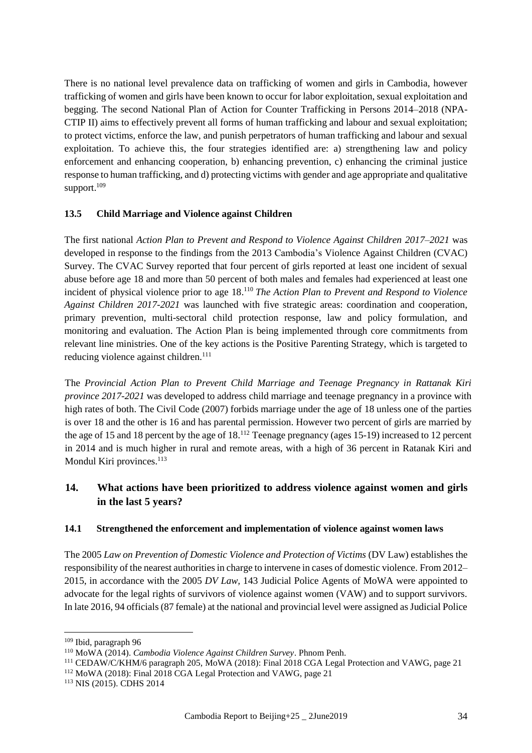There is no national level prevalence data on trafficking of women and girls in Cambodia, however trafficking of women and girls have been known to occur for labor exploitation, sexual exploitation and begging. The second National Plan of Action for Counter Trafficking in Persons 2014–2018 (NPA-CTIP II) aims to effectively prevent all forms of human trafficking and labour and sexual exploitation; to protect victims, enforce the law, and punish perpetrators of human trafficking and labour and sexual exploitation. To achieve this, the four strategies identified are: a) strengthening law and policy enforcement and enhancing cooperation, b) enhancing prevention, c) enhancing the criminal justice response to human trafficking, and d) protecting victims with gender and age appropriate and qualitative support.[109]

### 13.5 Child Marriage and Violence against Children

The first national *Action Plan to Prevent and Respond to Violence Against Children 2017–2021* was developed in response to the findings from the 2013 Cambodia's Violence Against Children (CVAC) Survey. The CVAC Survey reported that four percent of girls reported at least one incident of sexual abuse before age 18 and more than 50 percent of both males and females had experienced at least one incident of physical violence prior to age 18.[110] *The Action Plan to Prevent and Respond to Violence Against Children 2017-2021* was launched with five strategic areas: coordination and cooperation, primary prevention, multi-sectoral child protection response, law and policy formulation, and monitoring and evaluation. The Action Plan is being implemented through core commitments from relevant line ministries. One of the key actions is the Positive Parenting Strategy, which is targeted to reducing violence against children.[111]

The *Provincial Action Plan to Prevent Child Marriage and Teenage Pregnancy in Rattanak Kiri province 2017-2021* was developed to address child marriage and teenage pregnancy in a province with high rates of both. The Civil Code (2007) forbids marriage under the age of 18 unless one of the parties is over 18 and the other is 16 and has parental permission. However two percent of girls are married by the age of 15 and 18 percent by the age of 18.[112] Teenage pregnancy (ages 15-19) increased to 12 percent in 2014 and is much higher in rural and remote areas, with a high of 36 percent in Ratanak Kiri and Mondul Kiri provinces.[113]

## 14. What actions have been prioritized to address violence against women and girls in the last 5 years?

### 14.1 Strengthened the enforcement and implementation of violence against women laws

The 2005 *Law on Prevention of Domestic Violence and Protection of Victims* (DV Law) establishes the responsibility of the nearest authorities in charge to intervene in cases of domestic violence. From 2012–2015, in accordance with the 2005 *DV Law*, 143 Judicial Police Agents of MoWA were appointed to advocate for the legal rights of survivors of violence against women (VAW) and to support survivors. In late 2016, 94 officials (87 female) at the national and provincial level were assigned as Judicial Police

---

[109] Ibid, paragraph 96

[110] MoWA (2014). *Cambodia Violence Against Children Survey*. Phnom Penh.

[111] CEDAW/C/KHM/6 paragraph 205, MoWA (2018): Final 2018 CGA Legal Protection and VAWG, page 21

[112] MoWA (2018): Final 2018 CGA Legal Protection and VAWG, page 21

[113] NIS (2015). CDHS 2014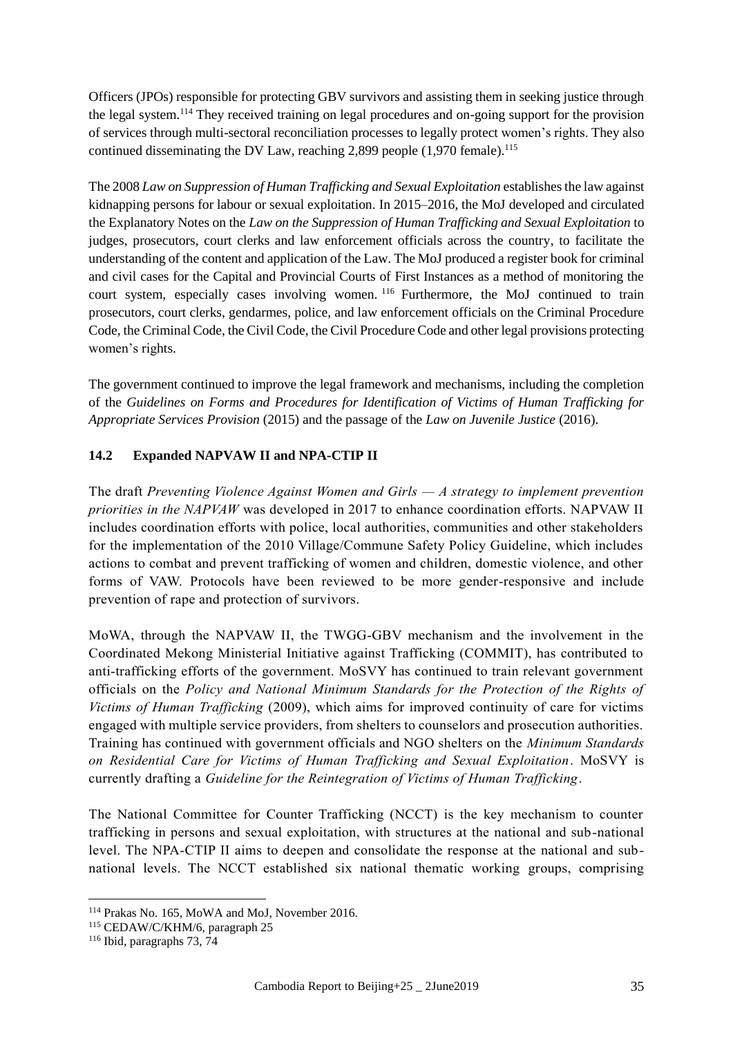Officers (JPOs) responsible for protecting GBV survivors and assisting them in seeking justice through the legal system.[114] They received training on legal procedures and on-going support for the provision of services through multi-sectoral reconciliation processes to legally protect women's rights. They also continued disseminating the DV Law, reaching 2,899 people (1,970 female).[115]

The 2008 *Law on Suppression of Human Trafficking and Sexual Exploitation* establishes the law against kidnapping persons for labour or sexual exploitation. In 2015–2016, the MoJ developed and circulated the Explanatory Notes on the *Law on the Suppression of Human Trafficking and Sexual Exploitation* to judges, prosecutors, court clerks and law enforcement officials across the country, to facilitate the understanding of the content and application of the Law. The MoJ produced a register book for criminal and civil cases for the Capital and Provincial Courts of First Instances as a method of monitoring the court system, especially cases involving women.[116] Furthermore, the MoJ continued to train prosecutors, court clerks, gendarmes, police, and law enforcement officials on the Criminal Procedure Code, the Criminal Code, the Civil Code, the Civil Procedure Code and other legal provisions protecting women's rights.

The government continued to improve the legal framework and mechanisms, including the completion of the *Guidelines on Forms and Procedures for Identification of Victims of Human Trafficking for Appropriate Services Provision* (2015) and the passage of the *Law on Juvenile Justice* (2016).

### 14.2 Expanded NAPVAW II and NPA-CTIP II

The draft *Preventing Violence Against Women and Girls — A strategy to implement prevention priorities in the NAPVAW* was developed in 2017 to enhance coordination efforts. NAPVAW II includes coordination efforts with police, local authorities, communities and other stakeholders for the implementation of the 2010 Village/Commune Safety Policy Guideline, which includes actions to combat and prevent trafficking of women and children, domestic violence, and other forms of VAW. Protocols have been reviewed to be more gender-responsive and include prevention of rape and protection of survivors.

MoWA, through the NAPVAW II, the TWGG-GBV mechanism and the involvement in the Coordinated Mekong Ministerial Initiative against Trafficking (COMMIT), has contributed to anti-trafficking efforts of the government. MoSVY has continued to train relevant government officials on the *Policy and National Minimum Standards for the Protection of the Rights of Victims of Human Trafficking* (2009), which aims for improved continuity of care for victims engaged with multiple service providers, from shelters to counselors and prosecution authorities. Training has continued with government officials and NGO shelters on the *Minimum Standards on Residential Care for Victims of Human Trafficking and Sexual Exploitation*. MoSVY is currently drafting a *Guideline for the Reintegration of Victims of Human Trafficking*.

The National Committee for Counter Trafficking (NCCT) is the key mechanism to counter trafficking in persons and sexual exploitation, with structures at the national and sub-national level. The NPA-CTIP II aims to deepen and consolidate the response at the national and sub-national levels. The NCCT established six national thematic working groups, comprising

---

[114] Prakas No. 165, MoWA and MoJ, November 2016.

[115] CEDAW/C/KHM/6, paragraph 25

[116] Ibid, paragraphs 73, 74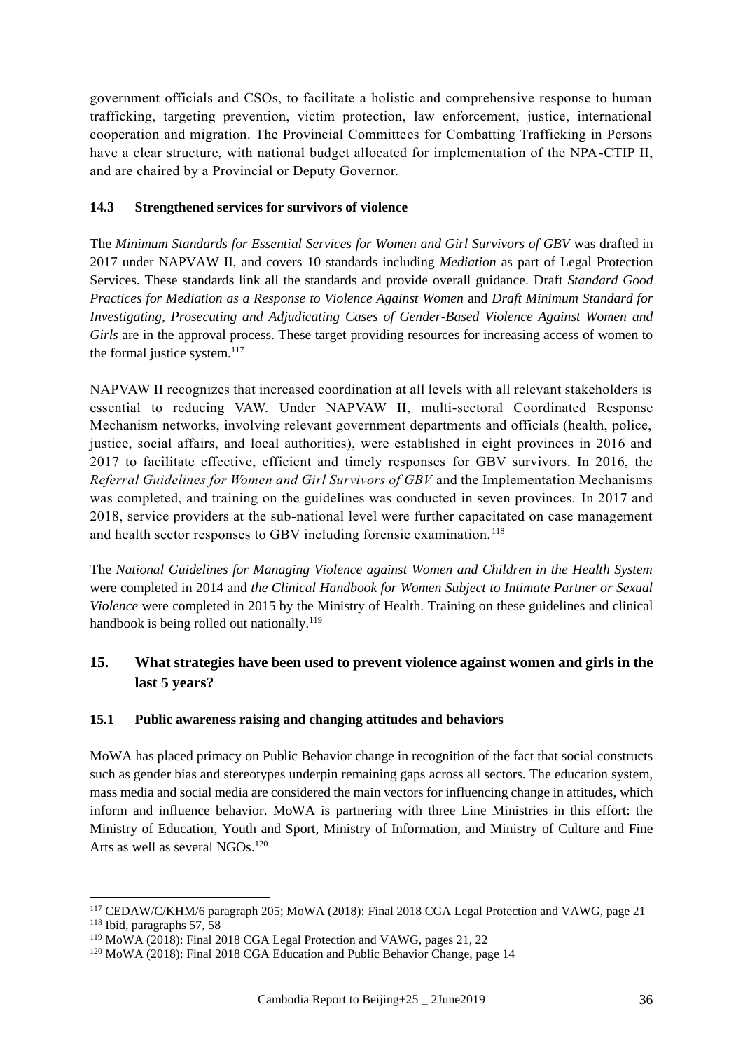government officials and CSOs, to facilitate a holistic and comprehensive response to human trafficking, targeting prevention, victim protection, law enforcement, justice, international cooperation and migration. The Provincial Committees for Combatting Trafficking in Persons have a clear structure, with national budget allocated for implementation of the NPA-CTIP II, and are chaired by a Provincial or Deputy Governor.

### 14.3 Strengthened services for survivors of violence

The *Minimum Standards for Essential Services for Women and Girl Survivors of GBV* was drafted in 2017 under NAPVAW II, and covers 10 standards including *Mediation* as part of Legal Protection Services. These standards link all the standards and provide overall guidance. Draft *Standard Good Practices for Mediation as a Response to Violence Against Women* and *Draft Minimum Standard for Investigating, Prosecuting and Adjudicating Cases of Gender-Based Violence Against Women and Girls* are in the approval process. These target providing resources for increasing access of women to the formal justice system.[117]

NAPVAW II recognizes that increased coordination at all levels with all relevant stakeholders is essential to reducing VAW. Under NAPVAW II, multi-sectoral Coordinated Response Mechanism networks, involving relevant government departments and officials (health, police, justice, social affairs, and local authorities), were established in eight provinces in 2016 and 2017 to facilitate effective, efficient and timely responses for GBV survivors. In 2016, the *Referral Guidelines for Women and Girl Survivors of GBV* and the Implementation Mechanisms was completed, and training on the guidelines was conducted in seven provinces. In 2017 and 2018, service providers at the sub-national level were further capacitated on case management and health sector responses to GBV including forensic examination.[118]

The *National Guidelines for Managing Violence against Women and Children in the Health System* were completed in 2014 and *the Clinical Handbook for Women Subject to Intimate Partner or Sexual Violence* were completed in 2015 by the Ministry of Health. Training on these guidelines and clinical handbook is being rolled out nationally.[119]

## 15. What strategies have been used to prevent violence against women and girls in the last 5 years?

### 15.1 Public awareness raising and changing attitudes and behaviors

MoWA has placed primacy on Public Behavior change in recognition of the fact that social constructs such as gender bias and stereotypes underpin remaining gaps across all sectors. The education system, mass media and social media are considered the main vectors for influencing change in attitudes, which inform and influence behavior. MoWA is partnering with three Line Ministries in this effort: the Ministry of Education, Youth and Sport, Ministry of Information, and Ministry of Culture and Fine Arts as well as several NGOs.[120]

---

[117] CEDAW/C/KHM/6 paragraph 205; MoWA (2018): Final 2018 CGA Legal Protection and VAWG, page 21

[118] Ibid, paragraphs 57, 58

[119] MoWA (2018): Final 2018 CGA Legal Protection and VAWG, pages 21, 22

[120] MoWA (2018): Final 2018 CGA Education and Public Behavior Change, page 14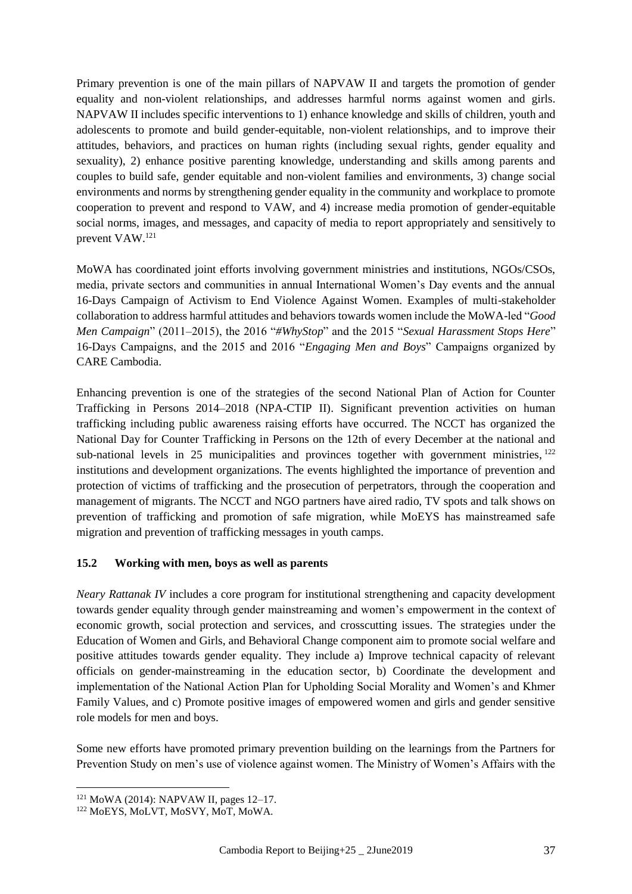Primary prevention is one of the main pillars of NAPVAW II and targets the promotion of gender equality and non-violent relationships, and addresses harmful norms against women and girls. NAPVAW II includes specific interventions to 1) enhance knowledge and skills of children, youth and adolescents to promote and build gender-equitable, non-violent relationships, and to improve their attitudes, behaviors, and practices on human rights (including sexual rights, gender equality and sexuality), 2) enhance positive parenting knowledge, understanding and skills among parents and couples to build safe, gender equitable and non-violent families and environments, 3) change social environments and norms by strengthening gender equality in the community and workplace to promote cooperation to prevent and respond to VAW, and 4) increase media promotion of gender-equitable social norms, images, and messages, and capacity of media to report appropriately and sensitively to prevent VAW.[121]

MoWA has coordinated joint efforts involving government ministries and institutions, NGOs/CSOs, media, private sectors and communities in annual International Women's Day events and the annual 16-Days Campaign of Activism to End Violence Against Women. Examples of multi-stakeholder collaboration to address harmful attitudes and behaviors towards women include the MoWA-led "*Good Men Campaign*" (2011–2015), the 2016 "*#WhyStop*" and the 2015 "*Sexual Harassment Stops Here*" 16-Days Campaigns, and the 2015 and 2016 "*Engaging Men and Boys*" Campaigns organized by CARE Cambodia.

Enhancing prevention is one of the strategies of the second National Plan of Action for Counter Trafficking in Persons 2014–2018 (NPA-CTIP II). Significant prevention activities on human trafficking including public awareness raising efforts have occurred. The NCCT has organized the National Day for Counter Trafficking in Persons on the 12th of every December at the national and sub-national levels in 25 municipalities and provinces together with government ministries,[122] institutions and development organizations. The events highlighted the importance of prevention and protection of victims of trafficking and the prosecution of perpetrators, through the cooperation and management of migrants. The NCCT and NGO partners have aired radio, TV spots and talk shows on prevention of trafficking and promotion of safe migration, while MoEYS has mainstreamed safe migration and prevention of trafficking messages in youth camps.

### 15.2 Working with men, boys as well as parents

*Neary Rattanak IV* includes a core program for institutional strengthening and capacity development towards gender equality through gender mainstreaming and women's empowerment in the context of economic growth, social protection and services, and crosscutting issues. The strategies under the Education of Women and Girls, and Behavioral Change component aim to promote social welfare and positive attitudes towards gender equality. They include a) Improve technical capacity of relevant officials on gender-mainstreaming in the education sector, b) Coordinate the development and implementation of the National Action Plan for Upholding Social Morality and Women's and Khmer Family Values, and c) Promote positive images of empowered women and girls and gender sensitive role models for men and boys.

Some new efforts have promoted primary prevention building on the learnings from the Partners for Prevention Study on men's use of violence against women. The Ministry of Women's Affairs with the

---

[121] MoWA (2014): NAPVAW II, pages 12–17.

[122] MoEYS, MoLVT, MoSVY, MoT, MoWA.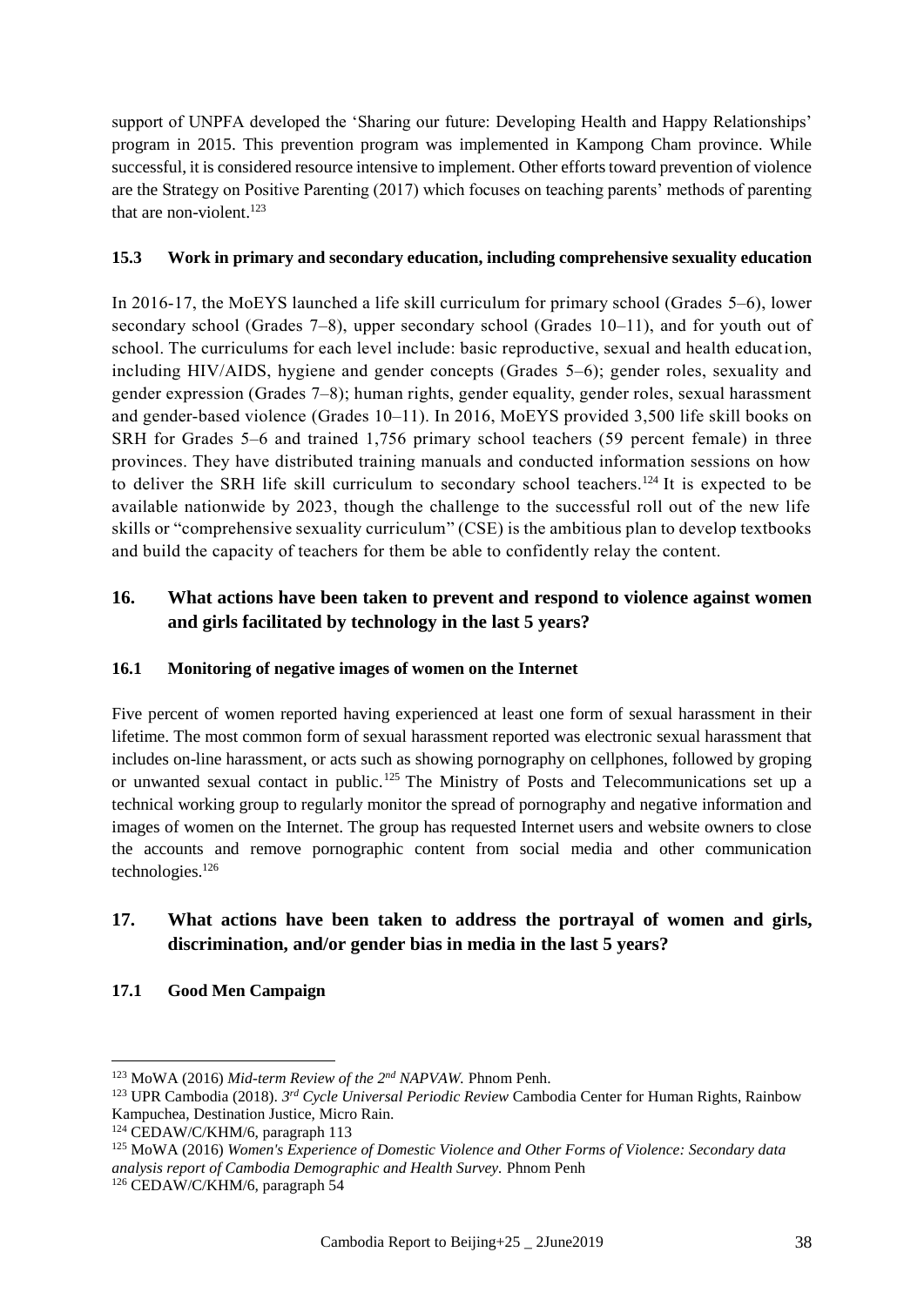support of UNFPA developed the 'Sharing our future: Developing Health and Happy Relationships' program in 2015. This prevention program was implemented in Kampong Cham province. While successful, it is considered resource intensive to implement. Other efforts toward prevention of violence are the Strategy on Positive Parenting (2017) which focuses on teaching parents' methods of parenting that are non-violent.[123]

### 15.3 Work in primary and secondary education, including comprehensive sexuality education

In 2016-17, the MoEYS launched a life skill curriculum for primary school (Grades 5–6), lower secondary school (Grades 7–8), upper secondary school (Grades 10–11), and for youth out of school. The curriculums for each level include: basic reproductive, sexual and health education, including HIV/AIDS, hygiene and gender concepts (Grades 5–6); gender roles, sexuality and gender expression (Grades 7–8); human rights, gender equality, gender roles, sexual harassment and gender-based violence (Grades 10–11). In 2016, MoEYS provided 3,500 life skill books on SRH for Grades 5–6 and trained 1,756 primary school teachers (59 percent female) in three provinces. They have distributed training manuals and conducted information sessions on how to deliver the SRH life skill curriculum to secondary school teachers.[124] It is expected to be available nationwide by 2023, though the challenge to the successful roll out of the new life skills or "comprehensive sexuality curriculum" (CSE) is the ambitious plan to develop textbooks and build the capacity of teachers for them be able to confidently relay the content.

## 16. What actions have been taken to prevent and respond to violence against women and girls facilitated by technology in the last 5 years?

### 16.1 Monitoring of negative images of women on the Internet

Five percent of women reported having experienced at least one form of sexual harassment in their lifetime. The most common form of sexual harassment reported was electronic sexual harassment that includes on-line harassment, or acts such as showing pornography on cellphones, followed by groping or unwanted sexual contact in public.[125] The Ministry of Posts and Telecommunications set up a technical working group to regularly monitor the spread of pornography and negative information and images of women on the Internet. The group has requested Internet users and website owners to close the accounts and remove pornographic content from social media and other communication technologies.[126]

## 17. What actions have been taken to address the portrayal of women and girls, discrimination, and/or gender bias in media in the last 5 years?

### 17.1 Good Men Campaign

---

[123] MoWA (2016) *Mid-term Review of the 2nd NAPVAW.* Phnom Penh.

[123] UPR Cambodia (2018). *3rd Cycle Universal Periodic Review* Cambodia Center for Human Rights, Rainbow Kampuchea, Destination Justice, Micro Rain.

[124] CEDAW/C/KHM/6, paragraph 113

[125] MoWA (2016) *Women's Experience of Domestic Violence and Other Forms of Violence: Secondary data analysis report of Cambodia Demographic and Health Survey.* Phnom Penh

[126] CEDAW/C/KHM/6, paragraph 54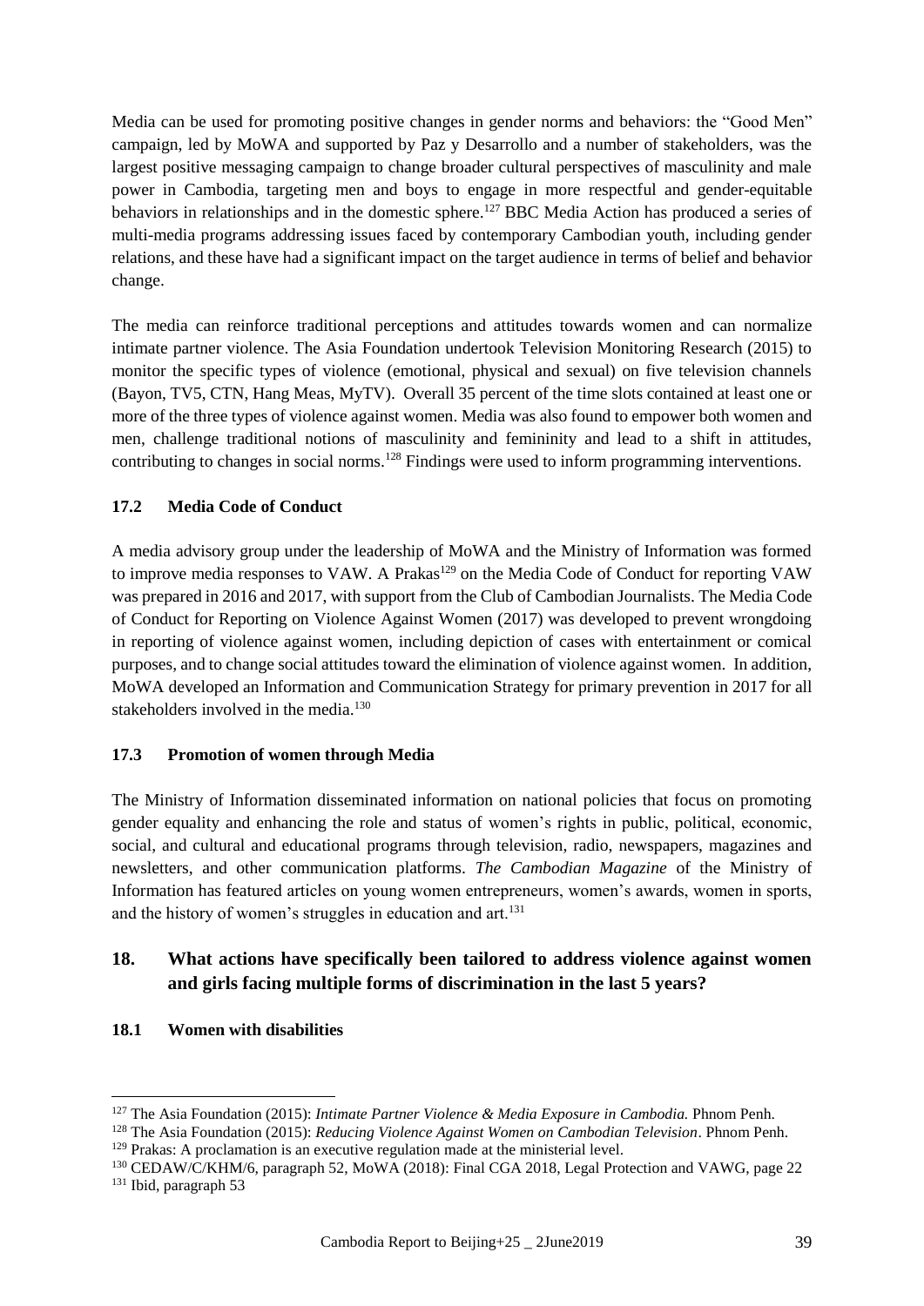Media can be used for promoting positive changes in gender norms and behaviors: the "Good Men" campaign, led by MoWA and supported by Paz y Desarrollo and a number of stakeholders, was the largest positive messaging campaign to change broader cultural perspectives of masculinity and male power in Cambodia, targeting men and boys to engage in more respectful and gender-equitable behaviors in relationships and in the domestic sphere.[127] BBC Media Action has produced a series of multi-media programs addressing issues faced by contemporary Cambodian youth, including gender relations, and these have had a significant impact on the target audience in terms of belief and behavior change.

The media can reinforce traditional perceptions and attitudes towards women and can normalize intimate partner violence. The Asia Foundation undertook Television Monitoring Research (2015) to monitor the specific types of violence (emotional, physical and sexual) on five television channels (Bayon, TV5, CTN, Hang Meas, MyTV). Overall 35 percent of the time slots contained at least one or more of the three types of violence against women. Media was also found to empower both women and men, challenge traditional notions of masculinity and femininity and lead to a shift in attitudes, contributing to changes in social norms.[128] Findings were used to inform programming interventions.

### 17.2 Media Code of Conduct

A media advisory group under the leadership of MoWA and the Ministry of Information was formed to improve media responses to VAW. A Prakas[129] on the Media Code of Conduct for reporting VAW was prepared in 2016 and 2017, with support from the Club of Cambodian Journalists. The Media Code of Conduct for Reporting on Violence Against Women (2017) was developed to prevent wrongdoing in reporting of violence against women, including depiction of cases with entertainment or comical purposes, and to change social attitudes toward the elimination of violence against women. In addition, MoWA developed an Information and Communication Strategy for primary prevention in 2017 for all stakeholders involved in the media.[130]

### 17.3 Promotion of women through Media

The Ministry of Information disseminated information on national policies that focus on promoting gender equality and enhancing the role and status of women's rights in public, political, economic, social, and cultural and educational programs through television, radio, newspapers, magazines and newsletters, and other communication platforms. *The Cambodian Magazine* of the Ministry of Information has featured articles on young women entrepreneurs, women's awards, women in sports, and the history of women's struggles in education and art.[131]

## 18. What actions have specifically been tailored to address violence against women and girls facing multiple forms of discrimination in the last 5 years?

### 18.1 Women with disabilities

---

[127] The Asia Foundation (2015): *Intimate Partner Violence & Media Exposure in Cambodia.* Phnom Penh.

[128] The Asia Foundation (2015): *Reducing Violence Against Women on Cambodian Television*. Phnom Penh.

[129] Prakas: A proclamation is an executive regulation made at the ministerial level.

[130] CEDAW/C/KHM/6, paragraph 52, MoWA (2018): Final CGA 2018, Legal Protection and VAWG, page 22

[131] Ibid, paragraph 53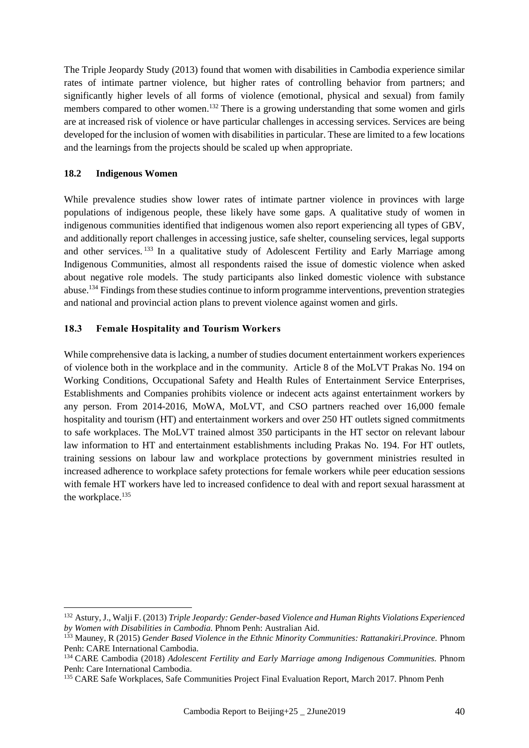The Triple Jeopardy Study (2013) found that women with disabilities in Cambodia experience similar rates of intimate partner violence, but higher rates of controlling behavior from partners; and significantly higher levels of all forms of violence (emotional, physical and sexual) from family members compared to other women.[132] There is a growing understanding that some women and girls are at increased risk of violence or have particular challenges in accessing services. Services are being developed for the inclusion of women with disabilities in particular. These are limited to a few locations and the learnings from the projects should be scaled up when appropriate.

### 18.2 Indigenous Women

While prevalence studies show lower rates of intimate partner violence in provinces with large populations of indigenous people, these likely have some gaps. A qualitative study of women in indigenous communities identified that indigenous women also report experiencing all types of GBV, and additionally report challenges in accessing justice, safe shelter, counseling services, legal supports and other services.[133] In a qualitative study of Adolescent Fertility and Early Marriage among Indigenous Communities, almost all respondents raised the issue of domestic violence when asked about negative role models. The study participants also linked domestic violence with substance abuse.[134] Findings from these studies continue to inform programme interventions, prevention strategies and national and provincial action plans to prevent violence against women and girls.

### 18.3 Female Hospitality and Tourism Workers

While comprehensive data is lacking, a number of studies document entertainment workers experiences of violence both in the workplace and in the community. Article 8 of the MoLVT Prakas No. 194 on Working Conditions, Occupational Safety and Health Rules of Entertainment Service Enterprises, Establishments and Companies prohibits violence or indecent acts against entertainment workers by any person. From 2014-2016, MoWA, MoLVT, and CSO partners reached over 16,000 female hospitality and tourism (HT) and entertainment workers and over 250 HT outlets signed commitments to safe workplaces. The MoLVT trained almost 350 participants in the HT sector on relevant labour law information to HT and entertainment establishments including Prakas No. 194. For HT outlets, training sessions on labour law and workplace protections by government ministries resulted in increased adherence to workplace safety protections for female workers while peer education sessions with female HT workers have led to increased confidence to deal with and report sexual harassment at the workplace.[135]

---

[132] Astury, J., Walji F. (2013) *Triple Jeopardy: Gender-based Violence and Human Rights Violations Experienced by Women with Disabilities in Cambodia.* Phnom Penh: Australian Aid.

[133] Mauney, R (2015) *Gender Based Violence in the Ethnic Minority Communities: Rattanakiri.Province.* Phnom Penh: CARE International Cambodia.

[134] CARE Cambodia (2018) *Adolescent Fertility and Early Marriage among Indigenous Communities.* Phnom Penh: Care International Cambodia.

[135] CARE Safe Workplaces, Safe Communities Project Final Evaluation Report, March 2017. Phnom Penh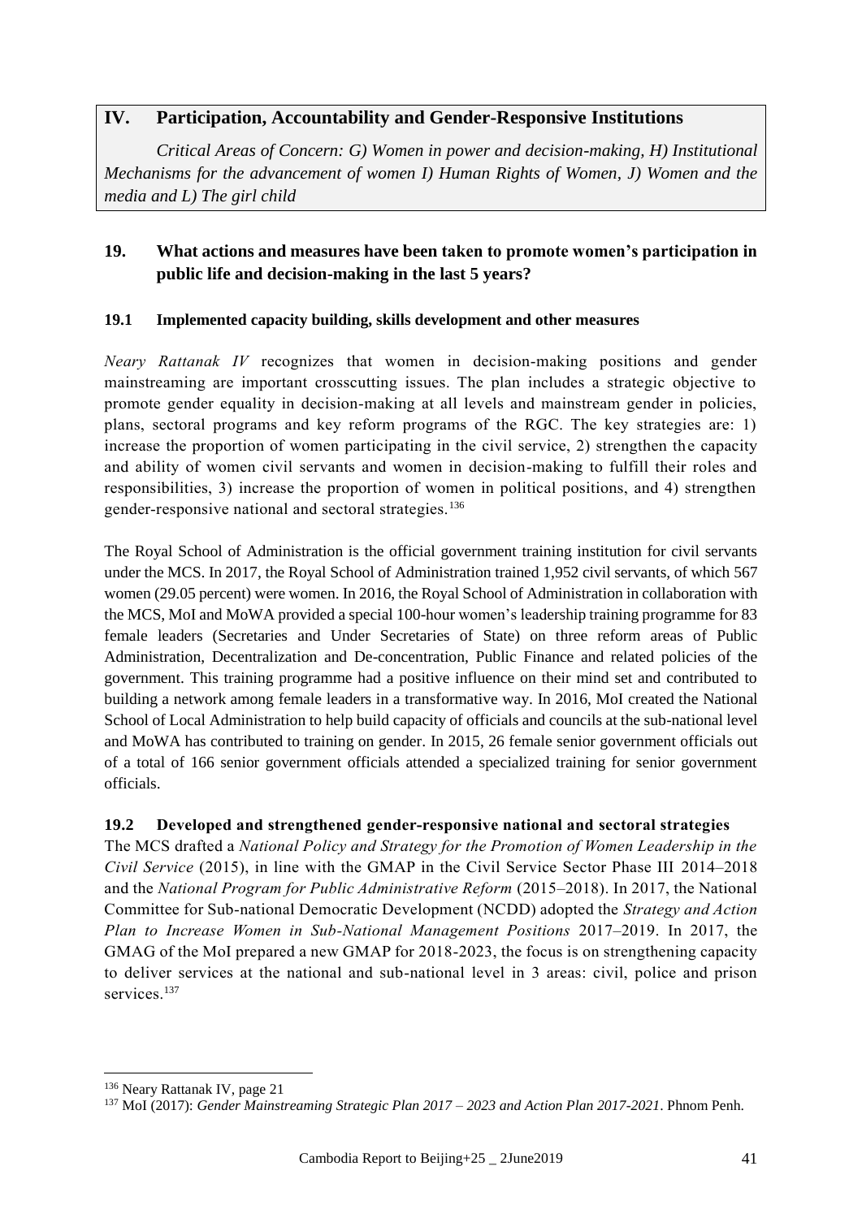## IV. Participation, Accountability and Gender-Responsive Institutions

*Critical Areas of Concern: G) Women in power and decision-making, H) Institutional Mechanisms for the advancement of women I) Human Rights of Women, J) Women and the media and L) The girl child*

### 19. What actions and measures have been taken to promote women's participation in public life and decision-making in the last 5 years?

#### 19.1 Implemented capacity building, skills development and other measures

*Neary Rattanak IV* recognizes that women in decision-making positions and gender mainstreaming are important crosscutting issues. The plan includes a strategic objective to promote gender equality in decision-making at all levels and mainstream gender in policies, plans, sectoral programs and key reform programs of the RGC. The key strategies are: 1) increase the proportion of women participating in the civil service, 2) strengthen the capacity and ability of women civil servants and women in decision-making to fulfill their roles and responsibilities, 3) increase the proportion of women in political positions, and 4) strengthen gender-responsive national and sectoral strategies.[136]

The Royal School of Administration is the official government training institution for civil servants under the MCS. In 2017, the Royal School of Administration trained 1,952 civil servants, of which 567 women (29.05 percent) were women. In 2016, the Royal School of Administration in collaboration with the MCS, MoI and MoWA provided a special 100-hour women's leadership training programme for 83 female leaders (Secretaries and Under Secretaries of State) on three reform areas of Public Administration, Decentralization and De-concentration, Public Finance and related policies of the government. This training programme had a positive influence on their mind set and contributed to building a network among female leaders in a transformative way. In 2016, MoI created the National School of Local Administration to help build capacity of officials and councils at the sub-national level and MoWA has contributed to training on gender. In 2015, 26 female senior government officials out of a total of 166 senior government officials attended a specialized training for senior government officials.

#### 19.2 Developed and strengthened gender-responsive national and sectoral strategies

The MCS drafted a *National Policy and Strategy for the Promotion of Women Leadership in the Civil Service* (2015), in line with the GMAP in the Civil Service Sector Phase III 2014–2018 and the *National Program for Public Administrative Reform* (2015–2018). In 2017, the National Committee for Sub-national Democratic Development (NCDD) adopted the *Strategy and Action Plan to Increase Women in Sub-National Management Positions* 2017–2019. In 2017, the GMAG of the MoI prepared a new GMAP for 2018-2023, the focus is on strengthening capacity to deliver services at the national and sub-national level in 3 areas: civil, police and prison services.[137]

---

[136] Neary Rattanak IV, page 21

[137] MoI (2017): *Gender Mainstreaming Strategic Plan 2017 – 2023 and Action Plan 2017-2021*. Phnom Penh.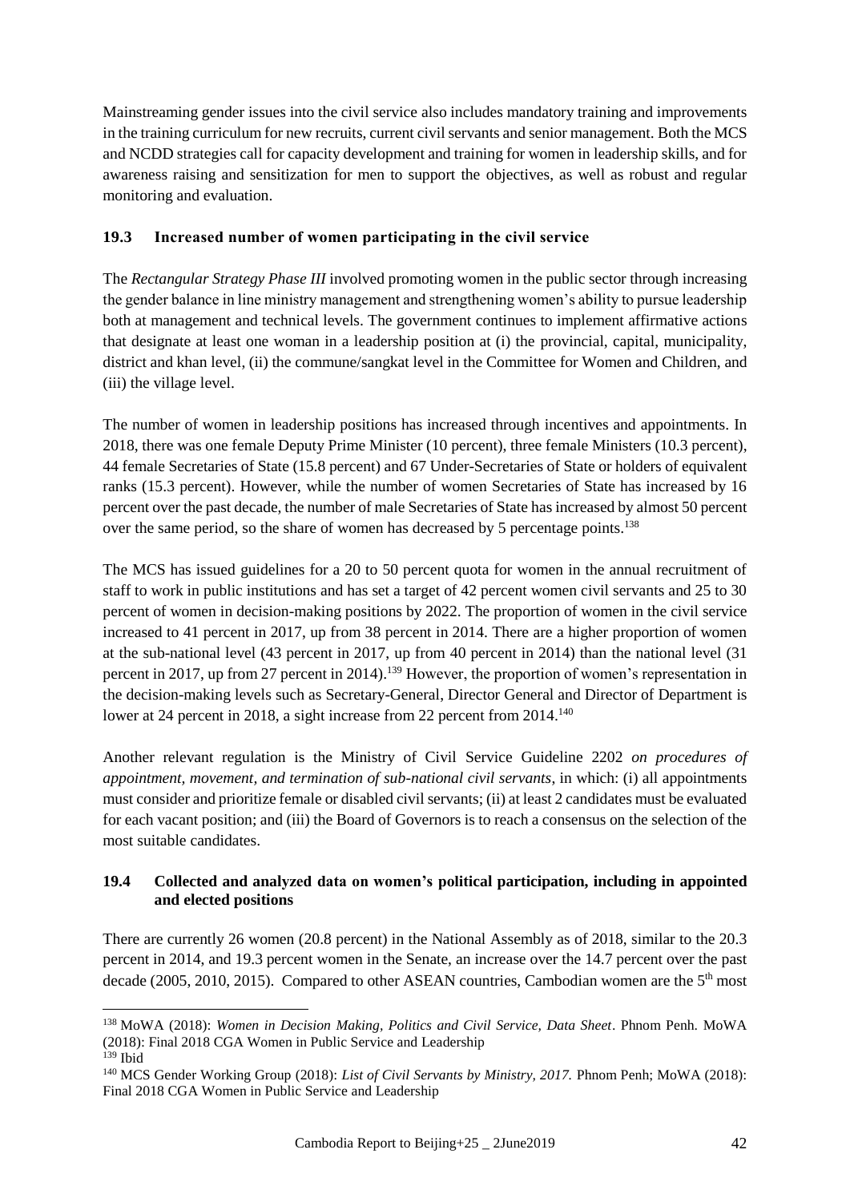Mainstreaming gender issues into the civil service also includes mandatory training and improvements in the training curriculum for new recruits, current civil servants and senior management. Both the MCS and NCDD strategies call for capacity development and training for women in leadership skills, and for awareness raising and sensitization for men to support the objectives, as well as robust and regular monitoring and evaluation.

### 19.3 Increased number of women participating in the civil service

The *Rectangular Strategy Phase III* involved promoting women in the public sector through increasing the gender balance in line ministry management and strengthening women's ability to pursue leadership both at management and technical levels. The government continues to implement affirmative actions that designate at least one woman in a leadership position at (i) the provincial, capital, municipality, district and khan level, (ii) the commune/sangkat level in the Committee for Women and Children, and (iii) the village level.

The number of women in leadership positions has increased through incentives and appointments. In 2018, there was one female Deputy Prime Minister (10 percent), three female Ministers (10.3 percent), 44 female Secretaries of State (15.8 percent) and 67 Under-Secretaries of State or holders of equivalent ranks (15.3 percent). However, while the number of women Secretaries of State has increased by 16 percent over the past decade, the number of male Secretaries of State has increased by almost 50 percent over the same period, so the share of women has decreased by 5 percentage points.[138]

The MCS has issued guidelines for a 20 to 50 percent quota for women in the annual recruitment of staff to work in public institutions and has set a target of 42 percent women civil servants and 25 to 30 percent of women in decision-making positions by 2022. The proportion of women in the civil service increased to 41 percent in 2017, up from 38 percent in 2014. There are a higher proportion of women at the sub-national level (43 percent in 2017, up from 40 percent in 2014) than the national level (31 percent in 2017, up from 27 percent in 2014).[139] However, the proportion of women's representation in the decision-making levels such as Secretary-General, Director General and Director of Department is lower at 24 percent in 2018, a sight increase from 22 percent from 2014.[140]

Another relevant regulation is the Ministry of Civil Service Guideline 2202 *on procedures of appointment, movement, and termination of sub-national civil servants*, in which: (i) all appointments must consider and prioritize female or disabled civil servants; (ii) at least 2 candidates must be evaluated for each vacant position; and (iii) the Board of Governors is to reach a consensus on the selection of the most suitable candidates.

### 19.4 Collected and analyzed data on women's political participation, including in appointed and elected positions

There are currently 26 women (20.8 percent) in the National Assembly as of 2018, similar to the 20.3 percent in 2014, and 19.3 percent women in the Senate, an increase over the 14.7 percent over the past decade (2005, 2010, 2015). Compared to other ASEAN countries, Cambodian women are the 5th most

---

[138] MoWA (2018): *Women in Decision Making, Politics and Civil Service, Data Sheet*. Phnom Penh. MoWA (2018): Final 2018 CGA Women in Public Service and Leadership

[139] Ibid

[140] MCS Gender Working Group (2018): *List of Civil Servants by Ministry, 2017.* Phnom Penh; MoWA (2018): Final 2018 CGA Women in Public Service and Leadership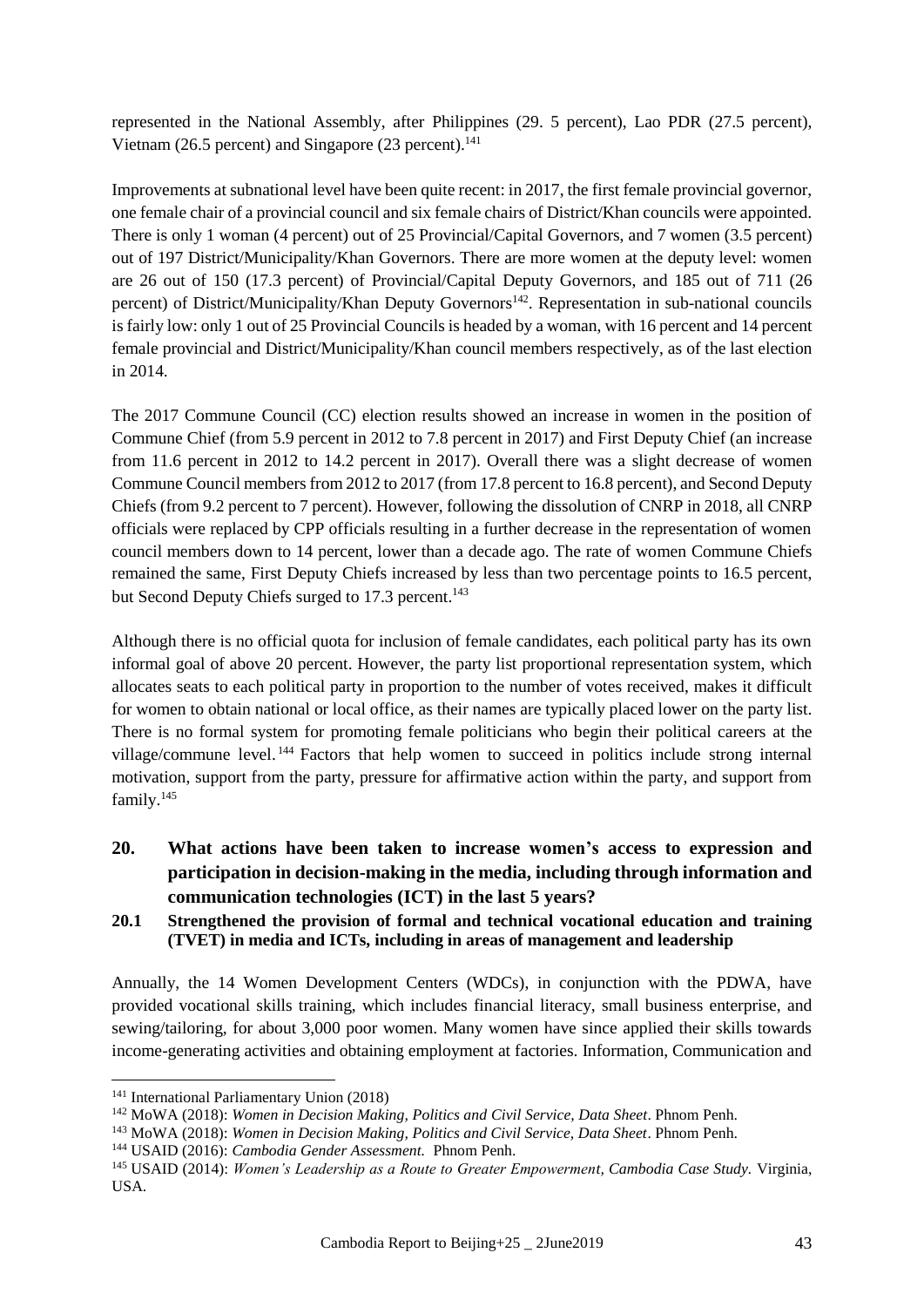represented in the National Assembly, after Philippines (29. 5 percent), Lao PDR (27.5 percent), Vietnam (26.5 percent) and Singapore (23 percent).[141]

Improvements at subnational level have been quite recent: in 2017, the first female provincial governor, one female chair of a provincial council and six female chairs of District/Khan councils were appointed. There is only 1 woman (4 percent) out of 25 Provincial/Capital Governors, and 7 women (3.5 percent) out of 197 District/Municipality/Khan Governors. There are more women at the deputy level: women are 26 out of 150 (17.3 percent) of Provincial/Capital Deputy Governors, and 185 out of 711 (26 percent) of District/Municipality/Khan Deputy Governors[142]. Representation in sub-national councils is fairly low: only 1 out of 25 Provincial Councils is headed by a woman, with 16 percent and 14 percent female provincial and District/Municipality/Khan council members respectively, as of the last election in 2014.

The 2017 Commune Council (CC) election results showed an increase in women in the position of Commune Chief (from 5.9 percent in 2012 to 7.8 percent in 2017) and First Deputy Chief (an increase from 11.6 percent in 2012 to 14.2 percent in 2017). Overall there was a slight decrease of women Commune Council members from 2012 to 2017 (from 17.8 percent to 16.8 percent), and Second Deputy Chiefs (from 9.2 percent to 7 percent). However, following the dissolution of CNRP in 2018, all CNRP officials were replaced by CPP officials resulting in a further decrease in the representation of women council members down to 14 percent, lower than a decade ago. The rate of women Commune Chiefs remained the same, First Deputy Chiefs increased by less than two percentage points to 16.5 percent, but Second Deputy Chiefs surged to 17.3 percent.[143]

Although there is no official quota for inclusion of female candidates, each political party has its own informal goal of above 20 percent. However, the party list proportional representation system, which allocates seats to each political party in proportion to the number of votes received, makes it difficult for women to obtain national or local office, as their names are typically placed lower on the party list. There is no formal system for promoting female politicians who begin their political careers at the village/commune level.[144] Factors that help women to succeed in politics include strong internal motivation, support from the party, pressure for affirmative action within the party, and support from family.[145]

## 20. What actions have been taken to increase women's access to expression and participation in decision-making in the media, including through information and communication technologies (ICT) in the last 5 years?

### 20.1 Strengthened the provision of formal and technical vocational education and training (TVET) in media and ICTs, including in areas of management and leadership

Annually, the 14 Women Development Centers (WDCs), in conjunction with the PDWA, have provided vocational skills training, which includes financial literacy, small business enterprise, and sewing/tailoring, for about 3,000 poor women. Many women have since applied their skills towards income-generating activities and obtaining employment at factories. Information, Communication and

---

[141] International Parliamentary Union (2018)

[142] MoWA (2018): *Women in Decision Making, Politics and Civil Service, Data Sheet*. Phnom Penh.

[143] MoWA (2018): *Women in Decision Making, Politics and Civil Service, Data Sheet*. Phnom Penh.

[144] USAID (2016): *Cambodia Gender Assessment.* Phnom Penh.

[145] USAID (2014): *Women's Leadership as a Route to Greater Empowerment, Cambodia Case Study.* Virginia, USA.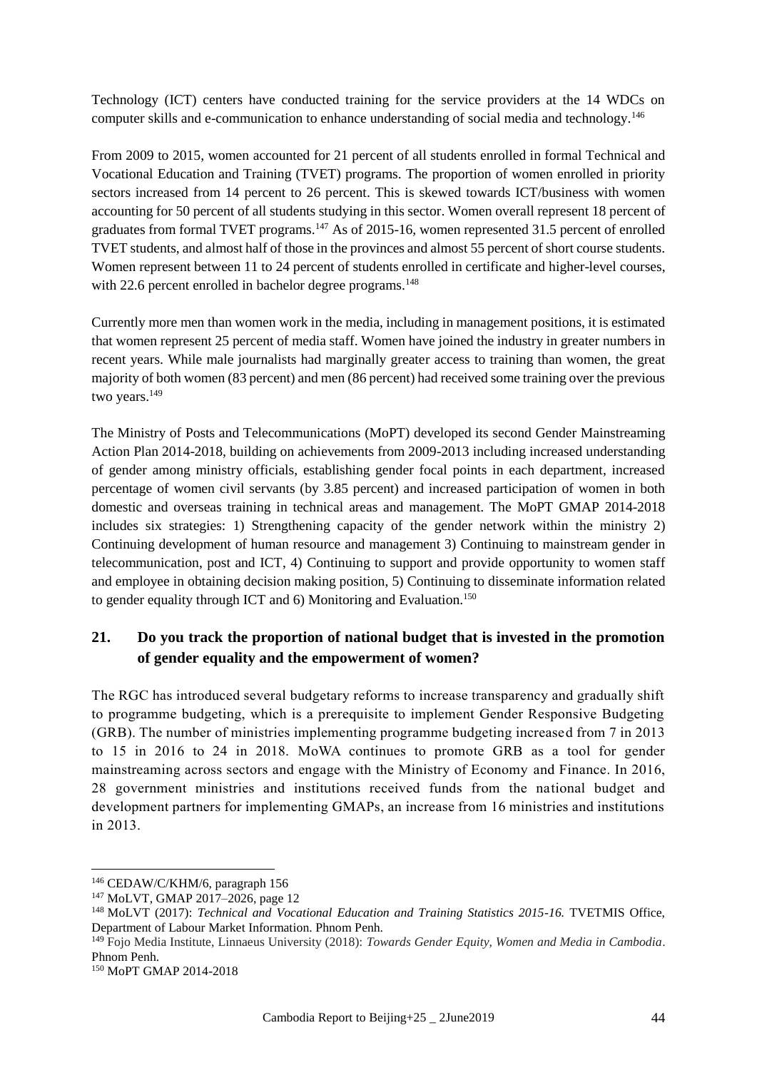Technology (ICT) centers have conducted training for the service providers at the 14 WDCs on computer skills and e-communication to enhance understanding of social media and technology.[146]

From 2009 to 2015, women accounted for 21 percent of all students enrolled in formal Technical and Vocational Education and Training (TVET) programs. The proportion of women enrolled in priority sectors increased from 14 percent to 26 percent. This is skewed towards ICT/business with women accounting for 50 percent of all students studying in this sector. Women overall represent 18 percent of graduates from formal TVET programs.[147] As of 2015-16, women represented 31.5 percent of enrolled TVET students, and almost half of those in the provinces and almost 55 percent of short course students. Women represent between 11 to 24 percent of students enrolled in certificate and higher-level courses, with 22.6 percent enrolled in bachelor degree programs.[148]

Currently more men than women work in the media, including in management positions, it is estimated that women represent 25 percent of media staff. Women have joined the industry in greater numbers in recent years. While male journalists had marginally greater access to training than women, the great majority of both women (83 percent) and men (86 percent) had received some training over the previous two years.[149]

The Ministry of Posts and Telecommunications (MoPT) developed its second Gender Mainstreaming Action Plan 2014-2018, building on achievements from 2009-2013 including increased understanding of gender among ministry officials, establishing gender focal points in each department, increased percentage of women civil servants (by 3.85 percent) and increased participation of women in both domestic and overseas training in technical areas and management. The MoPT GMAP 2014-2018 includes six strategies: 1) Strengthening capacity of the gender network within the ministry 2) Continuing development of human resource and management 3) Continuing to mainstream gender in telecommunication, post and ICT, 4) Continuing to support and provide opportunity to women staff and employee in obtaining decision making position, 5) Continuing to disseminate information related to gender equality through ICT and 6) Monitoring and Evaluation.[150]

## 21. Do you track the proportion of national budget that is invested in the promotion of gender equality and the empowerment of women?

The RGC has introduced several budgetary reforms to increase transparency and gradually shift to programme budgeting, which is a prerequisite to implement Gender Responsive Budgeting (GRB). The number of ministries implementing programme budgeting increased from 7 in 2013 to 15 in 2016 to 24 in 2018. MoWA continues to promote GRB as a tool for gender mainstreaming across sectors and engage with the Ministry of Economy and Finance. In 2016, 28 government ministries and institutions received funds from the national budget and development partners for implementing GMAPs, an increase from 16 ministries and institutions in 2013.

---

[146] CEDAW/C/KHM/6, paragraph 156

[147] MoLVT, GMAP 2017–2026, page 12

[148] MoLVT (2017): *Technical and Vocational Education and Training Statistics 2015-16.* TVETMIS Office, Department of Labour Market Information. Phnom Penh.

[149] Fojo Media Institute, Linnaeus University (2018): *Towards Gender Equity, Women and Media in Cambodia*. Phnom Penh.

[150] MoPT GMAP 2014-2018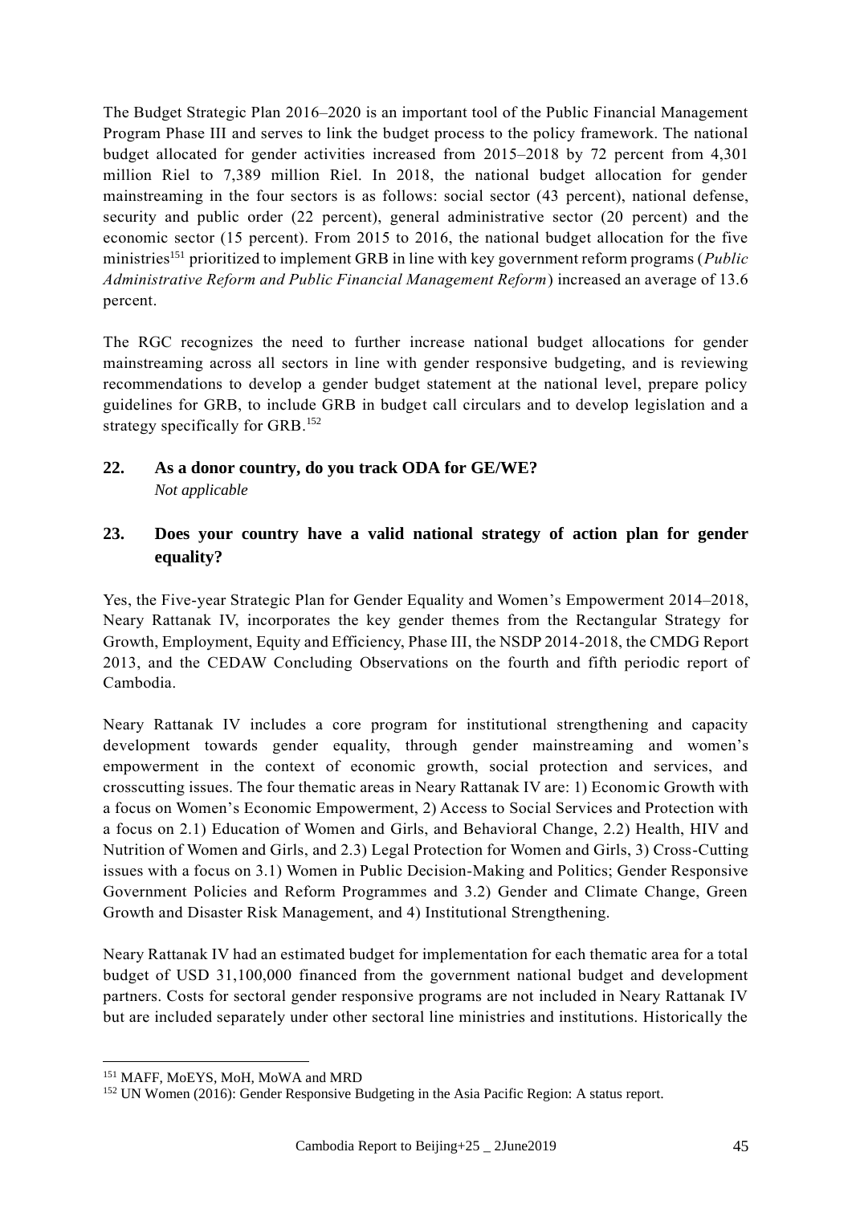The Budget Strategic Plan 2016–2020 is an important tool of the Public Financial Management Program Phase III and serves to link the budget process to the policy framework. The national budget allocated for gender activities increased from 2015–2018 by 72 percent from 4,301 million Riel to 7,389 million Riel. In 2018, the national budget allocation for gender mainstreaming in the four sectors is as follows: social sector (43 percent), national defense, security and public order (22 percent), general administrative sector (20 percent) and the economic sector (15 percent). From 2015 to 2016, the national budget allocation for the five ministries[151] prioritized to implement GRB in line with key government reform programs (*Public Administrative Reform and Public Financial Management Reform*) increased an average of 13.6 percent.

The RGC recognizes the need to further increase national budget allocations for gender mainstreaming across all sectors in line with gender responsive budgeting, and is reviewing recommendations to develop a gender budget statement at the national level, prepare policy guidelines for GRB, to include GRB in budget call circulars and to develop legislation and a strategy specifically for GRB.[152]

**22. As a donor country, do you track ODA for GE/WE?**
*Not applicable*

**23. Does your country have a valid national strategy of action plan for gender equality?**

Yes, the Five-year Strategic Plan for Gender Equality and Women's Empowerment 2014–2018, Neary Rattanak IV, incorporates the key gender themes from the Rectangular Strategy for Growth, Employment, Equity and Efficiency, Phase III, the NSDP 2014-2018, the CMDG Report 2013, and the CEDAW Concluding Observations on the fourth and fifth periodic report of Cambodia.

Neary Rattanak IV includes a core program for institutional strengthening and capacity development towards gender equality, through gender mainstreaming and women's empowerment in the context of economic growth, social protection and services, and crosscutting issues. The four thematic areas in Neary Rattanak IV are: 1) Economic Growth with a focus on Women's Economic Empowerment, 2) Access to Social Services and Protection with a focus on 2.1) Education of Women and Girls, and Behavioral Change, 2.2) Health, HIV and Nutrition of Women and Girls, and 2.3) Legal Protection for Women and Girls, 3) Cross-Cutting issues with a focus on 3.1) Women in Public Decision-Making and Politics; Gender Responsive Government Policies and Reform Programmes and 3.2) Gender and Climate Change, Green Growth and Disaster Risk Management, and 4) Institutional Strengthening.

Neary Rattanak IV had an estimated budget for implementation for each thematic area for a total budget of USD 31,100,000 financed from the government national budget and development partners. Costs for sectoral gender responsive programs are not included in Neary Rattanak IV but are included separately under other sectoral line ministries and institutions. Historically the

---

[151] MAFF, MoEYS, MoH, MoWA and MRD

[152] UN Women (2016): Gender Responsive Budgeting in the Asia Pacific Region: A status report.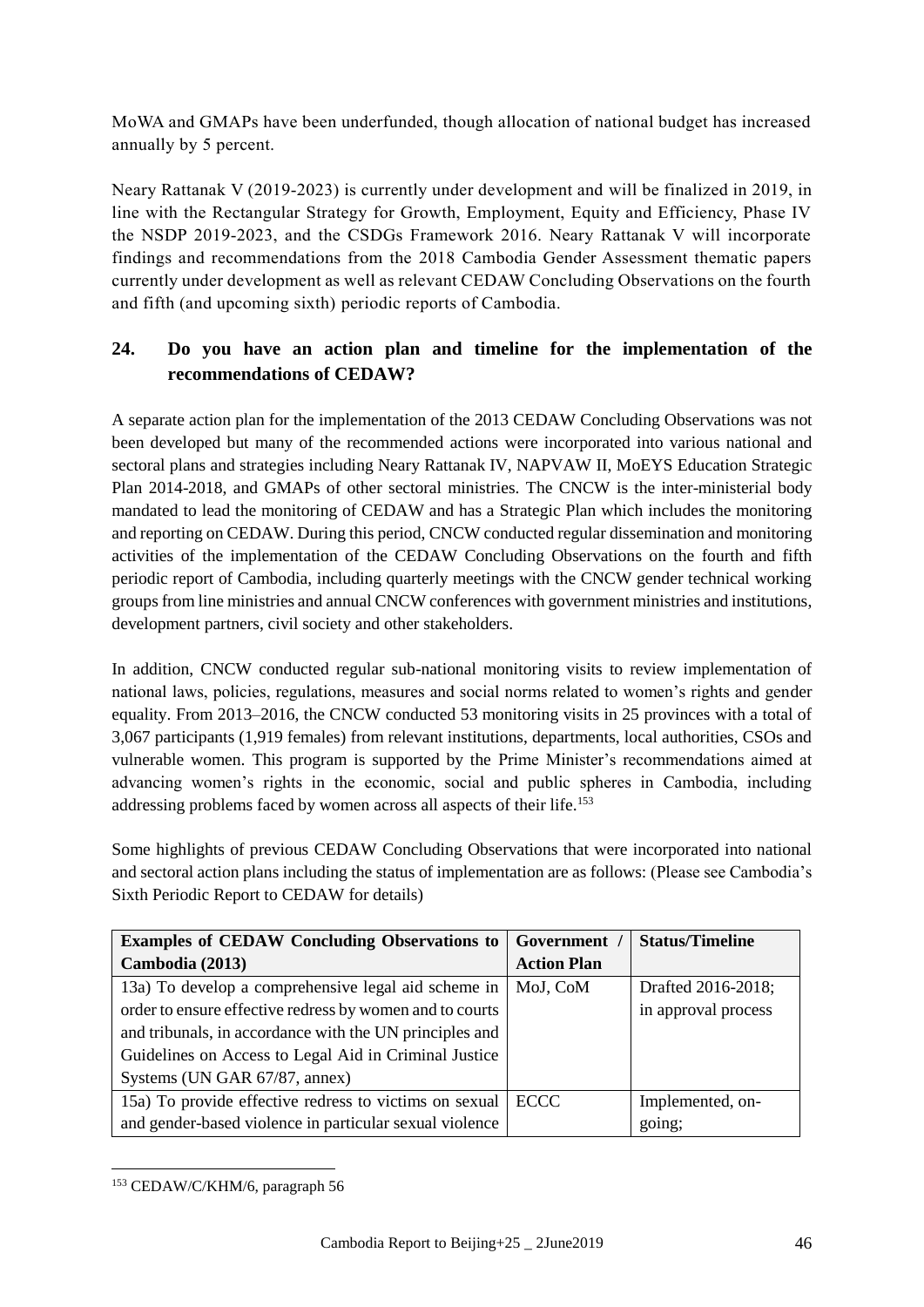MoWA and GMAPs have been underfunded, though allocation of national budget has increased annually by 5 percent.

Neary Rattanak V (2019-2023) is currently under development and will be finalized in 2019, in line with the Rectangular Strategy for Growth, Employment, Equity and Efficiency, Phase IV the NSDP 2019-2023, and the CSDGs Framework 2016. Neary Rattanak V will incorporate findings and recommendations from the 2018 Cambodia Gender Assessment thematic papers currently under development as well as relevant CEDAW Concluding Observations on the fourth and fifth (and upcoming sixth) periodic reports of Cambodia.

## 24. Do you have an action plan and timeline for the implementation of the recommendations of CEDAW?

A separate action plan for the implementation of the 2013 CEDAW Concluding Observations was not been developed but many of the recommended actions were incorporated into various national and sectoral plans and strategies including Neary Rattanak IV, NAPVAW II, MoEYS Education Strategic Plan 2014-2018, and GMAPs of other sectoral ministries. The CNCW is the inter-ministerial body mandated to lead the monitoring of CEDAW and has a Strategic Plan which includes the monitoring and reporting on CEDAW. During this period, CNCW conducted regular dissemination and monitoring activities of the implementation of the CEDAW Concluding Observations on the fourth and fifth periodic report of Cambodia, including quarterly meetings with the CNCW gender technical working groups from line ministries and annual CNCW conferences with government ministries and institutions, development partners, civil society and other stakeholders.

In addition, CNCW conducted regular sub-national monitoring visits to review implementation of national laws, policies, regulations, measures and social norms related to women's rights and gender equality. From 2013–2016, the CNCW conducted 53 monitoring visits in 25 provinces with a total of 3,067 participants (1,919 females) from relevant institutions, departments, local authorities, CSOs and vulnerable women. This program is supported by the Prime Minister's recommendations aimed at advancing women's rights in the economic, social and public spheres in Cambodia, including addressing problems faced by women across all aspects of their life.[153]

Some highlights of previous CEDAW Concluding Observations that were incorporated into national and sectoral action plans including the status of implementation are as follows: (Please see Cambodia's Sixth Periodic Report to CEDAW for details)

| Examples of CEDAW Concluding Observations to Cambodia (2013) | Government / Action Plan | Status/Timeline |
|---|---|---|
| 13a) To develop a comprehensive legal aid scheme in order to ensure effective redress by women and to courts and tribunals, in accordance with the UN principles and Guidelines on Access to Legal Aid in Criminal Justice Systems (UN GAR 67/87, annex) | MoJ, CoM | Drafted 2016-2018; in approval process |
| 15a) To provide effective redress to victims on sexual and gender-based violence in particular sexual violence | ECCC | Implemented, on-going; |

[153] CEDAW/C/KHM/6, paragraph 56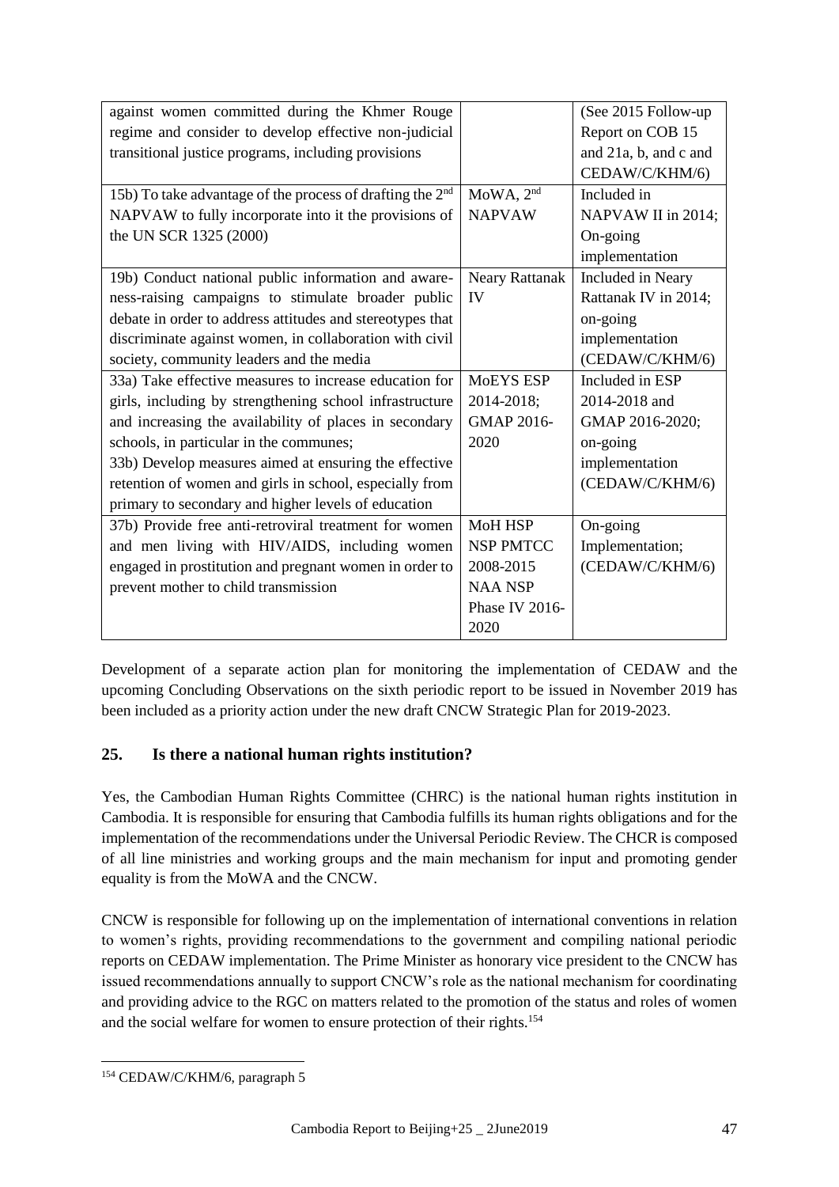| against women committed during the Khmer Rouge regime and consider to develop effective non-judicial transitional justice programs, including provisions | | (See 2015 Follow-up Report on COB 15 and 21a, b, and c and CEDAW/C/KHM/6) |
|---|---|---|
| 15b) To take advantage of the process of drafting the 2nd NAPVAW to fully incorporate into it the provisions of the UN SCR 1325 (2000) | MoWA, 2nd NAPVAW | Included in NAPVAW II in 2014; On-going implementation |
| 19b) Conduct national public information and awareness-raising campaigns to stimulate broader public debate in order to address attitudes and stereotypes that discriminate against women, in collaboration with civil society, community leaders and the media | Neary Rattanak IV | Included in Neary Rattanak IV in 2014; on-going implementation (CEDAW/C/KHM/6) |
| 33a) Take effective measures to increase education for girls, including by strengthening school infrastructure and increasing the availability of places in secondary schools, in particular in the communes; 33b) Develop measures aimed at ensuring the effective retention of women and girls in school, especially from primary to secondary and higher levels of education | MoEYS ESP 2014-2018; GMAP 2016-2020 | Included in ESP 2014-2018 and GMAP 2016-2020; on-going implementation (CEDAW/C/KHM/6) |
| 37b) Provide free anti-retroviral treatment for women and men living with HIV/AIDS, including women engaged in prostitution and pregnant women in order to prevent mother to child transmission | MoH HSP NSP PMTCC 2008-2015 NAA NSP Phase IV 2016-2020 | On-going Implementation; (CEDAW/C/KHM/6) |

Development of a separate action plan for monitoring the implementation of CEDAW and the upcoming Concluding Observations on the sixth periodic report to be issued in November 2019 has been included as a priority action under the new draft CNCW Strategic Plan for 2019-2023.

## 25. Is there a national human rights institution?

Yes, the Cambodian Human Rights Committee (CHRC) is the national human rights institution in Cambodia. It is responsible for ensuring that Cambodia fulfills its human rights obligations and for the implementation of the recommendations under the Universal Periodic Review. The CHCR is composed of all line ministries and working groups and the main mechanism for input and promoting gender equality is from the MoWA and the CNCW.

CNCW is responsible for following up on the implementation of international conventions in relation to women's rights, providing recommendations to the government and compiling national periodic reports on CEDAW implementation. The Prime Minister as honorary vice president to the CNCW has issued recommendations annually to support CNCW's role as the national mechanism for coordinating and providing advice to the RGC on matters related to the promotion of the status and roles of women and the social welfare for women to ensure protection of their rights.[154]

[154] CEDAW/C/KHM/6, paragraph 5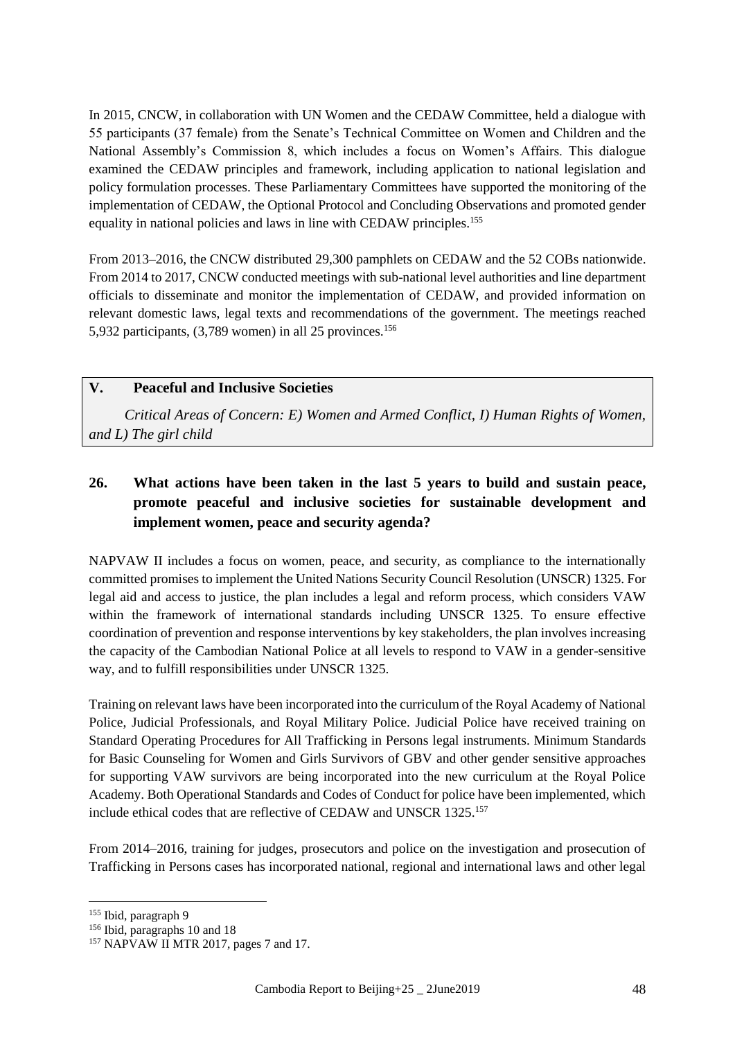In 2015, CNCW, in collaboration with UN Women and the CEDAW Committee, held a dialogue with 55 participants (37 female) from the Senate's Technical Committee on Women and Children and the National Assembly's Commission 8, which includes a focus on Women's Affairs. This dialogue examined the CEDAW principles and framework, including application to national legislation and policy formulation processes. These Parliamentary Committees have supported the monitoring of the implementation of CEDAW, the Optional Protocol and Concluding Observations and promoted gender equality in national policies and laws in line with CEDAW principles.[155]

From 2013–2016, the CNCW distributed 29,300 pamphlets on CEDAW and the 52 COBs nationwide. From 2014 to 2017, CNCW conducted meetings with sub-national level authorities and line department officials to disseminate and monitor the implementation of CEDAW, and provided information on relevant domestic laws, legal texts and recommendations of the government. The meetings reached 5,932 participants, (3,789 women) in all 25 provinces.[156]

## V. Peaceful and Inclusive Societies

*Critical Areas of Concern: E) Women and Armed Conflict, I) Human Rights of Women, and L) The girl child*

### 26. What actions have been taken in the last 5 years to build and sustain peace, promote peaceful and inclusive societies for sustainable development and implement women, peace and security agenda?

NAPVAW II includes a focus on women, peace, and security, as compliance to the internationally committed promises to implement the United Nations Security Council Resolution (UNSCR) 1325. For legal aid and access to justice, the plan includes a legal and reform process, which considers VAW within the framework of international standards including UNSCR 1325. To ensure effective coordination of prevention and response interventions by key stakeholders, the plan involves increasing the capacity of the Cambodian National Police at all levels to respond to VAW in a gender-sensitive way, and to fulfill responsibilities under UNSCR 1325.

Training on relevant laws have been incorporated into the curriculum of the Royal Academy of National Police, Judicial Professionals, and Royal Military Police. Judicial Police have received training on Standard Operating Procedures for All Trafficking in Persons legal instruments. Minimum Standards for Basic Counseling for Women and Girls Survivors of GBV and other gender sensitive approaches for supporting VAW survivors are being incorporated into the new curriculum at the Royal Police Academy. Both Operational Standards and Codes of Conduct for police have been implemented, which include ethical codes that are reflective of CEDAW and UNSCR 1325.[157]

From 2014–2016, training for judges, prosecutors and police on the investigation and prosecution of Trafficking in Persons cases has incorporated national, regional and international laws and other legal

---

[155] Ibid, paragraph 9

[156] Ibid, paragraphs 10 and 18

[157] NAPVAW II MTR 2017, pages 7 and 17.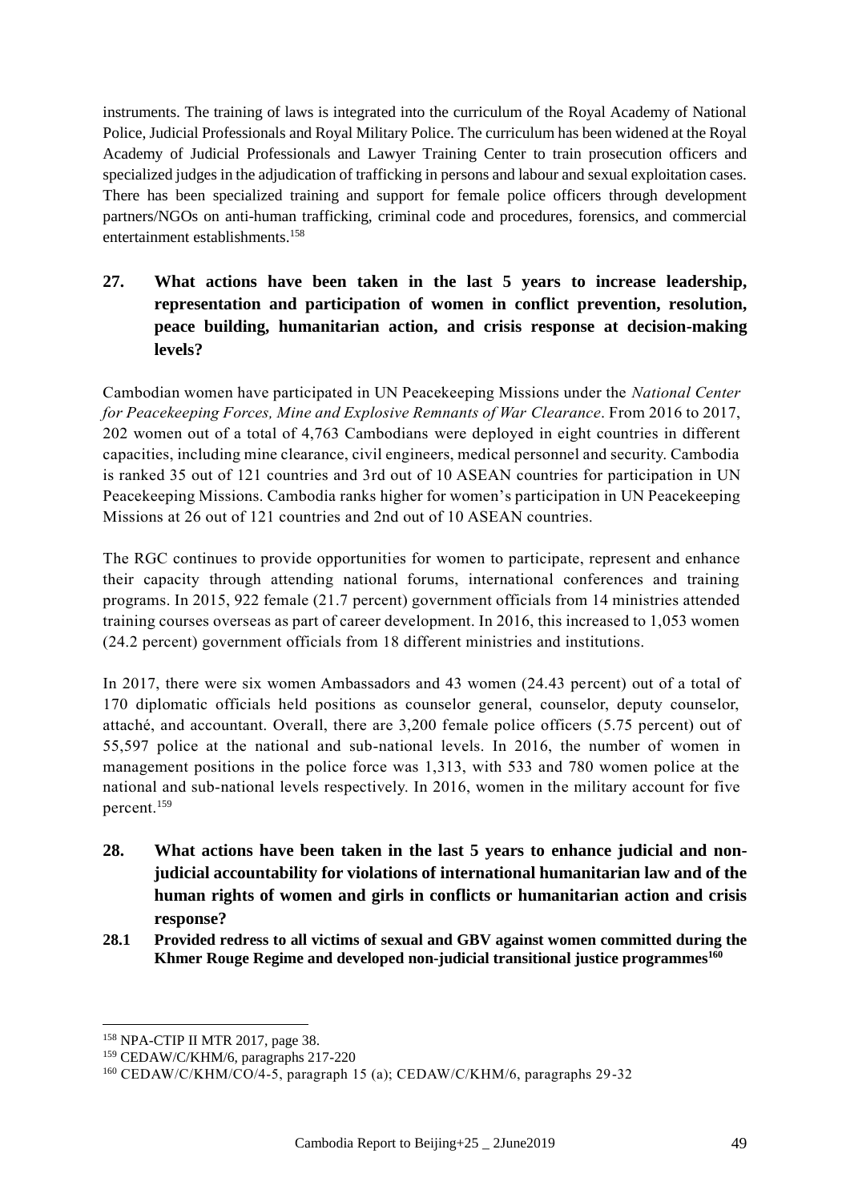instruments. The training of laws is integrated into the curriculum of the Royal Academy of National Police, Judicial Professionals and Royal Military Police. The curriculum has been widened at the Royal Academy of Judicial Professionals and Lawyer Training Center to train prosecution officers and specialized judges in the adjudication of trafficking in persons and labour and sexual exploitation cases. There has been specialized training and support for female police officers through development partners/NGOs on anti-human trafficking, criminal code and procedures, forensics, and commercial entertainment establishments.[158]

## 27. What actions have been taken in the last 5 years to increase leadership, representation and participation of women in conflict prevention, resolution, peace building, humanitarian action, and crisis response at decision-making levels?

Cambodian women have participated in UN Peacekeeping Missions under the *National Center for Peacekeeping Forces, Mine and Explosive Remnants of War Clearance*. From 2016 to 2017, 202 women out of a total of 4,763 Cambodians were deployed in eight countries in different capacities, including mine clearance, civil engineers, medical personnel and security. Cambodia is ranked 35 out of 121 countries and 3rd out of 10 ASEAN countries for participation in UN Peacekeeping Missions. Cambodia ranks higher for women's participation in UN Peacekeeping Missions at 26 out of 121 countries and 2nd out of 10 ASEAN countries.

The RGC continues to provide opportunities for women to participate, represent and enhance their capacity through attending national forums, international conferences and training programs. In 2015, 922 female (21.7 percent) government officials from 14 ministries attended training courses overseas as part of career development. In 2016, this increased to 1,053 women (24.2 percent) government officials from 18 different ministries and institutions.

In 2017, there were six women Ambassadors and 43 women (24.43 percent) out of a total of 170 diplomatic officials held positions as counselor general, counselor, deputy counselor, attaché, and accountant. Overall, there are 3,200 female police officers (5.75 percent) out of 55,597 police at the national and sub-national levels. In 2016, the number of women in management positions in the police force was 1,313, with 533 and 780 women police at the national and sub-national levels respectively. In 2016, women in the military account for five percent.[159]

## 28. What actions have been taken in the last 5 years to enhance judicial and non-judicial accountability for violations of international humanitarian law and of the human rights of women and girls in conflicts or humanitarian action and crisis response?

### 28.1 Provided redress to all victims of sexual and GBV against women committed during the Khmer Rouge Regime and developed non-judicial transitional justice programmes[160]

---

[158] NPA-CTIP II MTR 2017, page 38.

[159] CEDAW/C/KHM/6, paragraphs 217-220

[160] CEDAW/C/KHM/CO/4-5, paragraph 15 (a); CEDAW/C/KHM/6, paragraphs 29-32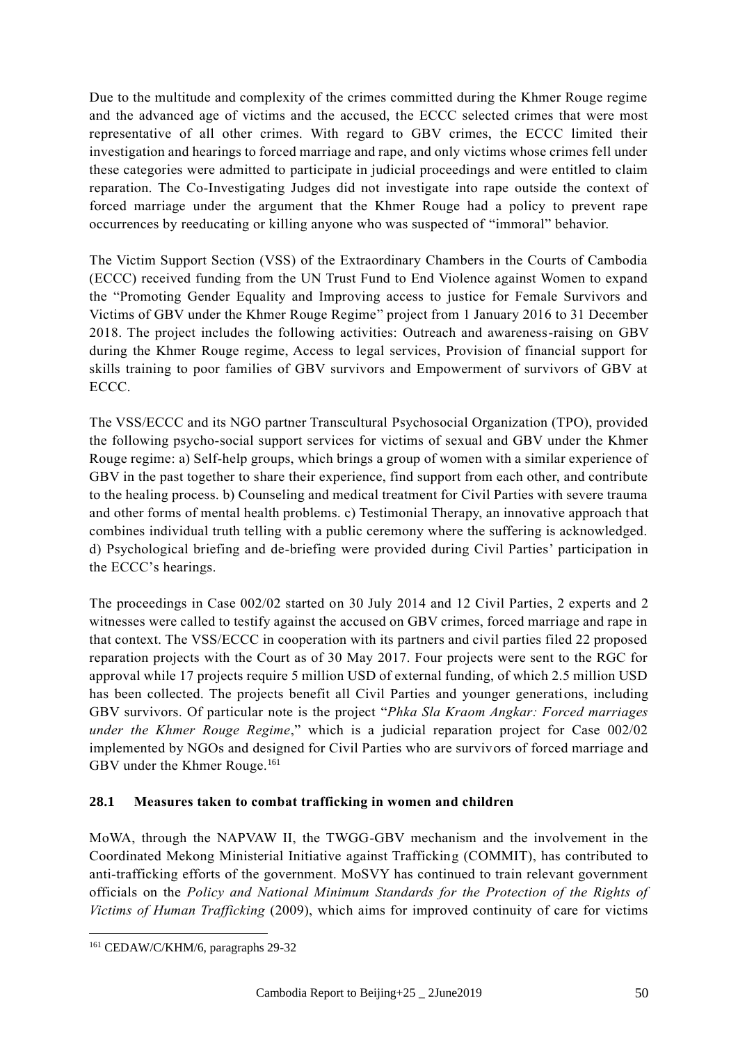Due to the multitude and complexity of the crimes committed during the Khmer Rouge regime and the advanced age of victims and the accused, the ECCC selected crimes that were most representative of all other crimes. With regard to GBV crimes, the ECCC limited their investigation and hearings to forced marriage and rape, and only victims whose crimes fell under these categories were admitted to participate in judicial proceedings and were entitled to claim reparation. The Co-Investigating Judges did not investigate into rape outside the context of forced marriage under the argument that the Khmer Rouge had a policy to prevent rape occurrences by reeducating or killing anyone who was suspected of "immoral" behavior.

The Victim Support Section (VSS) of the Extraordinary Chambers in the Courts of Cambodia (ECCC) received funding from the UN Trust Fund to End Violence against Women to expand the "Promoting Gender Equality and Improving access to justice for Female Survivors and Victims of GBV under the Khmer Rouge Regime" project from 1 January 2016 to 31 December 2018. The project includes the following activities: Outreach and awareness-raising on GBV during the Khmer Rouge regime, Access to legal services, Provision of financial support for skills training to poor families of GBV survivors and Empowerment of survivors of GBV at ECCC.

The VSS/ECCC and its NGO partner Transcultural Psychosocial Organization (TPO), provided the following psycho-social support services for victims of sexual and GBV under the Khmer Rouge regime: a) Self-help groups, which brings a group of women with a similar experience of GBV in the past together to share their experience, find support from each other, and contribute to the healing process. b) Counseling and medical treatment for Civil Parties with severe trauma and other forms of mental health problems. c) Testimonial Therapy, an innovative approach that combines individual truth telling with a public ceremony where the suffering is acknowledged. d) Psychological briefing and de-briefing were provided during Civil Parties' participation in the ECCC's hearings.

The proceedings in Case 002/02 started on 30 July 2014 and 12 Civil Parties, 2 experts and 2 witnesses were called to testify against the accused on GBV crimes, forced marriage and rape in that context. The VSS/ECCC in cooperation with its partners and civil parties filed 22 proposed reparation projects with the Court as of 30 May 2017. Four projects were sent to the RGC for approval while 17 projects require 5 million USD of external funding, of which 2.5 million USD has been collected. The projects benefit all Civil Parties and younger generations, including GBV survivors. Of particular note is the project "*Phka Sla Kraom Angkar: Forced marriages under the Khmer Rouge Regime*," which is a judicial reparation project for Case 002/02 implemented by NGOs and designed for Civil Parties who are survivors of forced marriage and GBV under the Khmer Rouge.[161]

### 28.1 Measures taken to combat trafficking in women and children

MoWA, through the NAPVAW II, the TWGG-GBV mechanism and the involvement in the Coordinated Mekong Ministerial Initiative against Trafficking (COMMIT), has contributed to anti-trafficking efforts of the government. MoSVY has continued to train relevant government officials on the *Policy and National Minimum Standards for the Protection of the Rights of Victims of Human Trafficking* (2009), which aims for improved continuity of care for victims

[161] CEDAW/C/KHM/6, paragraphs 29-32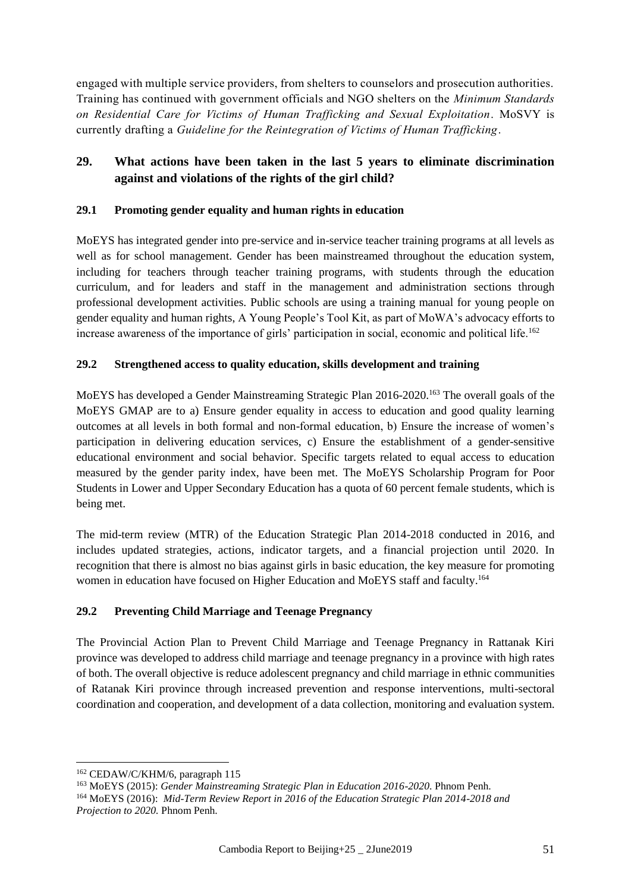engaged with multiple service providers, from shelters to counselors and prosecution authorities. Training has continued with government officials and NGO shelters on the *Minimum Standards on Residential Care for Victims of Human Trafficking and Sexual Exploitation*. MoSVY is currently drafting a *Guideline for the Reintegration of Victims of Human Trafficking*.

## 29. What actions have been taken in the last 5 years to eliminate discrimination against and violations of the rights of the girl child?

### 29.1 Promoting gender equality and human rights in education

MoEYS has integrated gender into pre-service and in-service teacher training programs at all levels as well as for school management. Gender has been mainstreamed throughout the education system, including for teachers through teacher training programs, with students through the education curriculum, and for leaders and staff in the management and administration sections through professional development activities. Public schools are using a training manual for young people on gender equality and human rights, A Young People's Tool Kit, as part of MoWA's advocacy efforts to increase awareness of the importance of girls' participation in social, economic and political life.[162]

### 29.2 Strengthened access to quality education, skills development and training

MoEYS has developed a Gender Mainstreaming Strategic Plan 2016-2020.[163] The overall goals of the MoEYS GMAP are to a) Ensure gender equality in access to education and good quality learning outcomes at all levels in both formal and non-formal education, b) Ensure the increase of women's participation in delivering education services, c) Ensure the establishment of a gender-sensitive educational environment and social behavior. Specific targets related to equal access to education measured by the gender parity index, have been met. The MoEYS Scholarship Program for Poor Students in Lower and Upper Secondary Education has a quota of 60 percent female students, which is being met.

The mid-term review (MTR) of the Education Strategic Plan 2014-2018 conducted in 2016, and includes updated strategies, actions, indicator targets, and a financial projection until 2020. In recognition that there is almost no bias against girls in basic education, the key measure for promoting women in education have focused on Higher Education and MoEYS staff and faculty.[164]

### 29.2 Preventing Child Marriage and Teenage Pregnancy

The Provincial Action Plan to Prevent Child Marriage and Teenage Pregnancy in Rattanak Kiri province was developed to address child marriage and teenage pregnancy in a province with high rates of both. The overall objective is reduce adolescent pregnancy and child marriage in ethnic communities of Ratanak Kiri province through increased prevention and response interventions, multi-sectoral coordination and cooperation, and development of a data collection, monitoring and evaluation system.

---

[162] CEDAW/C/KHM/6, paragraph 115

[163] MoEYS (2015): *Gender Mainstreaming Strategic Plan in Education 2016-2020*. Phnom Penh.

[164] MoEYS (2016): *Mid-Term Review Report in 2016 of the Education Strategic Plan 2014-2018 and Projection to 2020.* Phnom Penh.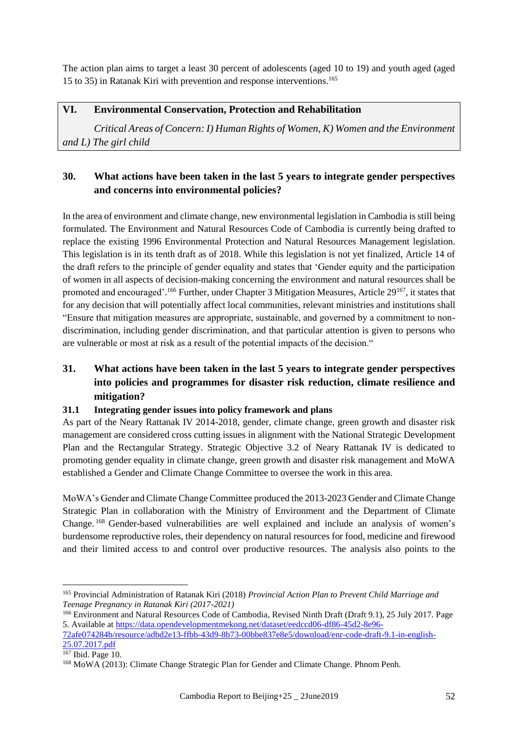The action plan aims to target a least 30 percent of adolescents (aged 10 to 19) and youth aged (aged 15 to 35) in Ratanak Kiri with prevention and response interventions.[165]

## VI. Environmental Conservation, Protection and Rehabilitation

*Critical Areas of Concern: I) Human Rights of Women, K) Women and the Environment and L) The girl child*

### 30. What actions have been taken in the last 5 years to integrate gender perspectives and concerns into environmental policies?

In the area of environment and climate change, new environmental legislation in Cambodia is still being formulated. The Environment and Natural Resources Code of Cambodia is currently being drafted to replace the existing 1996 Environmental Protection and Natural Resources Management legislation. This legislation is in its tenth draft as of 2018. While this legislation is not yet finalized, Article 14 of the draft refers to the principle of gender equality and states that 'Gender equity and the participation of women in all aspects of decision-making concerning the environment and natural resources shall be promoted and encouraged'.[166] Further, under Chapter 3 Mitigation Measures, Article 29[167], it states that for any decision that will potentially affect local communities, relevant ministries and institutions shall "Ensure that mitigation measures are appropriate, sustainable, and governed by a commitment to non-discrimination, including gender discrimination, and that particular attention is given to persons who are vulnerable or most at risk as a result of the potential impacts of the decision."

### 31. What actions have been taken in the last 5 years to integrate gender perspectives into policies and programmes for disaster risk reduction, climate resilience and mitigation?

#### 31.1 Integrating gender issues into policy framework and plans

As part of the Neary Rattanak IV 2014-2018, gender, climate change, green growth and disaster risk management are considered cross cutting issues in alignment with the National Strategic Development Plan and the Rectangular Strategy. Strategic Objective 3.2 of Neary Rattanak IV is dedicated to promoting gender equality in climate change, green growth and disaster risk management and MoWA established a Gender and Climate Change Committee to oversee the work in this area.

MoWA's Gender and Climate Change Committee produced the 2013-2023 Gender and Climate Change Strategic Plan in collaboration with the Ministry of Environment and the Department of Climate Change.[168] Gender-based vulnerabilities are well explained and include an analysis of women's burdensome reproductive roles, their dependency on natural resources for food, medicine and firewood and their limited access to and control over productive resources. The analysis also points to the

---

[165] Provincial Administration of Ratanak Kiri (2018) *Provincial Action Plan to Prevent Child Marriage and Teenage Pregnancy in Ratanak Kiri (2017-2021)*

[166] Environment and Natural Resources Code of Cambodia, Revised Ninth Draft (Draft 9.1), 25 July 2017. Page 5. Available at https://data.opendevelopmentmekong.net/dataset/eedccd06-df86-45d2-8e96-72afe074284b/resource/adbd2e13-ffbb-43d9-8b73-00bbe837e8e5/download/enr-code-draft-9.1-in-english-25.07.2017.pdf

[167] Ibid. Page 10.

[168] MoWA (2013): Climate Change Strategic Plan for Gender and Climate Change. Phnom Penh.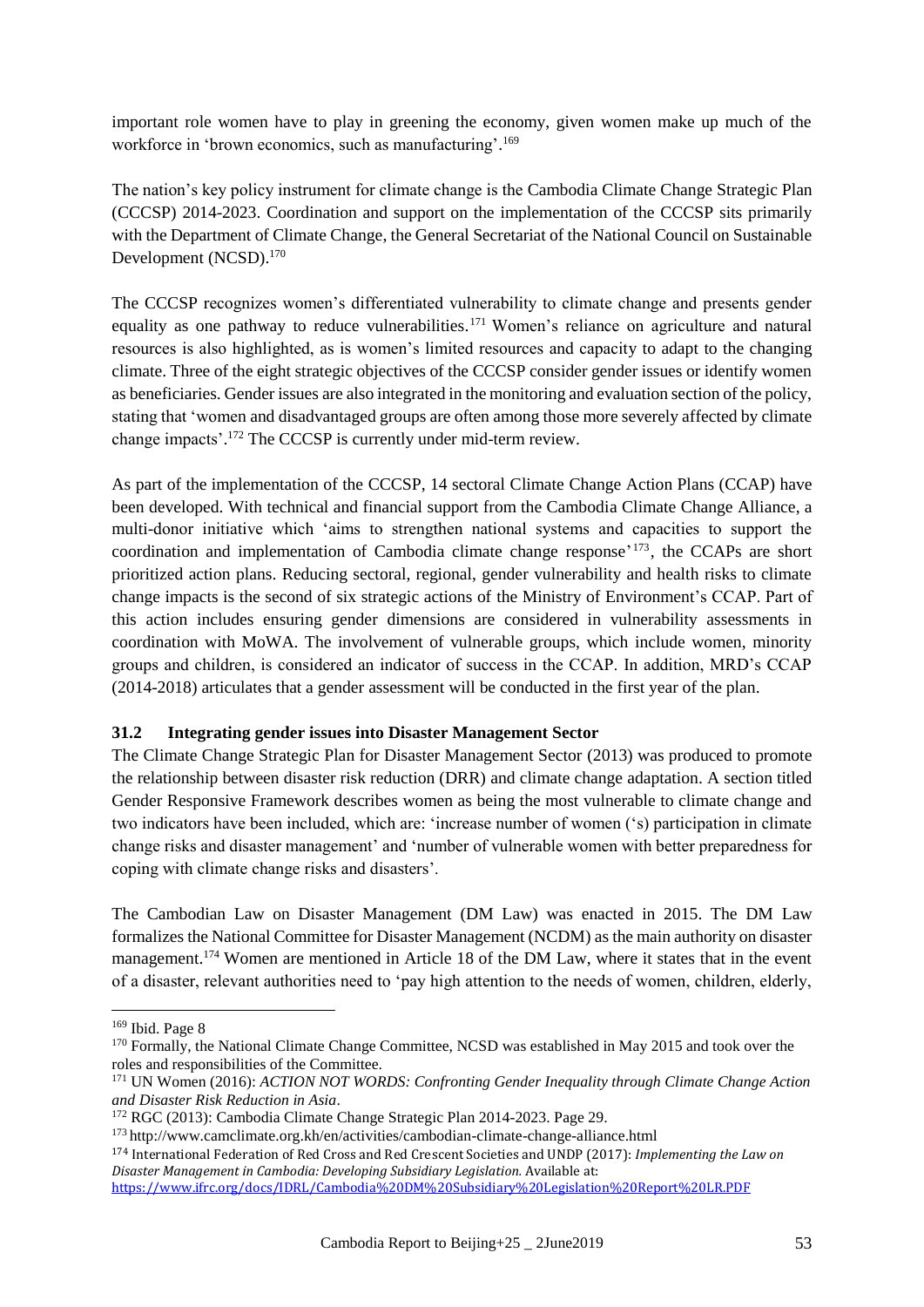important role women have to play in greening the economy, given women make up much of the workforce in 'brown economics, such as manufacturing'.[169]

The nation's key policy instrument for climate change is the Cambodia Climate Change Strategic Plan (CCCSP) 2014-2023. Coordination and support on the implementation of the CCCSP sits primarily with the Department of Climate Change, the General Secretariat of the National Council on Sustainable Development (NCSD).[170]

The CCCSP recognizes women's differentiated vulnerability to climate change and presents gender equality as one pathway to reduce vulnerabilities.[171] Women's reliance on agriculture and natural resources is also highlighted, as is women's limited resources and capacity to adapt to the changing climate. Three of the eight strategic objectives of the CCCSP consider gender issues or identify women as beneficiaries. Gender issues are also integrated in the monitoring and evaluation section of the policy, stating that 'women and disadvantaged groups are often among those more severely affected by climate change impacts'.[172] The CCCSP is currently under mid-term review.

As part of the implementation of the CCCSP, 14 sectoral Climate Change Action Plans (CCAP) have been developed. With technical and financial support from the Cambodia Climate Change Alliance, a multi-donor initiative which 'aims to strengthen national systems and capacities to support the coordination and implementation of Cambodia climate change response'[173], the CCAPs are short prioritized action plans. Reducing sectoral, regional, gender vulnerability and health risks to climate change impacts is the second of six strategic actions of the Ministry of Environment's CCAP. Part of this action includes ensuring gender dimensions are considered in vulnerability assessments in coordination with MoWA. The involvement of vulnerable groups, which include women, minority groups and children, is considered an indicator of success in the CCAP. In addition, MRD's CCAP (2014-2018) articulates that a gender assessment will be conducted in the first year of the plan.

### 31.2 Integrating gender issues into Disaster Management Sector

The Climate Change Strategic Plan for Disaster Management Sector (2013) was produced to promote the relationship between disaster risk reduction (DRR) and climate change adaptation. A section titled Gender Responsive Framework describes women as being the most vulnerable to climate change and two indicators have been included, which are: 'increase number of women ('s) participation in climate change risks and disaster management' and 'number of vulnerable women with better preparedness for coping with climate change risks and disasters'.

The Cambodian Law on Disaster Management (DM Law) was enacted in 2015. The DM Law formalizes the National Committee for Disaster Management (NCDM) as the main authority on disaster management.[174] Women are mentioned in Article 18 of the DM Law, where it states that in the event of a disaster, relevant authorities need to 'pay high attention to the needs of women, children, elderly,

---

[169] Ibid. Page 8

[170] Formally, the National Climate Change Committee, NCSD was established in May 2015 and took over the roles and responsibilities of the Committee.

[171] UN Women (2016): *ACTION NOT WORDS: Confronting Gender Inequality through Climate Change Action and Disaster Risk Reduction in Asia*.

[172] RGC (2013): Cambodia Climate Change Strategic Plan 2014-2023. Page 29.

[173] http://www.camclimate.org.kh/en/activities/cambodian-climate-change-alliance.html

[174] International Federation of Red Cross and Red Crescent Societies and UNDP (2017): *Implementing the Law on Disaster Management in Cambodia: Developing Subsidiary Legislation.* Available at: https://www.ifrc.org/docs/IDRL/Cambodia%20DM%20Subsidiary%20Legislation%20Report%20LR.PDF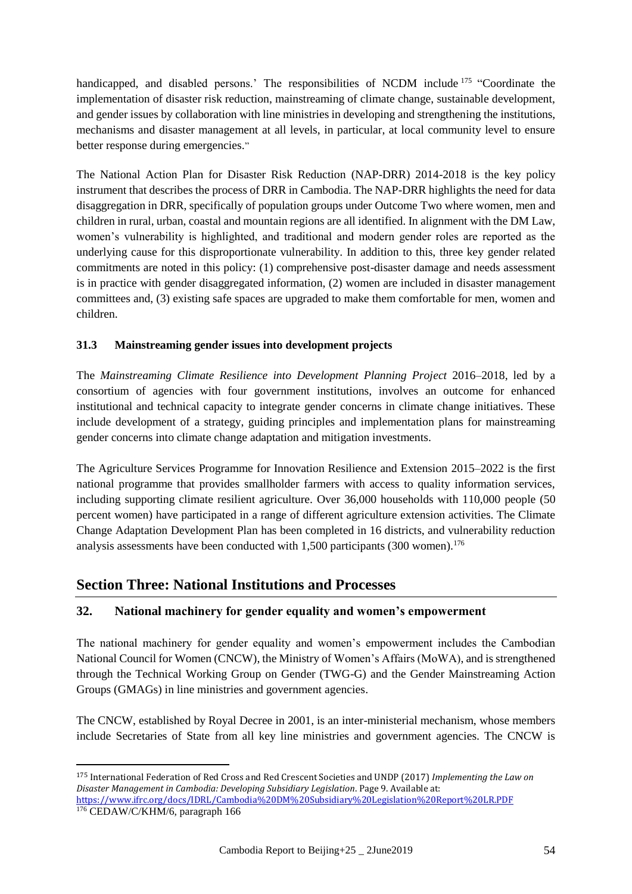handicapped, and disabled persons.' The responsibilities of NCDM include [175] "Coordinate the implementation of disaster risk reduction, mainstreaming of climate change, sustainable development, and gender issues by collaboration with line ministries in developing and strengthening the institutions, mechanisms and disaster management at all levels, in particular, at local community level to ensure better response during emergencies."

The National Action Plan for Disaster Risk Reduction (NAP-DRR) 2014-2018 is the key policy instrument that describes the process of DRR in Cambodia. The NAP-DRR highlights the need for data disaggregation in DRR, specifically of population groups under Outcome Two where women, men and children in rural, urban, coastal and mountain regions are all identified. In alignment with the DM Law, women's vulnerability is highlighted, and traditional and modern gender roles are reported as the underlying cause for this disproportionate vulnerability. In addition to this, three key gender related commitments are noted in this policy: (1) comprehensive post-disaster damage and needs assessment is in practice with gender disaggregated information, (2) women are included in disaster management committees and, (3) existing safe spaces are upgraded to make them comfortable for men, women and children.

### 31.3 Mainstreaming gender issues into development projects

The *Mainstreaming Climate Resilience into Development Planning Project* 2016–2018, led by a consortium of agencies with four government institutions, involves an outcome for enhanced institutional and technical capacity to integrate gender concerns in climate change initiatives. These include development of a strategy, guiding principles and implementation plans for mainstreaming gender concerns into climate change adaptation and mitigation investments.

The Agriculture Services Programme for Innovation Resilience and Extension 2015–2022 is the first national programme that provides smallholder farmers with access to quality information services, including supporting climate resilient agriculture. Over 36,000 households with 110,000 people (50 percent women) have participated in a range of different agriculture extension activities. The Climate Change Adaptation Development Plan has been completed in 16 districts, and vulnerability reduction analysis assessments have been conducted with 1,500 participants (300 women).[176]

## Section Three: National Institutions and Processes

### 32. National machinery for gender equality and women's empowerment

The national machinery for gender equality and women's empowerment includes the Cambodian National Council for Women (CNCW), the Ministry of Women's Affairs (MoWA), and is strengthened through the Technical Working Group on Gender (TWG-G) and the Gender Mainstreaming Action Groups (GMAGs) in line ministries and government agencies.

The CNCW, established by Royal Decree in 2001, is an inter-ministerial mechanism, whose members include Secretaries of State from all key line ministries and government agencies. The CNCW is

---

[175] International Federation of Red Cross and Red Crescent Societies and UNDP (2017) *Implementing the Law on Disaster Management in Cambodia: Developing Subsidiary Legislation*. Page 9. Available at: https://www.ifrc.org/docs/IDRL/Cambodia%20DM%20Subsidiary%20Legislation%20Report%20LR.PDF

[176] CEDAW/C/KHM/6, paragraph 166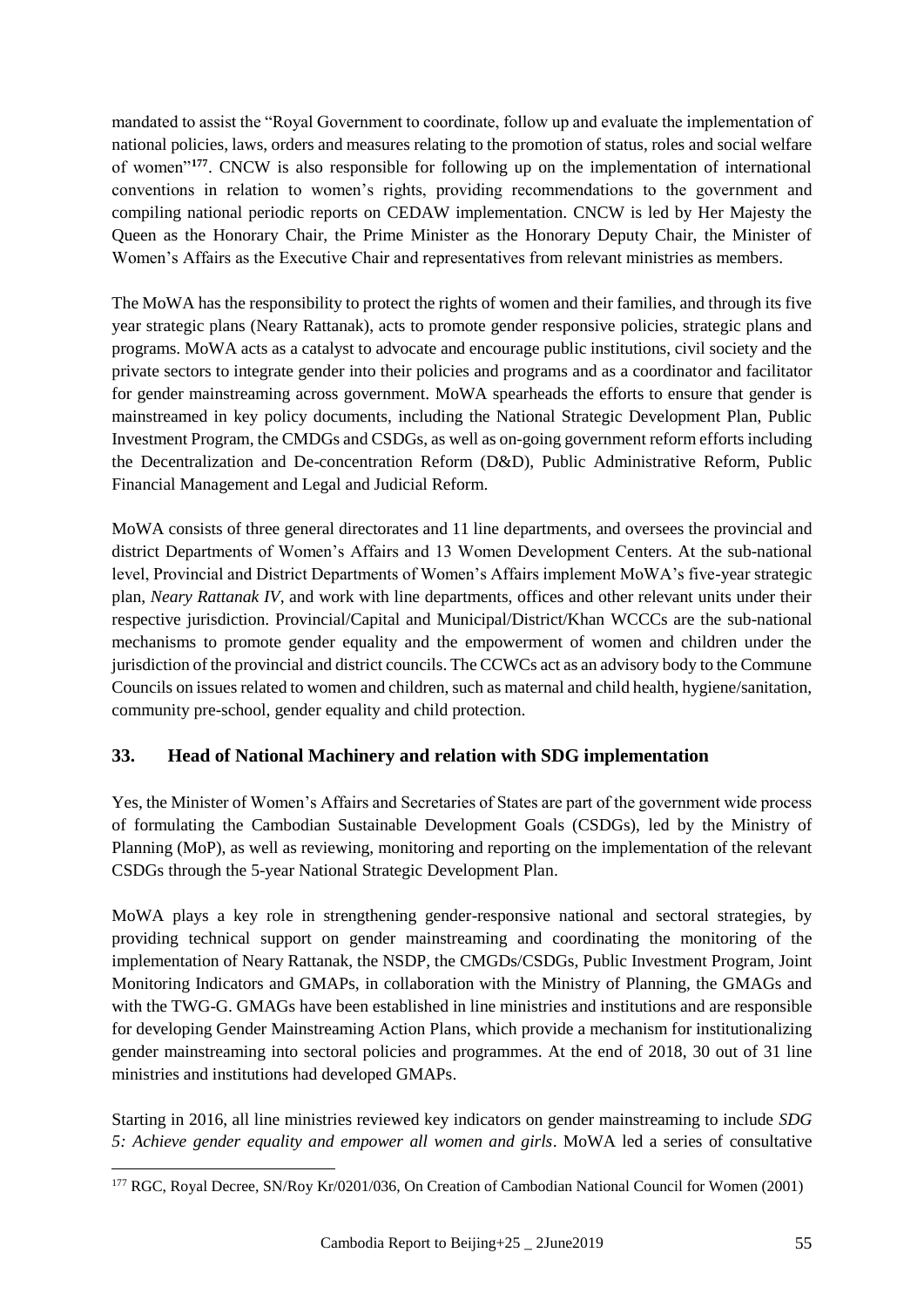mandated to assist the "Royal Government to coordinate, follow up and evaluate the implementation of national policies, laws, orders and measures relating to the promotion of status, roles and social welfare of women"[177]. CNCW is also responsible for following up on the implementation of international conventions in relation to women's rights, providing recommendations to the government and compiling national periodic reports on CEDAW implementation. CNCW is led by Her Majesty the Queen as the Honorary Chair, the Prime Minister as the Honorary Deputy Chair, the Minister of Women's Affairs as the Executive Chair and representatives from relevant ministries as members.

The MoWA has the responsibility to protect the rights of women and their families, and through its five year strategic plans (Neary Rattanak), acts to promote gender responsive policies, strategic plans and programs. MoWA acts as a catalyst to advocate and encourage public institutions, civil society and the private sectors to integrate gender into their policies and programs and as a coordinator and facilitator for gender mainstreaming across government. MoWA spearheads the efforts to ensure that gender is mainstreamed in key policy documents, including the National Strategic Development Plan, Public Investment Program, the CMDGs and CSDGs, as well as on-going government reform efforts including the Decentralization and De-concentration Reform (D&D), Public Administrative Reform, Public Financial Management and Legal and Judicial Reform.

MoWA consists of three general directorates and 11 line departments, and oversees the provincial and district Departments of Women's Affairs and 13 Women Development Centers. At the sub-national level, Provincial and District Departments of Women's Affairs implement MoWA's five-year strategic plan, *Neary Rattanak IV*, and work with line departments, offices and other relevant units under their respective jurisdiction. Provincial/Capital and Municipal/District/Khan WCCCs are the sub-national mechanisms to promote gender equality and the empowerment of women and children under the jurisdiction of the provincial and district councils. The CCWCs act as an advisory body to the Commune Councils on issues related to women and children, such as maternal and child health, hygiene/sanitation, community pre-school, gender equality and child protection.

## 33. Head of National Machinery and relation with SDG implementation

Yes, the Minister of Women's Affairs and Secretaries of States are part of the government wide process of formulating the Cambodian Sustainable Development Goals (CSDGs), led by the Ministry of Planning (MoP), as well as reviewing, monitoring and reporting on the implementation of the relevant CSDGs through the 5-year National Strategic Development Plan.

MoWA plays a key role in strengthening gender-responsive national and sectoral strategies, by providing technical support on gender mainstreaming and coordinating the monitoring of the implementation of Neary Rattanak, the NSDP, the CMGDs/CSDGs, Public Investment Program, Joint Monitoring Indicators and GMAPs, in collaboration with the Ministry of Planning, the GMAGs and with the TWG-G. GMAGs have been established in line ministries and institutions and are responsible for developing Gender Mainstreaming Action Plans, which provide a mechanism for institutionalizing gender mainstreaming into sectoral policies and programmes. At the end of 2018, 30 out of 31 line ministries and institutions had developed GMAPs.

Starting in 2016, all line ministries reviewed key indicators on gender mainstreaming to include *SDG 5: Achieve gender equality and empower all women and girls*. MoWA led a series of consultative

[177] RGC, Royal Decree, SN/Roy Kr/0201/036, On Creation of Cambodian National Council for Women (2001)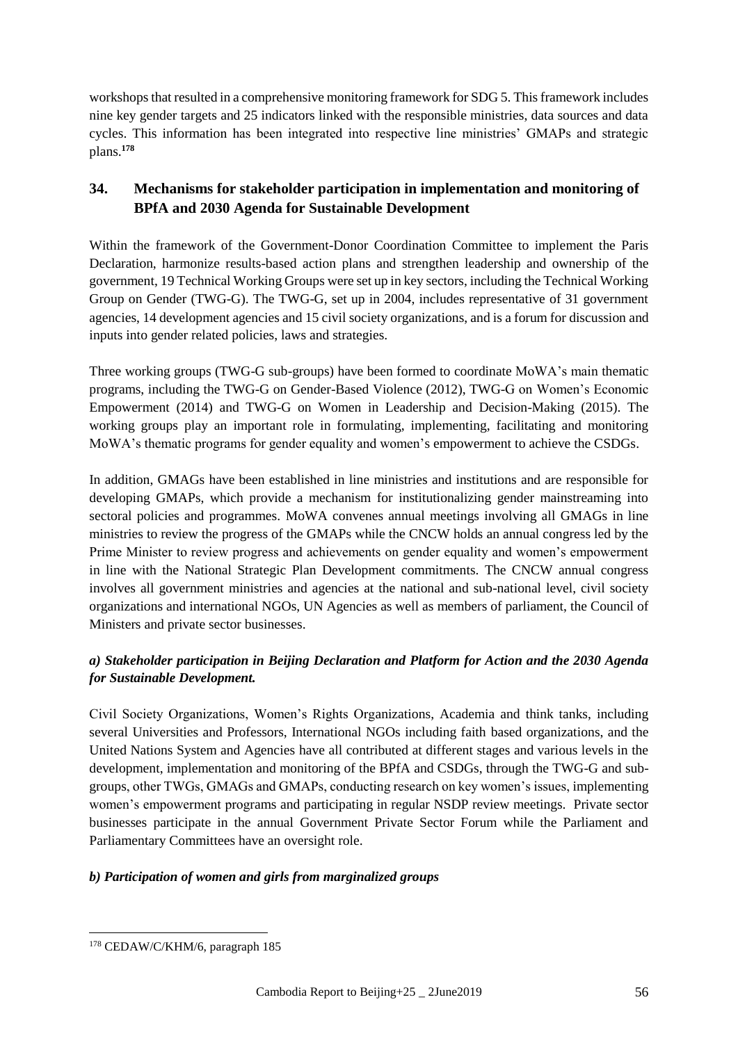workshops that resulted in a comprehensive monitoring framework for SDG 5. This framework includes nine key gender targets and 25 indicators linked with the responsible ministries, data sources and data cycles. This information has been integrated into respective line ministries' GMAPs and strategic plans.[178]

## 34. Mechanisms for stakeholder participation in implementation and monitoring of BPfA and 2030 Agenda for Sustainable Development

Within the framework of the Government-Donor Coordination Committee to implement the Paris Declaration, harmonize results-based action plans and strengthen leadership and ownership of the government, 19 Technical Working Groups were set up in key sectors, including the Technical Working Group on Gender (TWG-G). The TWG-G, set up in 2004, includes representative of 31 government agencies, 14 development agencies and 15 civil society organizations, and is a forum for discussion and inputs into gender related policies, laws and strategies.

Three working groups (TWG-G sub-groups) have been formed to coordinate MoWA's main thematic programs, including the TWG-G on Gender-Based Violence (2012), TWG-G on Women's Economic Empowerment (2014) and TWG-G on Women in Leadership and Decision-Making (2015). The working groups play an important role in formulating, implementing, facilitating and monitoring MoWA's thematic programs for gender equality and women's empowerment to achieve the CSDGs.

In addition, GMAGs have been established in line ministries and institutions and are responsible for developing GMAPs, which provide a mechanism for institutionalizing gender mainstreaming into sectoral policies and programmes. MoWA convenes annual meetings involving all GMAGs in line ministries to review the progress of the GMAPs while the CNCW holds an annual congress led by the Prime Minister to review progress and achievements on gender equality and women's empowerment in line with the National Strategic Plan Development commitments. The CNCW annual congress involves all government ministries and agencies at the national and sub-national level, civil society organizations and international NGOs, UN Agencies as well as members of parliament, the Council of Ministers and private sector businesses.

### *a) Stakeholder participation in Beijing Declaration and Platform for Action and the 2030 Agenda for Sustainable Development.*

Civil Society Organizations, Women's Rights Organizations, Academia and think tanks, including several Universities and Professors, International NGOs including faith based organizations, and the United Nations System and Agencies have all contributed at different stages and various levels in the development, implementation and monitoring of the BPfA and CSDGs, through the TWG-G and sub-groups, other TWGs, GMAGs and GMAPs, conducting research on key women's issues, implementing women's empowerment programs and participating in regular NSDP review meetings. Private sector businesses participate in the annual Government Private Sector Forum while the Parliament and Parliamentary Committees have an oversight role.

### *b) Participation of women and girls from marginalized groups*

[178] CEDAW/C/KHM/6, paragraph 185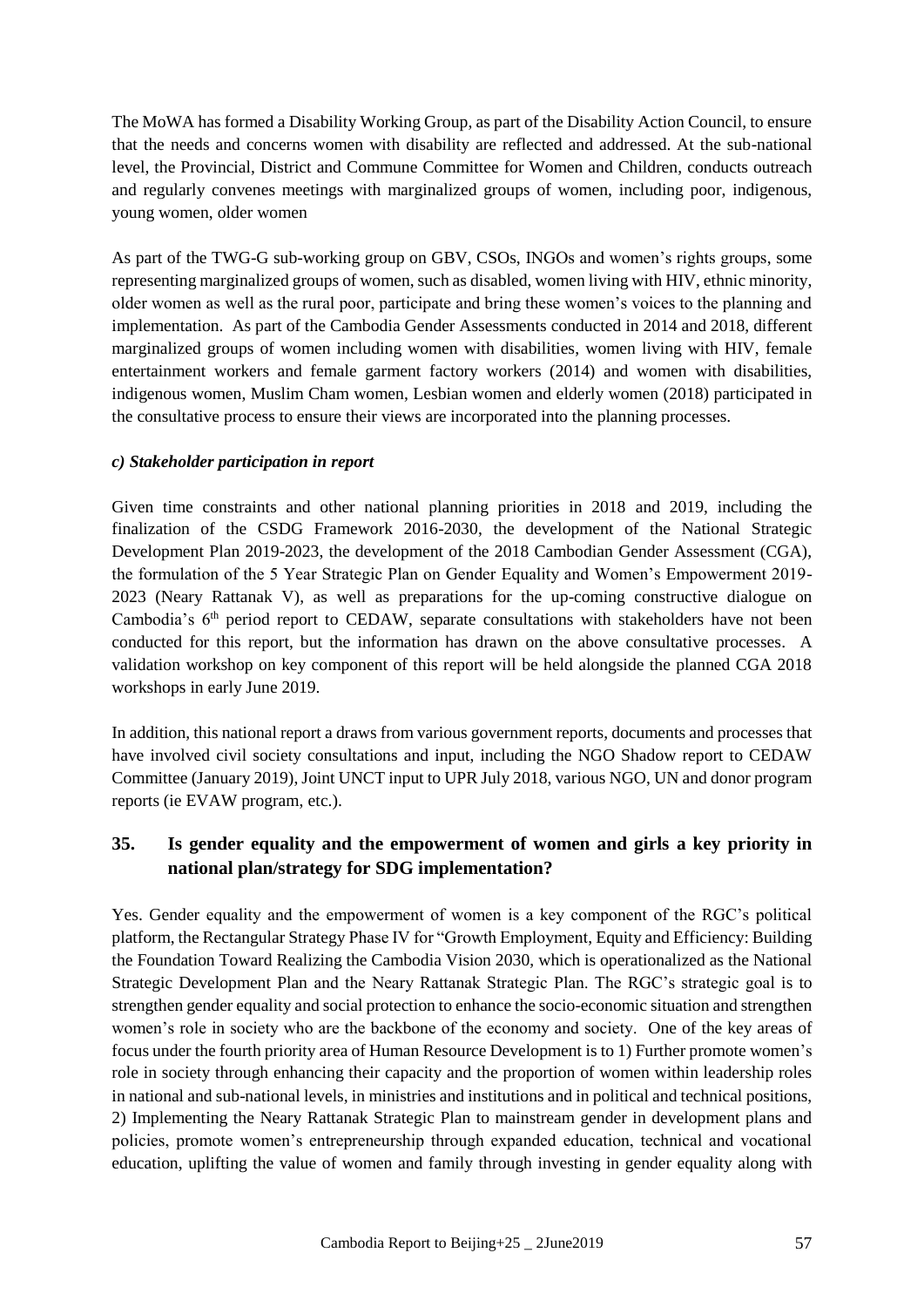The MoWA has formed a Disability Working Group, as part of the Disability Action Council, to ensure that the needs and concerns women with disability are reflected and addressed. At the sub-national level, the Provincial, District and Commune Committee for Women and Children, conducts outreach and regularly convenes meetings with marginalized groups of women, including poor, indigenous, young women, older women

As part of the TWG-G sub-working group on GBV, CSOs, INGOs and women's rights groups, some representing marginalized groups of women, such as disabled, women living with HIV, ethnic minority, older women as well as the rural poor, participate and bring these women's voices to the planning and implementation. As part of the Cambodia Gender Assessments conducted in 2014 and 2018, different marginalized groups of women including women with disabilities, women living with HIV, female entertainment workers and female garment factory workers (2014) and women with disabilities, indigenous women, Muslim Cham women, Lesbian women and elderly women (2018) participated in the consultative process to ensure their views are incorporated into the planning processes.

***c) Stakeholder participation in report***

Given time constraints and other national planning priorities in 2018 and 2019, including the finalization of the CSDG Framework 2016-2030, the development of the National Strategic Development Plan 2019-2023, the development of the 2018 Cambodian Gender Assessment (CGA), the formulation of the 5 Year Strategic Plan on Gender Equality and Women's Empowerment 2019-2023 (Neary Rattanak V), as well as preparations for the up-coming constructive dialogue on Cambodia's 6[th] period report to CEDAW, separate consultations with stakeholders have not been conducted for this report, but the information has drawn on the above consultative processes. A validation workshop on key component of this report will be held alongside the planned CGA 2018 workshops in early June 2019.

In addition, this national report a draws from various government reports, documents and processes that have involved civil society consultations and input, including the NGO Shadow report to CEDAW Committee (January 2019), Joint UNCT input to UPR July 2018, various NGO, UN and donor program reports (ie EVAW program, etc.).

## 35. Is gender equality and the empowerment of women and girls a key priority in national plan/strategy for SDG implementation?

Yes. Gender equality and the empowerment of women is a key component of the RGC's political platform, the Rectangular Strategy Phase IV for "Growth Employment, Equity and Efficiency: Building the Foundation Toward Realizing the Cambodia Vision 2030, which is operationalized as the National Strategic Development Plan and the Neary Rattanak Strategic Plan. The RGC's strategic goal is to strengthen gender equality and social protection to enhance the socio-economic situation and strengthen women's role in society who are the backbone of the economy and society. One of the key areas of focus under the fourth priority area of Human Resource Development is to 1) Further promote women's role in society through enhancing their capacity and the proportion of women within leadership roles in national and sub-national levels, in ministries and institutions and in political and technical positions, 2) Implementing the Neary Rattanak Strategic Plan to mainstream gender in development plans and policies, promote women's entrepreneurship through expanded education, technical and vocational education, uplifting the value of women and family through investing in gender equality along with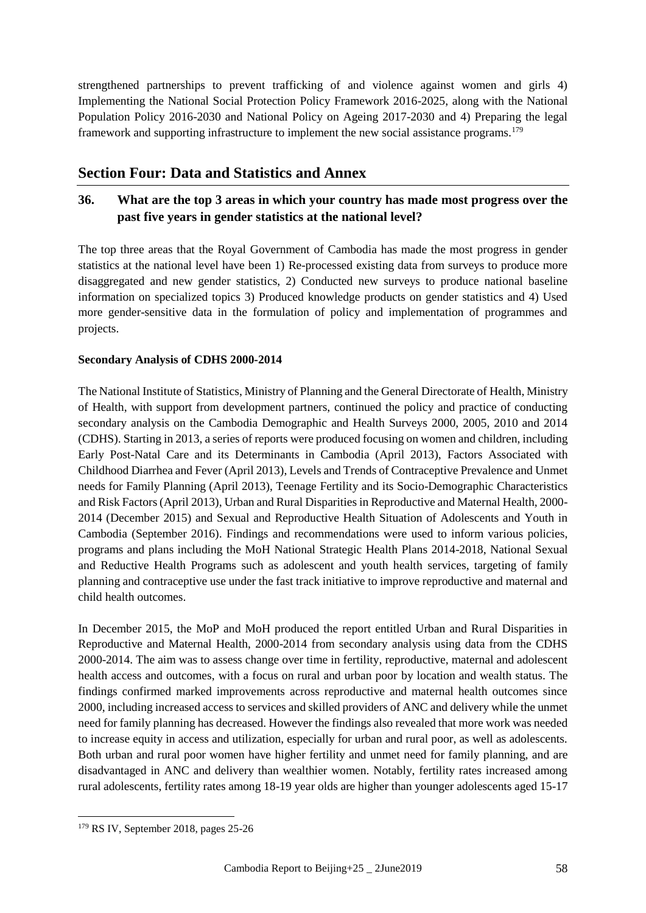strengthened partnerships to prevent trafficking of and violence against women and girls 4) Implementing the National Social Protection Policy Framework 2016-2025, along with the National Population Policy 2016-2030 and National Policy on Ageing 2017-2030 and 4) Preparing the legal framework and supporting infrastructure to implement the new social assistance programs.[179]

## Section Four: Data and Statistics and Annex

### 36. What are the top 3 areas in which your country has made most progress over the past five years in gender statistics at the national level?

The top three areas that the Royal Government of Cambodia has made the most progress in gender statistics at the national level have been 1) Re-processed existing data from surveys to produce more disaggregated and new gender statistics, 2) Conducted new surveys to produce national baseline information on specialized topics 3) Produced knowledge products on gender statistics and 4) Used more gender-sensitive data in the formulation of policy and implementation of programmes and projects.

**Secondary Analysis of CDHS 2000-2014**

The National Institute of Statistics, Ministry of Planning and the General Directorate of Health, Ministry of Health, with support from development partners, continued the policy and practice of conducting secondary analysis on the Cambodia Demographic and Health Surveys 2000, 2005, 2010 and 2014 (CDHS). Starting in 2013, a series of reports were produced focusing on women and children, including Early Post-Natal Care and its Determinants in Cambodia (April 2013), Factors Associated with Childhood Diarrhea and Fever (April 2013), Levels and Trends of Contraceptive Prevalence and Unmet needs for Family Planning (April 2013), Teenage Fertility and its Socio-Demographic Characteristics and Risk Factors (April 2013), Urban and Rural Disparities in Reproductive and Maternal Health, 2000-2014 (December 2015) and Sexual and Reproductive Health Situation of Adolescents and Youth in Cambodia (September 2016). Findings and recommendations were used to inform various policies, programs and plans including the MoH National Strategic Health Plans 2014-2018, National Sexual and Reductive Health Programs such as adolescent and youth health services, targeting of family planning and contraceptive use under the fast track initiative to improve reproductive and maternal and child health outcomes.

In December 2015, the MoP and MoH produced the report entitled Urban and Rural Disparities in Reproductive and Maternal Health, 2000-2014 from secondary analysis using data from the CDHS 2000-2014. The aim was to assess change over time in fertility, reproductive, maternal and adolescent health access and outcomes, with a focus on rural and urban poor by location and wealth status. The findings confirmed marked improvements across reproductive and maternal health outcomes since 2000, including increased access to services and skilled providers of ANC and delivery while the unmet need for family planning has decreased. However the findings also revealed that more work was needed to increase equity in access and utilization, especially for urban and rural poor, as well as adolescents. Both urban and rural poor women have higher fertility and unmet need for family planning, and are disadvantaged in ANC and delivery than wealthier women. Notably, fertility rates increased among rural adolescents, fertility rates among 18-19 year olds are higher than younger adolescents aged 15-17

---

[179] RS IV, September 2018, pages 25-26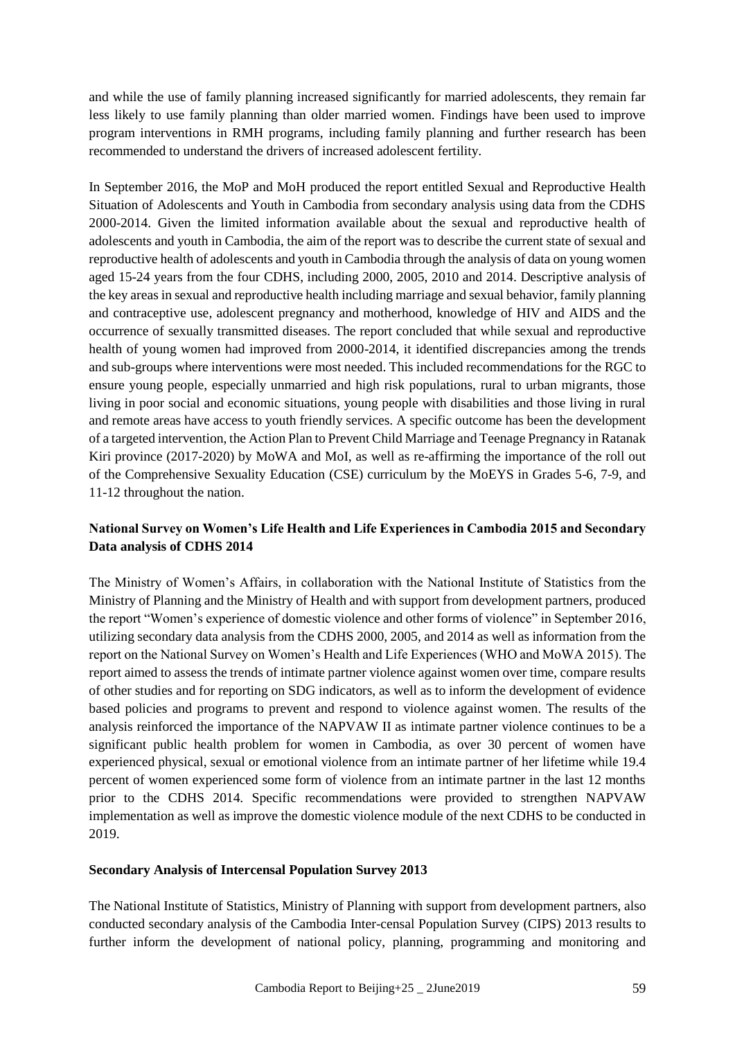and while the use of family planning increased significantly for married adolescents, they remain far less likely to use family planning than older married women. Findings have been used to improve program interventions in RMH programs, including family planning and further research has been recommended to understand the drivers of increased adolescent fertility.

In September 2016, the MoP and MoH produced the report entitled Sexual and Reproductive Health Situation of Adolescents and Youth in Cambodia from secondary analysis using data from the CDHS 2000-2014. Given the limited information available about the sexual and reproductive health of adolescents and youth in Cambodia, the aim of the report was to describe the current state of sexual and reproductive health of adolescents and youth in Cambodia through the analysis of data on young women aged 15-24 years from the four CDHS, including 2000, 2005, 2010 and 2014. Descriptive analysis of the key areas in sexual and reproductive health including marriage and sexual behavior, family planning and contraceptive use, adolescent pregnancy and motherhood, knowledge of HIV and AIDS and the occurrence of sexually transmitted diseases. The report concluded that while sexual and reproductive health of young women had improved from 2000-2014, it identified discrepancies among the trends and sub-groups where interventions were most needed. This included recommendations for the RGC to ensure young people, especially unmarried and high risk populations, rural to urban migrants, those living in poor social and economic situations, young people with disabilities and those living in rural and remote areas have access to youth friendly services. A specific outcome has been the development of a targeted intervention, the Action Plan to Prevent Child Marriage and Teenage Pregnancy in Ratanak Kiri province (2017-2020) by MoWA and MoI, as well as re-affirming the importance of the roll out of the Comprehensive Sexuality Education (CSE) curriculum by the MoEYS in Grades 5-6, 7-9, and 11-12 throughout the nation.

**National Survey on Women's Life Health and Life Experiences in Cambodia 2015 and Secondary Data analysis of CDHS 2014**

The Ministry of Women's Affairs, in collaboration with the National Institute of Statistics from the Ministry of Planning and the Ministry of Health and with support from development partners, produced the report "Women's experience of domestic violence and other forms of violence" in September 2016, utilizing secondary data analysis from the CDHS 2000, 2005, and 2014 as well as information from the report on the National Survey on Women's Health and Life Experiences (WHO and MoWA 2015). The report aimed to assess the trends of intimate partner violence against women over time, compare results of other studies and for reporting on SDG indicators, as well as to inform the development of evidence based policies and programs to prevent and respond to violence against women. The results of the analysis reinforced the importance of the NAPVAW II as intimate partner violence continues to be a significant public health problem for women in Cambodia, as over 30 percent of women have experienced physical, sexual or emotional violence from an intimate partner of her lifetime while 19.4 percent of women experienced some form of violence from an intimate partner in the last 12 months prior to the CDHS 2014. Specific recommendations were provided to strengthen NAPVAW implementation as well as improve the domestic violence module of the next CDHS to be conducted in 2019.

**Secondary Analysis of Intercensal Population Survey 2013**

The National Institute of Statistics, Ministry of Planning with support from development partners, also conducted secondary analysis of the Cambodia Inter-censal Population Survey (CIPS) 2013 results to further inform the development of national policy, planning, programming and monitoring and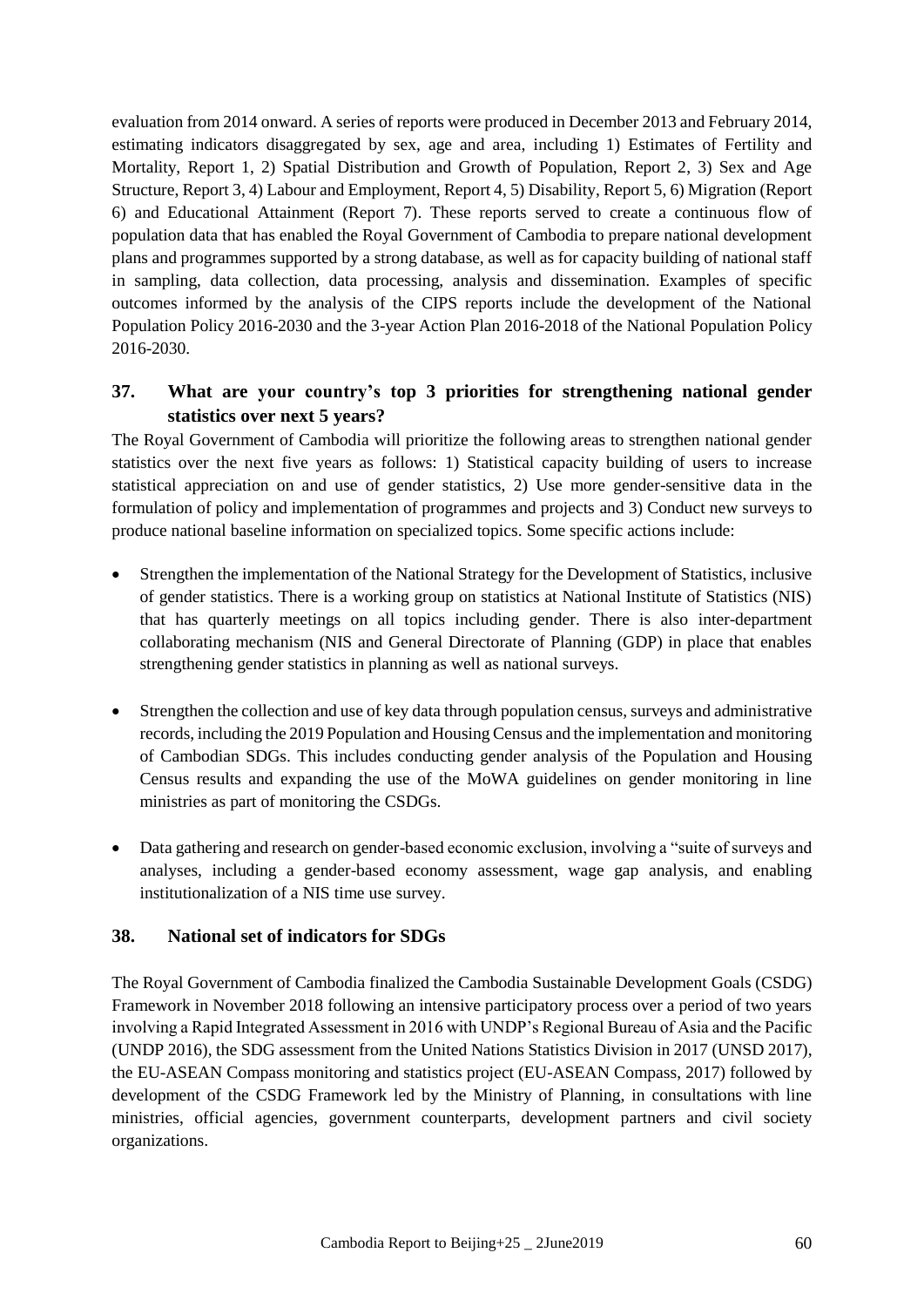evaluation from 2014 onward. A series of reports were produced in December 2013 and February 2014, estimating indicators disaggregated by sex, age and area, including 1) Estimates of Fertility and Mortality, Report 1, 2) Spatial Distribution and Growth of Population, Report 2, 3) Sex and Age Structure, Report 3, 4) Labour and Employment, Report 4, 5) Disability, Report 5, 6) Migration (Report 6) and Educational Attainment (Report 7). These reports served to create a continuous flow of population data that has enabled the Royal Government of Cambodia to prepare national development plans and programmes supported by a strong database, as well as for capacity building of national staff in sampling, data collection, data processing, analysis and dissemination. Examples of specific outcomes informed by the analysis of the CIPS reports include the development of the National Population Policy 2016-2030 and the 3-year Action Plan 2016-2018 of the National Population Policy 2016-2030.

### 37. What are your country's top 3 priorities for strengthening national gender statistics over next 5 years?

The Royal Government of Cambodia will prioritize the following areas to strengthen national gender statistics over the next five years as follows: 1) Statistical capacity building of users to increase statistical appreciation on and use of gender statistics, 2) Use more gender-sensitive data in the formulation of policy and implementation of programmes and projects and 3) Conduct new surveys to produce national baseline information on specialized topics. Some specific actions include:

- Strengthen the implementation of the National Strategy for the Development of Statistics, inclusive of gender statistics. There is a working group on statistics at National Institute of Statistics (NIS) that has quarterly meetings on all topics including gender. There is also inter-department collaborating mechanism (NIS and General Directorate of Planning (GDP) in place that enables strengthening gender statistics in planning as well as national surveys.

- Strengthen the collection and use of key data through population census, surveys and administrative records, including the 2019 Population and Housing Census and the implementation and monitoring of Cambodian SDGs. This includes conducting gender analysis of the Population and Housing Census results and expanding the use of the MoWA guidelines on gender monitoring in line ministries as part of monitoring the CSDGs.

- Data gathering and research on gender-based economic exclusion, involving a "suite of surveys and analyses, including a gender-based economy assessment, wage gap analysis, and enabling institutionalization of a NIS time use survey.

### 38. National set of indicators for SDGs

The Royal Government of Cambodia finalized the Cambodia Sustainable Development Goals (CSDG) Framework in November 2018 following an intensive participatory process over a period of two years involving a Rapid Integrated Assessment in 2016 with UNDP's Regional Bureau of Asia and the Pacific (UNDP 2016), the SDG assessment from the United Nations Statistics Division in 2017 (UNSD 2017), the EU-ASEAN Compass monitoring and statistics project (EU-ASEAN Compass, 2017) followed by development of the CSDG Framework led by the Ministry of Planning, in consultations with line ministries, official agencies, government counterparts, development partners and civil society organizations.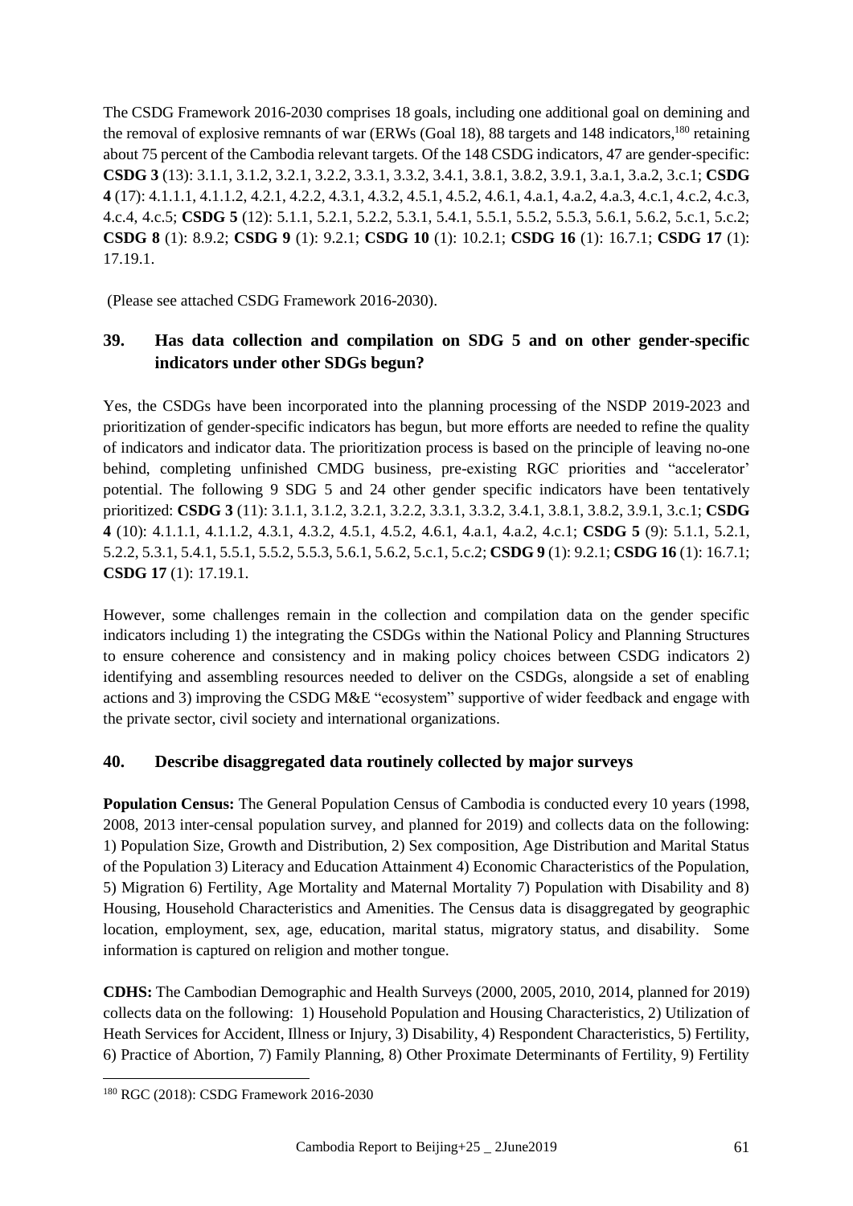The CSDG Framework 2016-2030 comprises 18 goals, including one additional goal on demining and the removal of explosive remnants of war (ERWs (Goal 18), 88 targets and 148 indicators,[180] retaining about 75 percent of the Cambodia relevant targets. Of the 148 CSDG indicators, 47 are gender-specific: **CSDG 3** (13): 3.1.1, 3.1.2, 3.2.1, 3.2.2, 3.3.1, 3.3.2, 3.4.1, 3.8.1, 3.8.2, 3.9.1, 3.a.1, 3.a.2, 3.c.1; **CSDG 4** (17): 4.1.1.1, 4.1.1.2, 4.2.1, 4.2.2, 4.3.1, 4.3.2, 4.5.1, 4.5.2, 4.6.1, 4.a.1, 4.a.2, 4.a.3, 4.c.1, 4.c.2, 4.c.3, 4.c.4, 4.c.5; **CSDG 5** (12): 5.1.1, 5.2.1, 5.2.2, 5.3.1, 5.4.1, 5.5.1, 5.5.2, 5.5.3, 5.6.1, 5.6.2, 5.c.1, 5.c.2; **CSDG 8** (1): 8.9.2; **CSDG 9** (1): 9.2.1; **CSDG 10** (1): 10.2.1; **CSDG 16** (1): 16.7.1; **CSDG 17** (1): 17.19.1.

(Please see attached CSDG Framework 2016-2030).

## 39. Has data collection and compilation on SDG 5 and on other gender-specific indicators under other SDGs begun?

Yes, the CSDGs have been incorporated into the planning processing of the NSDP 2019-2023 and prioritization of gender-specific indicators has begun, but more efforts are needed to refine the quality of indicators and indicator data. The prioritization process is based on the principle of leaving no-one behind, completing unfinished CMDG business, pre-existing RGC priorities and "accelerator' potential. The following 9 SDG 5 and 24 other gender specific indicators have been tentatively prioritized: **CSDG 3** (11): 3.1.1, 3.1.2, 3.2.1, 3.2.2, 3.3.1, 3.3.2, 3.4.1, 3.8.1, 3.8.2, 3.9.1, 3.c.1; **CSDG 4** (10): 4.1.1.1, 4.1.1.2, 4.3.1, 4.3.2, 4.5.1, 4.5.2, 4.6.1, 4.a.1, 4.a.2, 4.c.1; **CSDG 5** (9): 5.1.1, 5.2.1, 5.2.2, 5.3.1, 5.4.1, 5.5.1, 5.5.2, 5.5.3, 5.6.1, 5.6.2, 5.c.1, 5.c.2; **CSDG 9** (1): 9.2.1; **CSDG 16** (1): 16.7.1; **CSDG 17** (1): 17.19.1.

However, some challenges remain in the collection and compilation data on the gender specific indicators including 1) the integrating the CSDGs within the National Policy and Planning Structures to ensure coherence and consistency and in making policy choices between CSDG indicators 2) identifying and assembling resources needed to deliver on the CSDGs, alongside a set of enabling actions and 3) improving the CSDG M&E "ecosystem" supportive of wider feedback and engage with the private sector, civil society and international organizations.

## 40. Describe disaggregated data routinely collected by major surveys

**Population Census:** The General Population Census of Cambodia is conducted every 10 years (1998, 2008, 2013 inter-censal population survey, and planned for 2019) and collects data on the following: 1) Population Size, Growth and Distribution, 2) Sex composition, Age Distribution and Marital Status of the Population 3) Literacy and Education Attainment 4) Economic Characteristics of the Population, 5) Migration 6) Fertility, Age Mortality and Maternal Mortality 7) Population with Disability and 8) Housing, Household Characteristics and Amenities. The Census data is disaggregated by geographic location, employment, sex, age, education, marital status, migratory status, and disability. Some information is captured on religion and mother tongue.

**CDHS:** The Cambodian Demographic and Health Surveys (2000, 2005, 2010, 2014, planned for 2019) collects data on the following: 1) Household Population and Housing Characteristics, 2) Utilization of Heath Services for Accident, Illness or Injury, 3) Disability, 4) Respondent Characteristics, 5) Fertility, 6) Practice of Abortion, 7) Family Planning, 8) Other Proximate Determinants of Fertility, 9) Fertility

[180] RGC (2018): CSDG Framework 2016-2030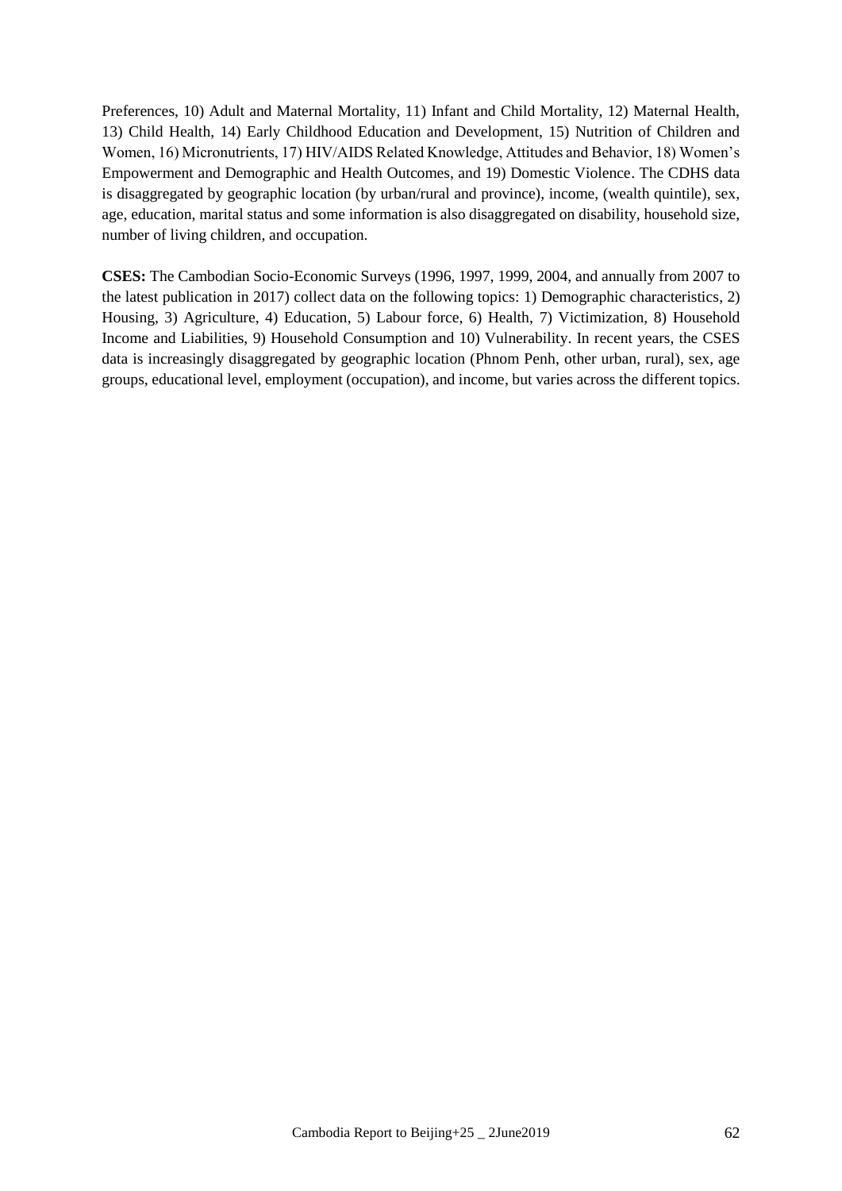Preferences, 10) Adult and Maternal Mortality, 11) Infant and Child Mortality, 12) Maternal Health, 13) Child Health, 14) Early Childhood Education and Development, 15) Nutrition of Children and Women, 16) Micronutrients, 17) HIV/AIDS Related Knowledge, Attitudes and Behavior, 18) Women's Empowerment and Demographic and Health Outcomes, and 19) Domestic Violence. The CDHS data is disaggregated by geographic location (by urban/rural and province), income, (wealth quintile), sex, age, education, marital status and some information is also disaggregated on disability, household size, number of living children, and occupation.

**CSES:** The Cambodian Socio-Economic Surveys (1996, 1997, 1999, 2004, and annually from 2007 to the latest publication in 2017) collect data on the following topics: 1) Demographic characteristics, 2) Housing, 3) Agriculture, 4) Education, 5) Labour force, 6) Health, 7) Victimization, 8) Household Income and Liabilities, 9) Household Consumption and 10) Vulnerability. In recent years, the CSES data is increasingly disaggregated by geographic location (Phnom Penh, other urban, rural), sex, age groups, educational level, employment (occupation), and income, but varies across the different topics.